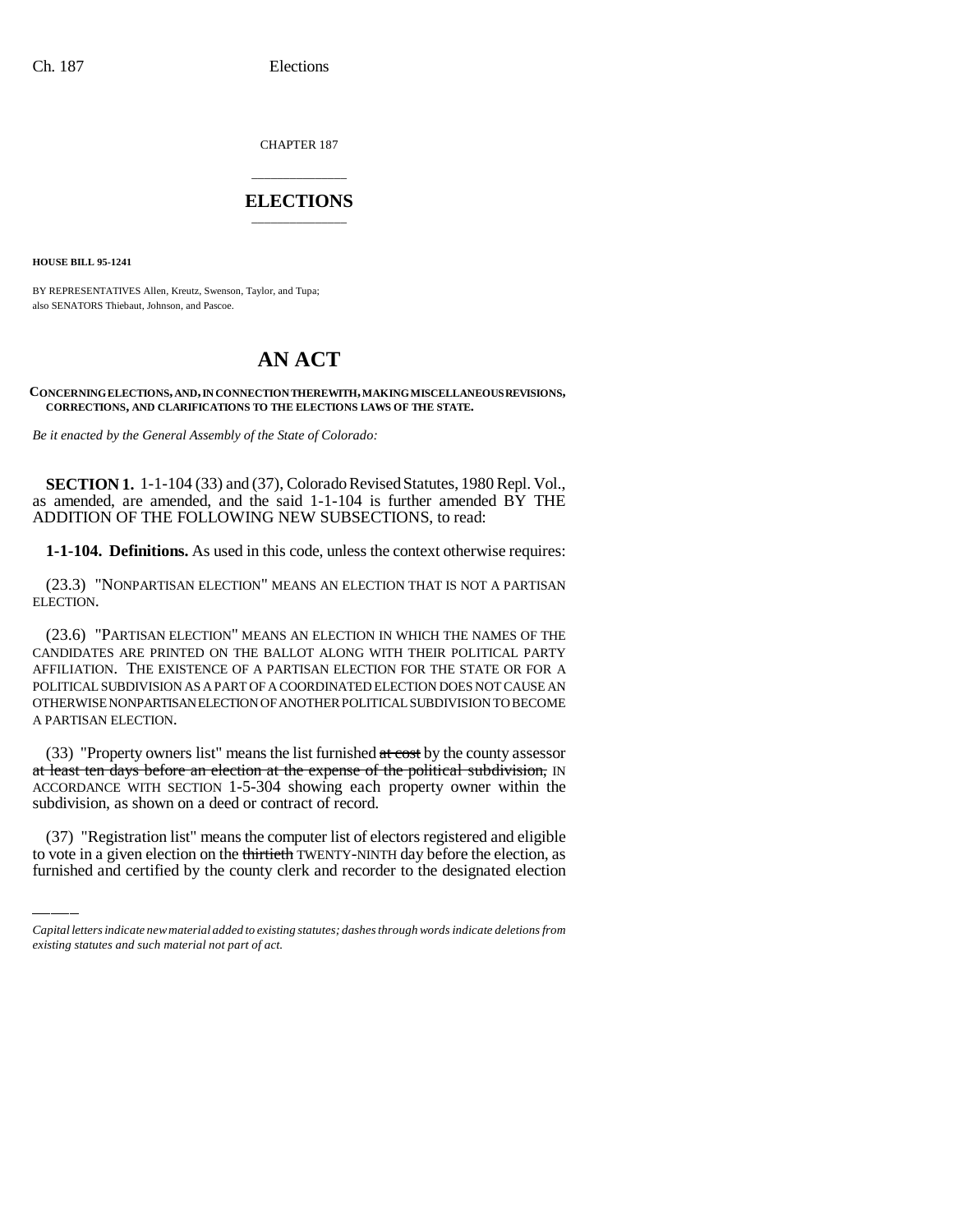CHAPTER 187

# ELECTIONS

**HOUSE BILL 95-1241**

BY REPRESENTATIVES Allen, Kreutz, Swenson, Taylor, and Tupa;
also SENATORS Thiebaut, Johnson, and Pascoe.

# AN ACT

**CONCERNING ELECTIONS, AND, IN CONNECTION THEREWITH, MAKING MISCELLANEOUS REVISIONS, CORRECTIONS, AND CLARIFICATIONS TO THE ELECTIONS LAWS OF THE STATE.**

*Be it enacted by the General Assembly of the State of Colorado:*

**SECTION 1.** 1-1-104 (33) and (37), Colorado Revised Statutes, 1980 Repl. Vol., as amended, are amended, and the said 1-1-104 is further amended BY THE ADDITION OF THE FOLLOWING NEW SUBSECTIONS, to read:

**1-1-104. Definitions.** As used in this code, unless the context otherwise requires:

(23.3) "NONPARTISAN ELECTION" MEANS AN ELECTION THAT IS NOT A PARTISAN ELECTION.

(23.6) "PARTISAN ELECTION" MEANS AN ELECTION IN WHICH THE NAMES OF THE CANDIDATES ARE PRINTED ON THE BALLOT ALONG WITH THEIR POLITICAL PARTY AFFILIATION. THE EXISTENCE OF A PARTISAN ELECTION FOR THE STATE OR FOR A POLITICAL SUBDIVISION AS A PART OF A COORDINATED ELECTION DOES NOT CAUSE AN OTHERWISE NONPARTISAN ELECTION OF ANOTHER POLITICAL SUBDIVISION TO BECOME A PARTISAN ELECTION.

(33) "Property owners list" means the list furnished ~~at cost~~ by the county assessor ~~at least ten days before an election at the expense of the political subdivision,~~ IN ACCORDANCE WITH SECTION 1-5-304 showing each property owner within the subdivision, as shown on a deed or contract of record.

(37) "Registration list" means the computer list of electors registered and eligible to vote in a given election on the ~~thirtieth~~ TWENTY-NINTH day before the election, as furnished and certified by the county clerk and recorder to the designated election

*Capital letters indicate new material added to existing statutes; dashes through words indicate deletions from existing statutes and such material not part of act.*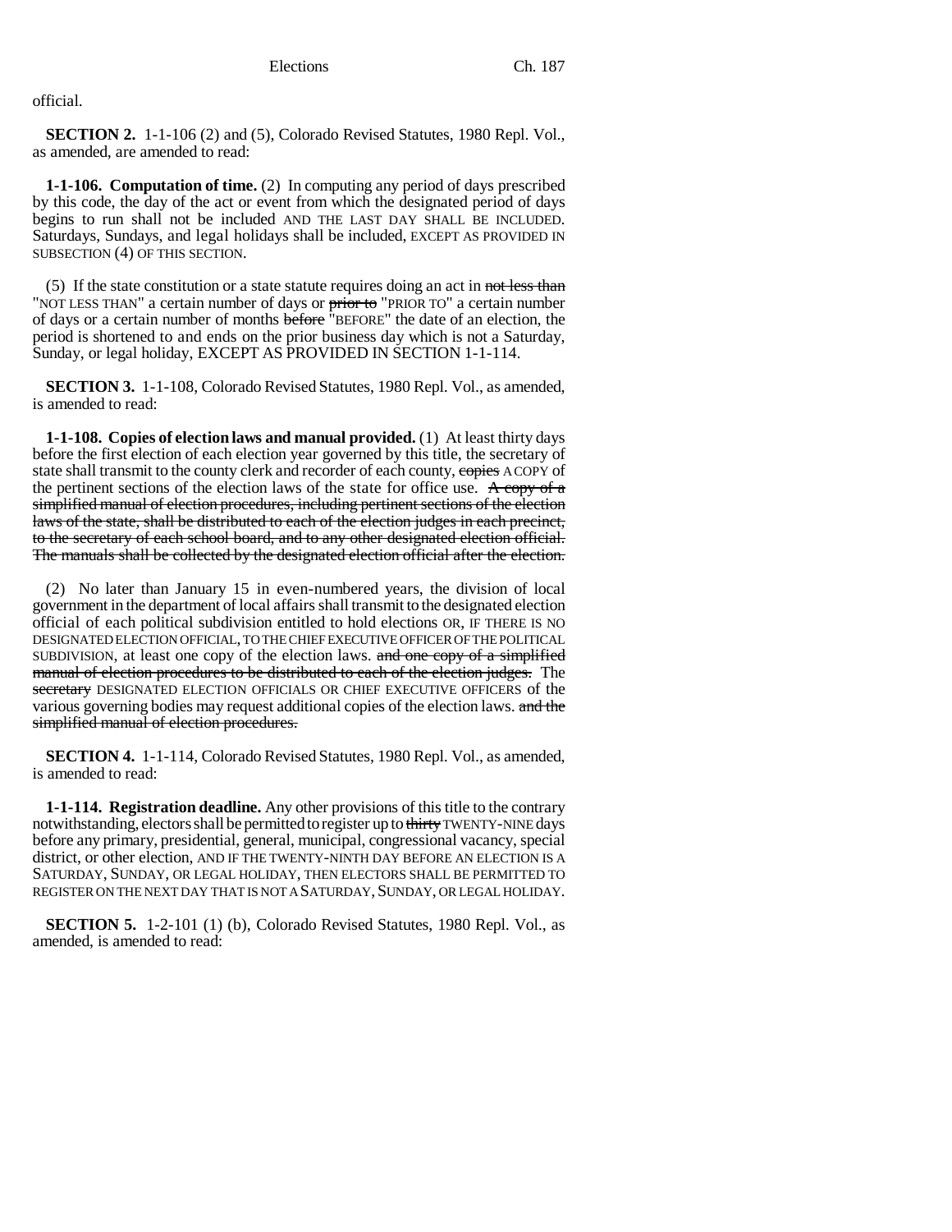official.

**SECTION 2.** 1-1-106 (2) and (5), Colorado Revised Statutes, 1980 Repl. Vol., as amended, are amended to read:

**1-1-106. Computation of time.** (2) In computing any period of days prescribed by this code, the day of the act or event from which the designated period of days begins to run shall not be included AND THE LAST DAY SHALL BE INCLUDED. Saturdays, Sundays, and legal holidays shall be included, EXCEPT AS PROVIDED IN SUBSECTION (4) OF THIS SECTION.

(5) If the state constitution or a state statute requires doing an act in ~~not less than~~ "NOT LESS THAN" a certain number of days or ~~prior to~~ "PRIOR TO" a certain number of days or a certain number of months ~~before~~ "BEFORE" the date of an election, the period is shortened to and ends on the prior business day which is not a Saturday, Sunday, or legal holiday, EXCEPT AS PROVIDED IN SECTION 1-1-114.

**SECTION 3.** 1-1-108, Colorado Revised Statutes, 1980 Repl. Vol., as amended, is amended to read:

**1-1-108. Copies of election laws and manual provided.** (1) At least thirty days before the first election of each election year governed by this title, the secretary of state shall transmit to the county clerk and recorder of each county, ~~copies~~ A COPY of the pertinent sections of the election laws of the state for office use. ~~A copy of a simplified manual of election procedures, including pertinent sections of the election laws of the state, shall be distributed to each of the election judges in each precinct, to the secretary of each school board, and to any other designated election official. The manuals shall be collected by the designated election official after the election.~~

(2) No later than January 15 in even-numbered years, the division of local government in the department of local affairs shall transmit to the designated election official of each political subdivision entitled to hold elections OR, IF THERE IS NO DESIGNATED ELECTION OFFICIAL, TO THE CHIEF EXECUTIVE OFFICER OF THE POLITICAL SUBDIVISION, at least one copy of the election laws. ~~and one copy of a simplified manual of election procedures to be distributed to each of the election judges.~~ The ~~secretary~~ DESIGNATED ELECTION OFFICIALS OR CHIEF EXECUTIVE OFFICERS of the various governing bodies may request additional copies of the election laws. ~~and the simplified manual of election procedures.~~

**SECTION 4.** 1-1-114, Colorado Revised Statutes, 1980 Repl. Vol., as amended, is amended to read:

**1-1-114. Registration deadline.** Any other provisions of this title to the contrary notwithstanding, electors shall be permitted to register up to ~~thirty~~ TWENTY-NINE days before any primary, presidential, general, municipal, congressional vacancy, special district, or other election, AND IF THE TWENTY-NINTH DAY BEFORE AN ELECTION IS A SATURDAY, SUNDAY, OR LEGAL HOLIDAY, THEN ELECTORS SHALL BE PERMITTED TO REGISTER ON THE NEXT DAY THAT IS NOT A SATURDAY, SUNDAY, OR LEGAL HOLIDAY.

**SECTION 5.** 1-2-101 (1) (b), Colorado Revised Statutes, 1980 Repl. Vol., as amended, is amended to read: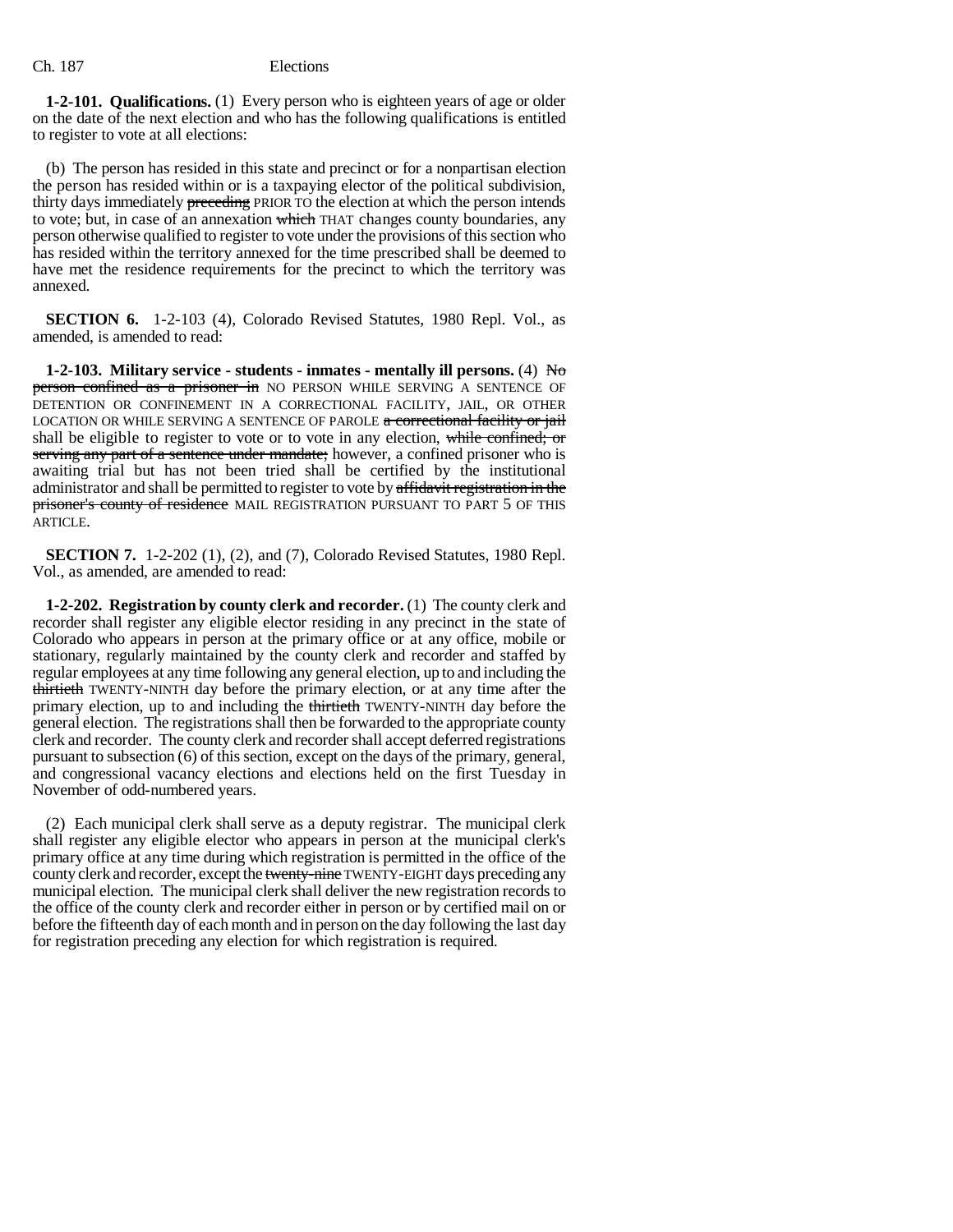**1-2-101. Qualifications.** (1) Every person who is eighteen years of age or older on the date of the next election and who has the following qualifications is entitled to register to vote at all elections:

(b) The person has resided in this state and precinct or for a nonpartisan election the person has resided within or is a taxpaying elector of the political subdivision, thirty days immediately ~~preceding~~ PRIOR TO the election at which the person intends to vote; but, in case of an annexation ~~which~~ THAT changes county boundaries, any person otherwise qualified to register to vote under the provisions of this section who has resided within the territory annexed for the time prescribed shall be deemed to have met the residence requirements for the precinct to which the territory was annexed.

**SECTION 6.** 1-2-103 (4), Colorado Revised Statutes, 1980 Repl. Vol., as amended, is amended to read:

**1-2-103. Military service - students - inmates - mentally ill persons.** (4) ~~No person confined as a prisoner in~~ NO PERSON WHILE SERVING A SENTENCE OF DETENTION OR CONFINEMENT IN A CORRECTIONAL FACILITY, JAIL, OR OTHER LOCATION OR WHILE SERVING A SENTENCE OF PAROLE ~~a correctional facility or jail~~ shall be eligible to register to vote or to vote in any election, ~~while confined; or serving any part of a sentence under mandate;~~ however, a confined prisoner who is awaiting trial but has not been tried shall be certified by the institutional administrator and shall be permitted to register to vote by ~~affidavit registration in the prisoner's county of residence~~ MAIL REGISTRATION PURSUANT TO PART 5 OF THIS ARTICLE.

**SECTION 7.** 1-2-202 (1), (2), and (7), Colorado Revised Statutes, 1980 Repl. Vol., as amended, are amended to read:

**1-2-202. Registration by county clerk and recorder.** (1) The county clerk and recorder shall register any eligible elector residing in any precinct in the state of Colorado who appears in person at the primary office or at any office, mobile or stationary, regularly maintained by the county clerk and recorder and staffed by regular employees at any time following any general election, up to and including the ~~thirtieth~~ TWENTY-NINTH day before the primary election, or at any time after the primary election, up to and including the ~~thirtieth~~ TWENTY-NINTH day before the general election. The registrations shall then be forwarded to the appropriate county clerk and recorder. The county clerk and recorder shall accept deferred registrations pursuant to subsection (6) of this section, except on the days of the primary, general, and congressional vacancy elections and elections held on the first Tuesday in November of odd-numbered years.

(2) Each municipal clerk shall serve as a deputy registrar. The municipal clerk shall register any eligible elector who appears in person at the municipal clerk's primary office at any time during which registration is permitted in the office of the county clerk and recorder, except the ~~twenty-nine~~ TWENTY-EIGHT days preceding any municipal election. The municipal clerk shall deliver the new registration records to the office of the county clerk and recorder either in person or by certified mail on or before the fifteenth day of each month and in person on the day following the last day for registration preceding any election for which registration is required.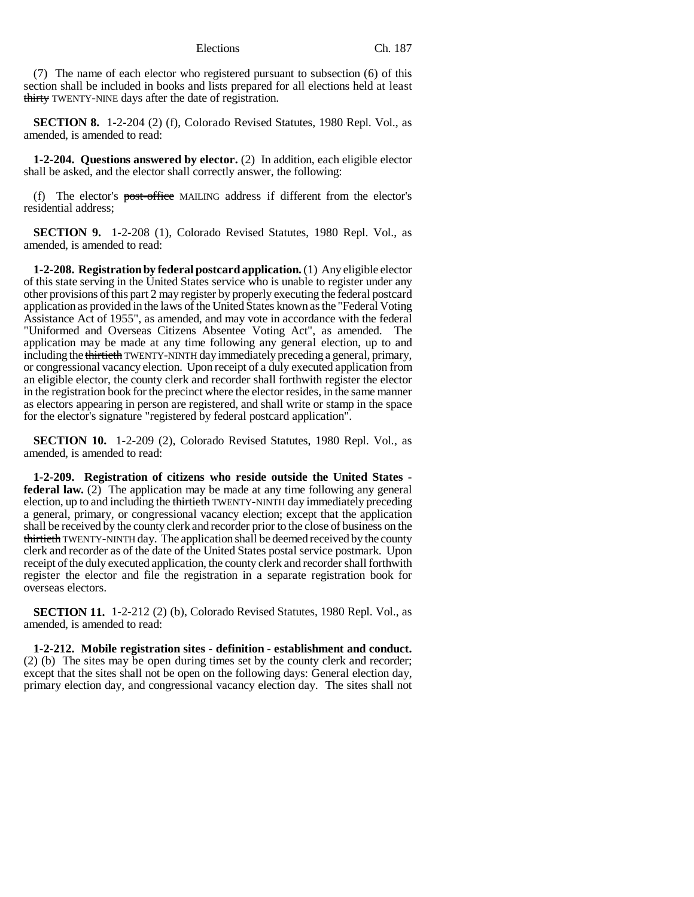(7) The name of each elector who registered pursuant to subsection (6) of this section shall be included in books and lists prepared for all elections held at least ~~thirty~~ TWENTY-NINE days after the date of registration.

**SECTION 8.** 1-2-204 (2) (f), Colorado Revised Statutes, 1980 Repl. Vol., as amended, is amended to read:

**1-2-204. Questions answered by elector.** (2) In addition, each eligible elector shall be asked, and the elector shall correctly answer, the following:

(f) The elector's ~~post-office~~ MAILING address if different from the elector's residential address;

**SECTION 9.** 1-2-208 (1), Colorado Revised Statutes, 1980 Repl. Vol., as amended, is amended to read:

**1-2-208. Registration by federal postcard application.** (1) Any eligible elector of this state serving in the United States service who is unable to register under any other provisions of this part 2 may register by properly executing the federal postcard application as provided in the laws of the United States known as the "Federal Voting Assistance Act of 1955", as amended, and may vote in accordance with the federal "Uniformed and Overseas Citizens Absentee Voting Act", as amended. The application may be made at any time following any general election, up to and including the ~~thirtieth~~ TWENTY-NINTH day immediately preceding a general, primary, or congressional vacancy election. Upon receipt of a duly executed application from an eligible elector, the county clerk and recorder shall forthwith register the elector in the registration book for the precinct where the elector resides, in the same manner as electors appearing in person are registered, and shall write or stamp in the space for the elector's signature "registered by federal postcard application".

**SECTION 10.** 1-2-209 (2), Colorado Revised Statutes, 1980 Repl. Vol., as amended, is amended to read:

**1-2-209. Registration of citizens who reside outside the United States - federal law.** (2) The application may be made at any time following any general election, up to and including the ~~thirtieth~~ TWENTY-NINTH day immediately preceding a general, primary, or congressional vacancy election; except that the application shall be received by the county clerk and recorder prior to the close of business on the ~~thirtieth~~ TWENTY-NINTH day. The application shall be deemed received by the county clerk and recorder as of the date of the United States postal service postmark. Upon receipt of the duly executed application, the county clerk and recorder shall forthwith register the elector and file the registration in a separate registration book for overseas electors.

**SECTION 11.** 1-2-212 (2) (b), Colorado Revised Statutes, 1980 Repl. Vol., as amended, is amended to read:

**1-2-212. Mobile registration sites - definition - establishment and conduct.** (2) (b) The sites may be open during times set by the county clerk and recorder; except that the sites shall not be open on the following days: General election day, primary election day, and congressional vacancy election day. The sites shall not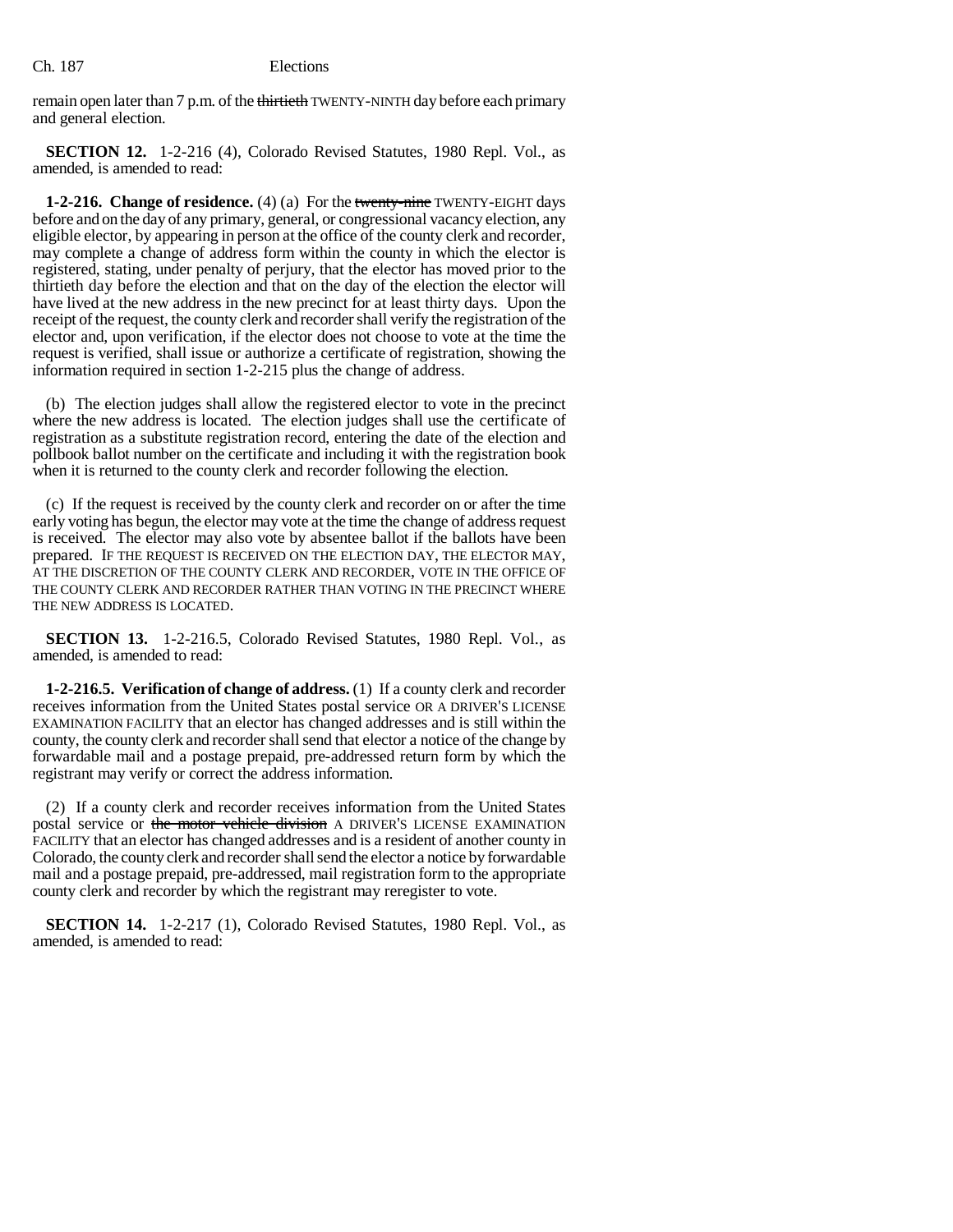remain open later than 7 p.m. of the ~~thirtieth~~ TWENTY-NINTH day before each primary and general election.

**SECTION 12.** 1-2-216 (4), Colorado Revised Statutes, 1980 Repl. Vol., as amended, is amended to read:

**1-2-216. Change of residence.** (4) (a) For the ~~twenty-nine~~ TWENTY-EIGHT days before and on the day of any primary, general, or congressional vacancy election, any eligible elector, by appearing in person at the office of the county clerk and recorder, may complete a change of address form within the county in which the elector is registered, stating, under penalty of perjury, that the elector has moved prior to the thirtieth day before the election and that on the day of the election the elector will have lived at the new address in the new precinct for at least thirty days. Upon the receipt of the request, the county clerk and recorder shall verify the registration of the elector and, upon verification, if the elector does not choose to vote at the time the request is verified, shall issue or authorize a certificate of registration, showing the information required in section 1-2-215 plus the change of address.

(b) The election judges shall allow the registered elector to vote in the precinct where the new address is located. The election judges shall use the certificate of registration as a substitute registration record, entering the date of the election and pollbook ballot number on the certificate and including it with the registration book when it is returned to the county clerk and recorder following the election.

(c) If the request is received by the county clerk and recorder on or after the time early voting has begun, the elector may vote at the time the change of address request is received. The elector may also vote by absentee ballot if the ballots have been prepared. IF THE REQUEST IS RECEIVED ON THE ELECTION DAY, THE ELECTOR MAY, AT THE DISCRETION OF THE COUNTY CLERK AND RECORDER, VOTE IN THE OFFICE OF THE COUNTY CLERK AND RECORDER RATHER THAN VOTING IN THE PRECINCT WHERE THE NEW ADDRESS IS LOCATED.

**SECTION 13.** 1-2-216.5, Colorado Revised Statutes, 1980 Repl. Vol., as amended, is amended to read:

**1-2-216.5. Verification of change of address.** (1) If a county clerk and recorder receives information from the United States postal service OR A DRIVER'S LICENSE EXAMINATION FACILITY that an elector has changed addresses and is still within the county, the county clerk and recorder shall send that elector a notice of the change by forwardable mail and a postage prepaid, pre-addressed return form by which the registrant may verify or correct the address information.

(2) If a county clerk and recorder receives information from the United States postal service or ~~the motor vehicle division~~ A DRIVER'S LICENSE EXAMINATION FACILITY that an elector has changed addresses and is a resident of another county in Colorado, the county clerk and recorder shall send the elector a notice by forwardable mail and a postage prepaid, pre-addressed, mail registration form to the appropriate county clerk and recorder by which the registrant may reregister to vote.

**SECTION 14.** 1-2-217 (1), Colorado Revised Statutes, 1980 Repl. Vol., as amended, is amended to read: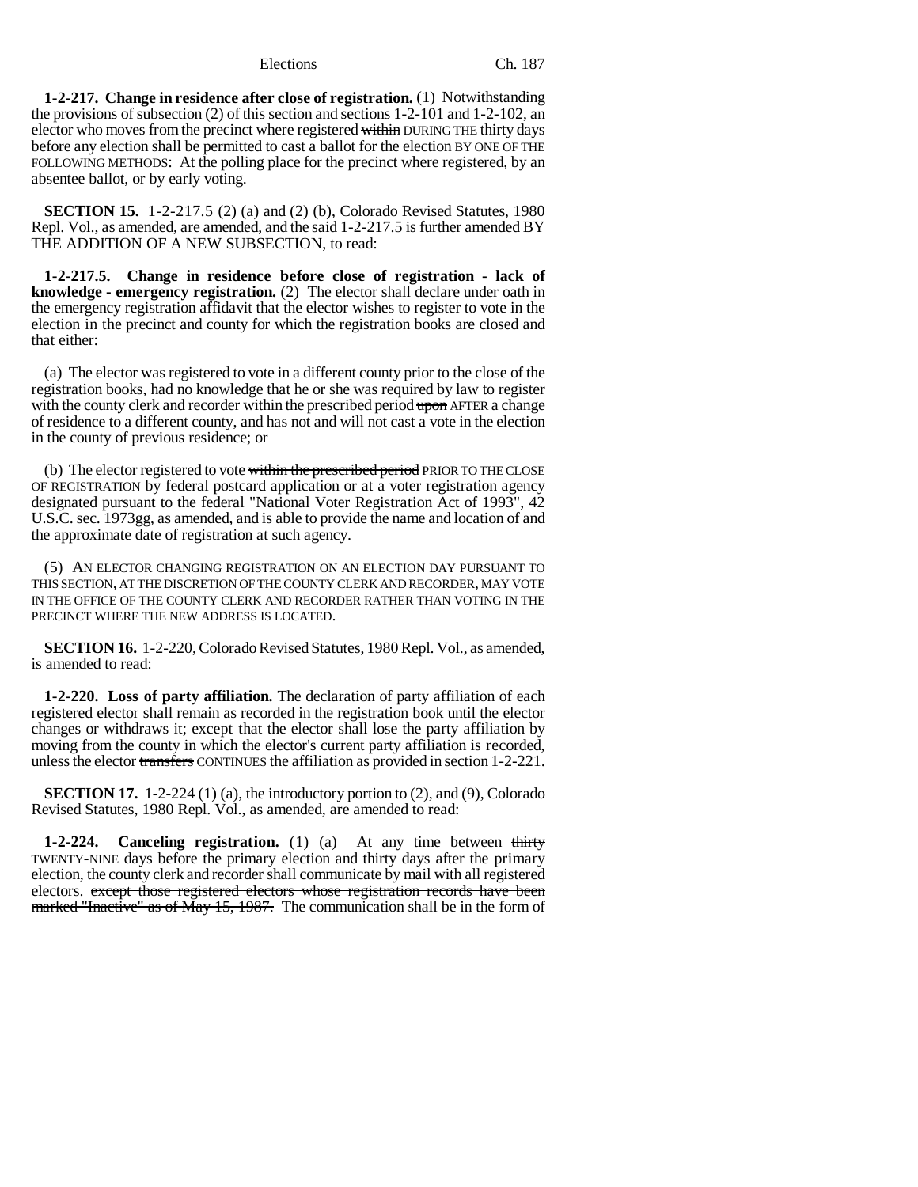**1-2-217. Change in residence after close of registration.** (1) Notwithstanding the provisions of subsection (2) of this section and sections 1-2-101 and 1-2-102, an elector who moves from the precinct where registered ~~within~~ DURING THE thirty days before any election shall be permitted to cast a ballot for the election BY ONE OF THE FOLLOWING METHODS: At the polling place for the precinct where registered, by an absentee ballot, or by early voting.

**SECTION 15.** 1-2-217.5 (2) (a) and (2) (b), Colorado Revised Statutes, 1980 Repl. Vol., as amended, are amended, and the said 1-2-217.5 is further amended BY THE ADDITION OF A NEW SUBSECTION, to read:

**1-2-217.5. Change in residence before close of registration - lack of knowledge - emergency registration.** (2) The elector shall declare under oath in the emergency registration affidavit that the elector wishes to register to vote in the election in the precinct and county for which the registration books are closed and that either:

(a) The elector was registered to vote in a different county prior to the close of the registration books, had no knowledge that he or she was required by law to register with the county clerk and recorder within the prescribed period ~~upon~~ AFTER a change of residence to a different county, and has not and will not cast a vote in the election in the county of previous residence; or

(b) The elector registered to vote ~~within the prescribed period~~ PRIOR TO THE CLOSE OF REGISTRATION by federal postcard application or at a voter registration agency designated pursuant to the federal "National Voter Registration Act of 1993", 42 U.S.C. sec. 1973gg, as amended, and is able to provide the name and location of and the approximate date of registration at such agency.

(5) AN ELECTOR CHANGING REGISTRATION ON AN ELECTION DAY PURSUANT TO THIS SECTION, AT THE DISCRETION OF THE COUNTY CLERK AND RECORDER, MAY VOTE IN THE OFFICE OF THE COUNTY CLERK AND RECORDER RATHER THAN VOTING IN THE PRECINCT WHERE THE NEW ADDRESS IS LOCATED.

**SECTION 16.** 1-2-220, Colorado Revised Statutes, 1980 Repl. Vol., as amended, is amended to read:

**1-2-220. Loss of party affiliation.** The declaration of party affiliation of each registered elector shall remain as recorded in the registration book until the elector changes or withdraws it; except that the elector shall lose the party affiliation by moving from the county in which the elector's current party affiliation is recorded, unless the elector ~~transfers~~ CONTINUES the affiliation as provided in section 1-2-221.

**SECTION 17.** 1-2-224 (1) (a), the introductory portion to (2), and (9), Colorado Revised Statutes, 1980 Repl. Vol., as amended, are amended to read:

**1-2-224. Canceling registration.** (1) (a) At any time between ~~thirty~~ TWENTY-NINE days before the primary election and thirty days after the primary election, the county clerk and recorder shall communicate by mail with all registered electors. ~~except those registered electors whose registration records have been marked "Inactive" as of May 15, 1987.~~ The communication shall be in the form of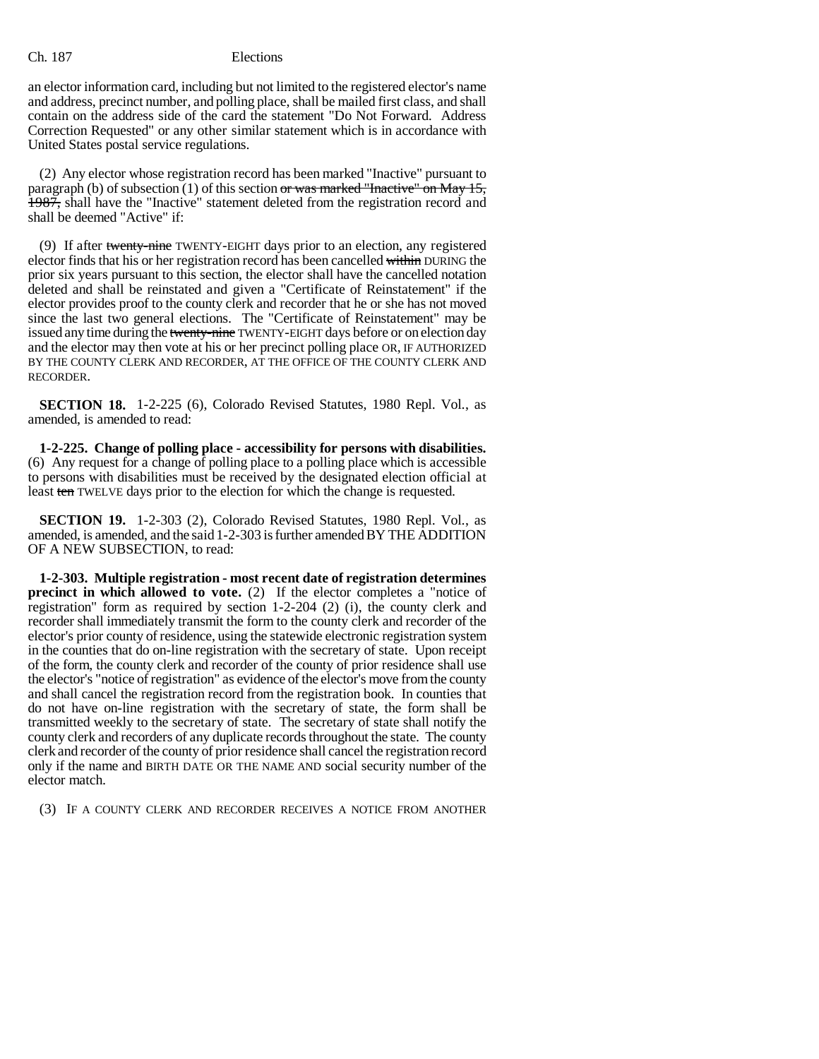an elector information card, including but not limited to the registered elector's name and address, precinct number, and polling place, shall be mailed first class, and shall contain on the address side of the card the statement "Do Not Forward. Address Correction Requested" or any other similar statement which is in accordance with United States postal service regulations.

(2) Any elector whose registration record has been marked "Inactive" pursuant to paragraph (b) of subsection (1) of this section ~~or was marked "Inactive" on May 15, 1987,~~ shall have the "Inactive" statement deleted from the registration record and shall be deemed "Active" if:

(9) If after ~~twenty-nine~~ TWENTY-EIGHT days prior to an election, any registered elector finds that his or her registration record has been cancelled ~~within~~ DURING the prior six years pursuant to this section, the elector shall have the cancelled notation deleted and shall be reinstated and given a "Certificate of Reinstatement" if the elector provides proof to the county clerk and recorder that he or she has not moved since the last two general elections. The "Certificate of Reinstatement" may be issued any time during the ~~twenty-nine~~ TWENTY-EIGHT days before or on election day and the elector may then vote at his or her precinct polling place OR, IF AUTHORIZED BY THE COUNTY CLERK AND RECORDER, AT THE OFFICE OF THE COUNTY CLERK AND RECORDER.

**SECTION 18.** 1-2-225 (6), Colorado Revised Statutes, 1980 Repl. Vol., as amended, is amended to read:

**1-2-225. Change of polling place - accessibility for persons with disabilities.** (6) Any request for a change of polling place to a polling place which is accessible to persons with disabilities must be received by the designated election official at least ~~ten~~ TWELVE days prior to the election for which the change is requested.

**SECTION 19.** 1-2-303 (2), Colorado Revised Statutes, 1980 Repl. Vol., as amended, is amended, and the said 1-2-303 is further amended BY THE ADDITION OF A NEW SUBSECTION, to read:

**1-2-303. Multiple registration - most recent date of registration determines precinct in which allowed to vote.** (2) If the elector completes a "notice of registration" form as required by section 1-2-204 (2) (i), the county clerk and recorder shall immediately transmit the form to the county clerk and recorder of the elector's prior county of residence, using the statewide electronic registration system in the counties that do on-line registration with the secretary of state. Upon receipt of the form, the county clerk and recorder of the county of prior residence shall use the elector's "notice of registration" as evidence of the elector's move from the county and shall cancel the registration record from the registration book. In counties that do not have on-line registration with the secretary of state, the form shall be transmitted weekly to the secretary of state. The secretary of state shall notify the county clerk and recorders of any duplicate records throughout the state. The county clerk and recorder of the county of prior residence shall cancel the registration record only if the name and BIRTH DATE OR THE NAME AND social security number of the elector match.

(3) IF A COUNTY CLERK AND RECORDER RECEIVES A NOTICE FROM ANOTHER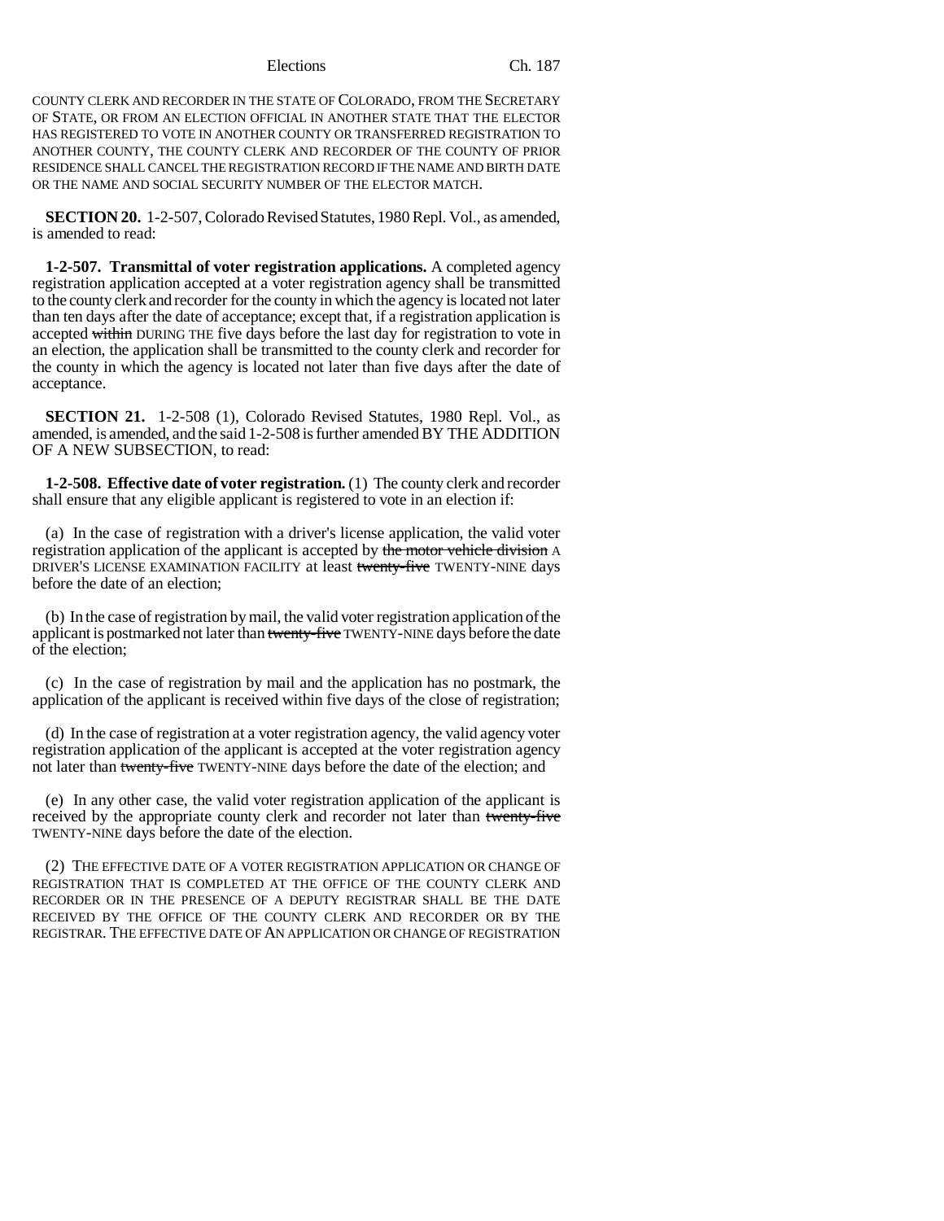COUNTY CLERK AND RECORDER IN THE STATE OF COLORADO, FROM THE SECRETARY OF STATE, OR FROM AN ELECTION OFFICIAL IN ANOTHER STATE THAT THE ELECTOR HAS REGISTERED TO VOTE IN ANOTHER COUNTY OR TRANSFERRED REGISTRATION TO ANOTHER COUNTY, THE COUNTY CLERK AND RECORDER OF THE COUNTY OF PRIOR RESIDENCE SHALL CANCEL THE REGISTRATION RECORD IF THE NAME AND BIRTH DATE OR THE NAME AND SOCIAL SECURITY NUMBER OF THE ELECTOR MATCH.

**SECTION 20.** 1-2-507, Colorado Revised Statutes, 1980 Repl. Vol., as amended, is amended to read:

**1-2-507. Transmittal of voter registration applications.** A completed agency registration application accepted at a voter registration agency shall be transmitted to the county clerk and recorder for the county in which the agency is located not later than ten days after the date of acceptance; except that, if a registration application is accepted ~~within~~ DURING THE five days before the last day for registration to vote in an election, the application shall be transmitted to the county clerk and recorder for the county in which the agency is located not later than five days after the date of acceptance.

**SECTION 21.** 1-2-508 (1), Colorado Revised Statutes, 1980 Repl. Vol., as amended, is amended, and the said 1-2-508 is further amended BY THE ADDITION OF A NEW SUBSECTION, to read:

**1-2-508. Effective date of voter registration.** (1) The county clerk and recorder shall ensure that any eligible applicant is registered to vote in an election if:

(a) In the case of registration with a driver's license application, the valid voter registration application of the applicant is accepted by ~~the motor vehicle division~~ A DRIVER'S LICENSE EXAMINATION FACILITY at least ~~twenty-five~~ TWENTY-NINE days before the date of an election;

(b) In the case of registration by mail, the valid voter registration application of the applicant is postmarked not later than ~~twenty-five~~ TWENTY-NINE days before the date of the election;

(c) In the case of registration by mail and the application has no postmark, the application of the applicant is received within five days of the close of registration;

(d) In the case of registration at a voter registration agency, the valid agency voter registration application of the applicant is accepted at the voter registration agency not later than ~~twenty-five~~ TWENTY-NINE days before the date of the election; and

(e) In any other case, the valid voter registration application of the applicant is received by the appropriate county clerk and recorder not later than ~~twenty-five~~ TWENTY-NINE days before the date of the election.

(2) THE EFFECTIVE DATE OF A VOTER REGISTRATION APPLICATION OR CHANGE OF REGISTRATION THAT IS COMPLETED AT THE OFFICE OF THE COUNTY CLERK AND RECORDER OR IN THE PRESENCE OF A DEPUTY REGISTRAR SHALL BE THE DATE RECEIVED BY THE OFFICE OF THE COUNTY CLERK AND RECORDER OR BY THE REGISTRAR. THE EFFECTIVE DATE OF AN APPLICATION OR CHANGE OF REGISTRATION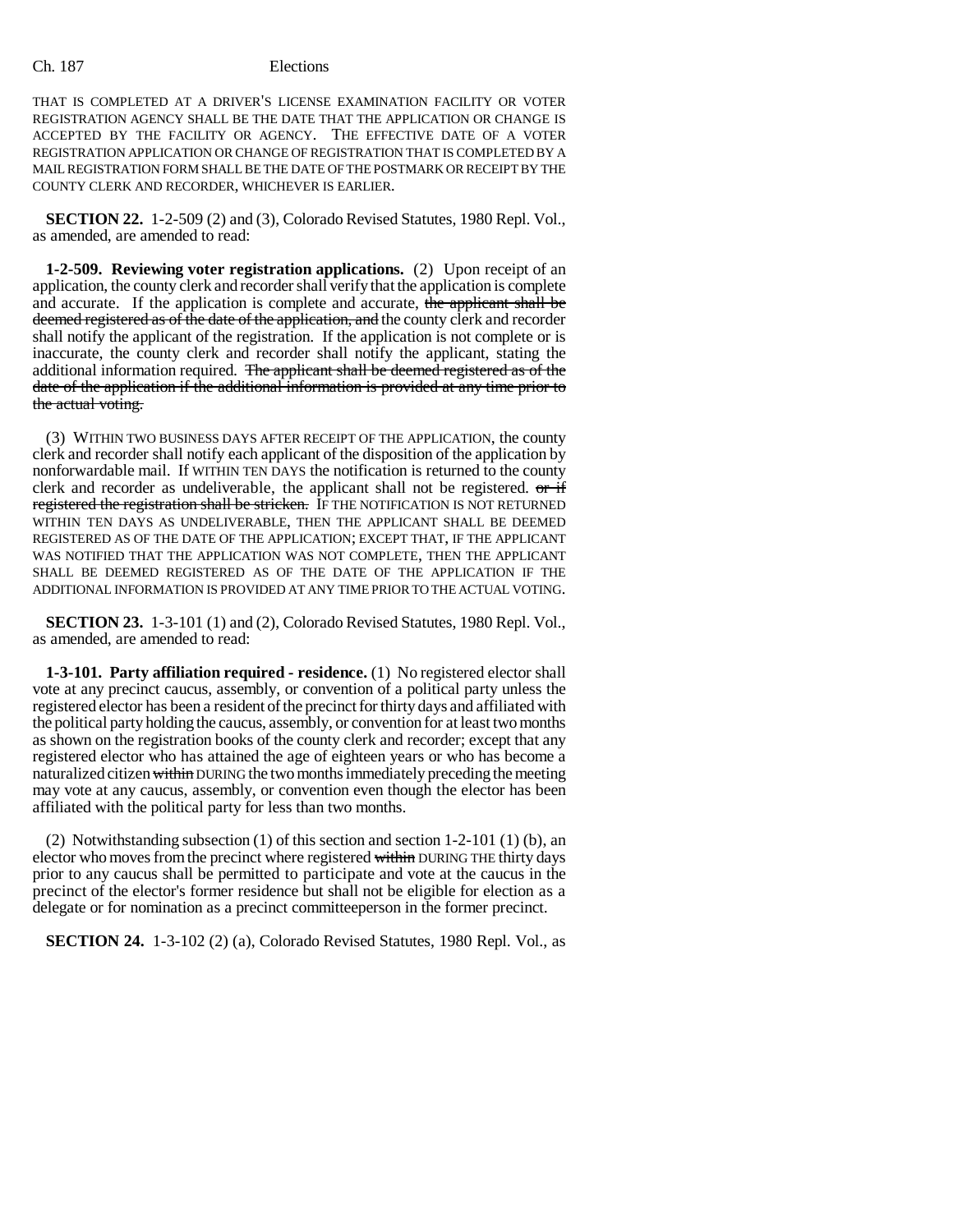THAT IS COMPLETED AT A DRIVER'S LICENSE EXAMINATION FACILITY OR VOTER REGISTRATION AGENCY SHALL BE THE DATE THAT THE APPLICATION OR CHANGE IS ACCEPTED BY THE FACILITY OR AGENCY. THE EFFECTIVE DATE OF A VOTER REGISTRATION APPLICATION OR CHANGE OF REGISTRATION THAT IS COMPLETED BY A MAIL REGISTRATION FORM SHALL BE THE DATE OF THE POSTMARK OR RECEIPT BY THE COUNTY CLERK AND RECORDER, WHICHEVER IS EARLIER.

**SECTION 22.** 1-2-509 (2) and (3), Colorado Revised Statutes, 1980 Repl. Vol., as amended, are amended to read:

**1-2-509. Reviewing voter registration applications.** (2) Upon receipt of an application, the county clerk and recorder shall verify that the application is complete and accurate. If the application is complete and accurate, ~~the applicant shall be deemed registered as of the date of the application, and~~ the county clerk and recorder shall notify the applicant of the registration. If the application is not complete or is inaccurate, the county clerk and recorder shall notify the applicant, stating the additional information required. ~~The applicant shall be deemed registered as of the date of the application if the additional information is provided at any time prior to the actual voting.~~

(3) WITHIN TWO BUSINESS DAYS AFTER RECEIPT OF THE APPLICATION, the county clerk and recorder shall notify each applicant of the disposition of the application by nonforwardable mail. If WITHIN TEN DAYS the notification is returned to the county clerk and recorder as undeliverable, the applicant shall not be registered. ~~or if registered the registration shall be stricken.~~ IF THE NOTIFICATION IS NOT RETURNED WITHIN TEN DAYS AS UNDELIVERABLE, THEN THE APPLICANT SHALL BE DEEMED REGISTERED AS OF THE DATE OF THE APPLICATION; EXCEPT THAT, IF THE APPLICANT WAS NOTIFIED THAT THE APPLICATION WAS NOT COMPLETE, THEN THE APPLICANT SHALL BE DEEMED REGISTERED AS OF THE DATE OF THE APPLICATION IF THE ADDITIONAL INFORMATION IS PROVIDED AT ANY TIME PRIOR TO THE ACTUAL VOTING.

**SECTION 23.** 1-3-101 (1) and (2), Colorado Revised Statutes, 1980 Repl. Vol., as amended, are amended to read:

**1-3-101. Party affiliation required - residence.** (1) No registered elector shall vote at any precinct caucus, assembly, or convention of a political party unless the registered elector has been a resident of the precinct for thirty days and affiliated with the political party holding the caucus, assembly, or convention for at least two months as shown on the registration books of the county clerk and recorder; except that any registered elector who has attained the age of eighteen years or who has become a naturalized citizen ~~within~~ DURING the two months immediately preceding the meeting may vote at any caucus, assembly, or convention even though the elector has been affiliated with the political party for less than two months.

(2) Notwithstanding subsection (1) of this section and section 1-2-101 (1) (b), an elector who moves from the precinct where registered ~~within~~ DURING THE thirty days prior to any caucus shall be permitted to participate and vote at the caucus in the precinct of the elector's former residence but shall not be eligible for election as a delegate or for nomination as a precinct committeeperson in the former precinct.

**SECTION 24.** 1-3-102 (2) (a), Colorado Revised Statutes, 1980 Repl. Vol., as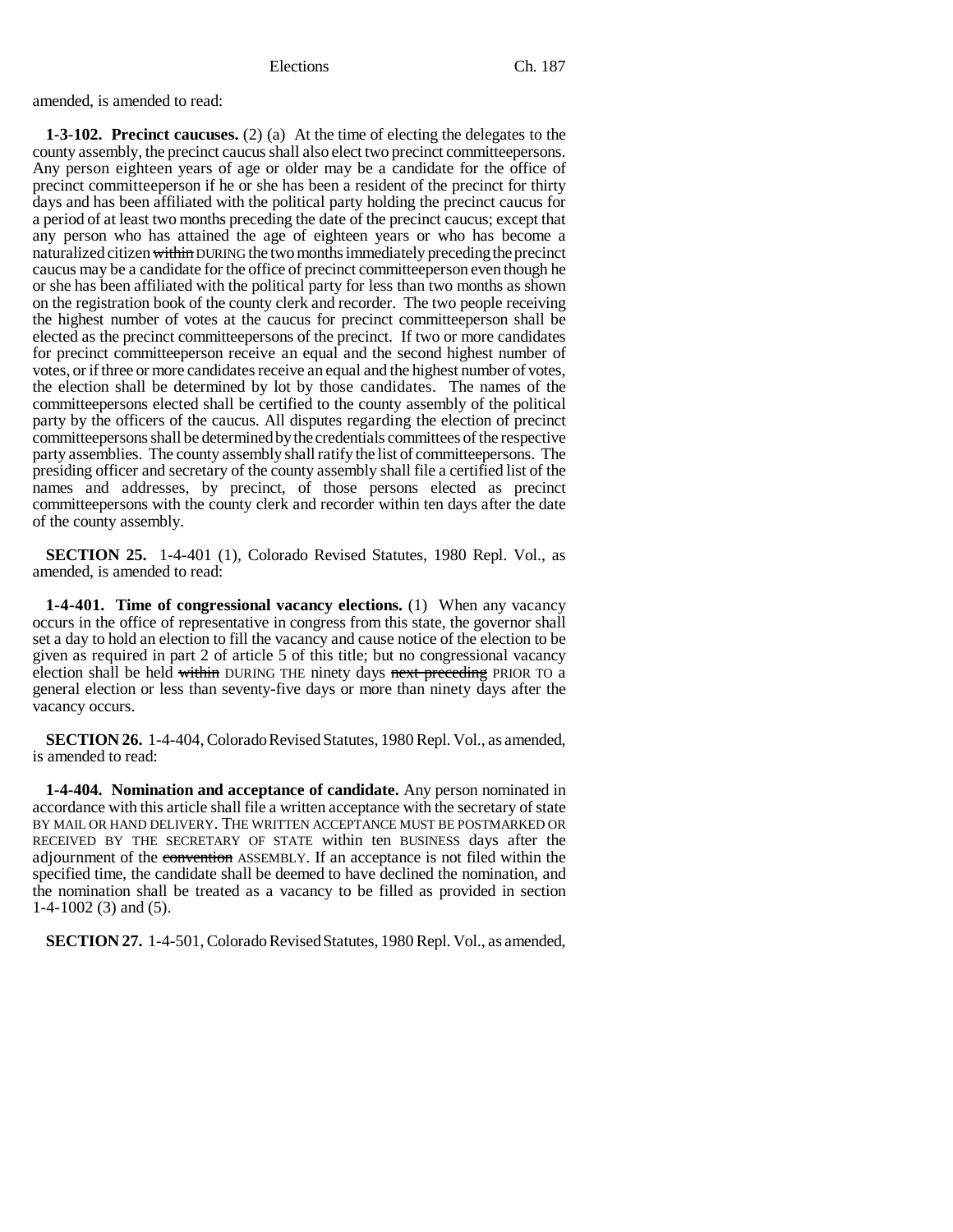amended, is amended to read:

**1-3-102. Precinct caucuses.** (2) (a) At the time of electing the delegates to the county assembly, the precinct caucus shall also elect two precinct committeepersons. Any person eighteen years of age or older may be a candidate for the office of precinct committeeperson if he or she has been a resident of the precinct for thirty days and has been affiliated with the political party holding the precinct caucus for a period of at least two months preceding the date of the precinct caucus; except that any person who has attained the age of eighteen years or who has become a naturalized citizen ~~within~~ DURING the two months immediately preceding the precinct caucus may be a candidate for the office of precinct committeeperson even though he or she has been affiliated with the political party for less than two months as shown on the registration book of the county clerk and recorder. The two people receiving the highest number of votes at the caucus for precinct committeeperson shall be elected as the precinct committeepersons of the precinct. If two or more candidates for precinct committeeperson receive an equal and the second highest number of votes, or if three or more candidates receive an equal and the highest number of votes, the election shall be determined by lot by those candidates. The names of the committeepersons elected shall be certified to the county assembly of the political party by the officers of the caucus. All disputes regarding the election of precinct committeepersons shall be determined by the credentials committees of the respective party assemblies. The county assembly shall ratify the list of committeepersons. The presiding officer and secretary of the county assembly shall file a certified list of the names and addresses, by precinct, of those persons elected as precinct committeepersons with the county clerk and recorder within ten days after the date of the county assembly.

**SECTION 25.** 1-4-401 (1), Colorado Revised Statutes, 1980 Repl. Vol., as amended, is amended to read:

**1-4-401. Time of congressional vacancy elections.** (1) When any vacancy occurs in the office of representative in congress from this state, the governor shall set a day to hold an election to fill the vacancy and cause notice of the election to be given as required in part 2 of article 5 of this title; but no congressional vacancy election shall be held ~~within~~ DURING THE ninety days ~~next preceding~~ PRIOR TO a general election or less than seventy-five days or more than ninety days after the vacancy occurs.

**SECTION 26.** 1-4-404, Colorado Revised Statutes, 1980 Repl. Vol., as amended, is amended to read:

**1-4-404. Nomination and acceptance of candidate.** Any person nominated in accordance with this article shall file a written acceptance with the secretary of state BY MAIL OR HAND DELIVERY. THE WRITTEN ACCEPTANCE MUST BE POSTMARKED OR RECEIVED BY THE SECRETARY OF STATE within ten BUSINESS days after the adjournment of the ~~convention~~ ASSEMBLY. If an acceptance is not filed within the specified time, the candidate shall be deemed to have declined the nomination, and the nomination shall be treated as a vacancy to be filled as provided in section 1-4-1002 (3) and (5).

**SECTION 27.** 1-4-501, Colorado Revised Statutes, 1980 Repl. Vol., as amended,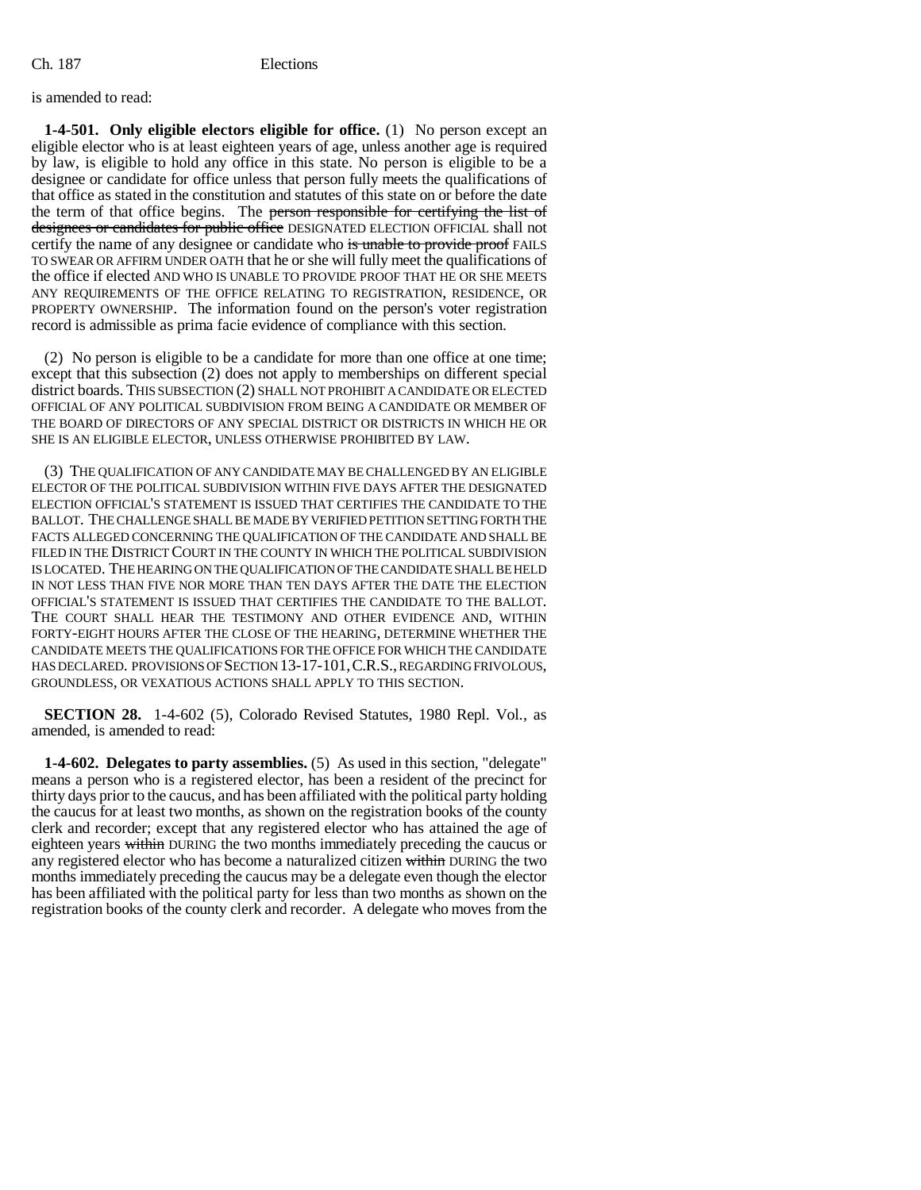is amended to read:

**1-4-501. Only eligible electors eligible for office.** (1) No person except an eligible elector who is at least eighteen years of age, unless another age is required by law, is eligible to hold any office in this state. No person is eligible to be a designee or candidate for office unless that person fully meets the qualifications of that office as stated in the constitution and statutes of this state on or before the date the term of that office begins. The ~~person responsible for certifying the list of designees or candidates for public office~~ DESIGNATED ELECTION OFFICIAL shall not certify the name of any designee or candidate who ~~is unable to provide proof~~ FAILS TO SWEAR OR AFFIRM UNDER OATH that he or she will fully meet the qualifications of the office if elected AND WHO IS UNABLE TO PROVIDE PROOF THAT HE OR SHE MEETS ANY REQUIREMENTS OF THE OFFICE RELATING TO REGISTRATION, RESIDENCE, OR PROPERTY OWNERSHIP. The information found on the person's voter registration record is admissible as prima facie evidence of compliance with this section.

(2) No person is eligible to be a candidate for more than one office at one time; except that this subsection (2) does not apply to memberships on different special district boards. THIS SUBSECTION (2) SHALL NOT PROHIBIT A CANDIDATE OR ELECTED OFFICIAL OF ANY POLITICAL SUBDIVISION FROM BEING A CANDIDATE OR MEMBER OF THE BOARD OF DIRECTORS OF ANY SPECIAL DISTRICT OR DISTRICTS IN WHICH HE OR SHE IS AN ELIGIBLE ELECTOR, UNLESS OTHERWISE PROHIBITED BY LAW.

(3) THE QUALIFICATION OF ANY CANDIDATE MAY BE CHALLENGED BY AN ELIGIBLE ELECTOR OF THE POLITICAL SUBDIVISION WITHIN FIVE DAYS AFTER THE DESIGNATED ELECTION OFFICIAL'S STATEMENT IS ISSUED THAT CERTIFIES THE CANDIDATE TO THE BALLOT. THE CHALLENGE SHALL BE MADE BY VERIFIED PETITION SETTING FORTH THE FACTS ALLEGED CONCERNING THE QUALIFICATION OF THE CANDIDATE AND SHALL BE FILED IN THE DISTRICT COURT IN THE COUNTY IN WHICH THE POLITICAL SUBDIVISION IS LOCATED. THE HEARING ON THE QUALIFICATION OF THE CANDIDATE SHALL BE HELD IN NOT LESS THAN FIVE NOR MORE THAN TEN DAYS AFTER THE DATE THE ELECTION OFFICIAL'S STATEMENT IS ISSUED THAT CERTIFIES THE CANDIDATE TO THE BALLOT. THE COURT SHALL HEAR THE TESTIMONY AND OTHER EVIDENCE AND, WITHIN FORTY-EIGHT HOURS AFTER THE CLOSE OF THE HEARING, DETERMINE WHETHER THE CANDIDATE MEETS THE QUALIFICATIONS FOR THE OFFICE FOR WHICH THE CANDIDATE HAS DECLARED. PROVISIONS OF SECTION 13-17-101, C.R.S., REGARDING FRIVOLOUS, GROUNDLESS, OR VEXATIOUS ACTIONS SHALL APPLY TO THIS SECTION.

**SECTION 28.** 1-4-602 (5), Colorado Revised Statutes, 1980 Repl. Vol., as amended, is amended to read:

**1-4-602. Delegates to party assemblies.** (5) As used in this section, "delegate" means a person who is a registered elector, has been a resident of the precinct for thirty days prior to the caucus, and has been affiliated with the political party holding the caucus for at least two months, as shown on the registration books of the county clerk and recorder; except that any registered elector who has attained the age of eighteen years ~~within~~ DURING the two months immediately preceding the caucus or any registered elector who has become a naturalized citizen ~~within~~ DURING the two months immediately preceding the caucus may be a delegate even though the elector has been affiliated with the political party for less than two months as shown on the registration books of the county clerk and recorder. A delegate who moves from the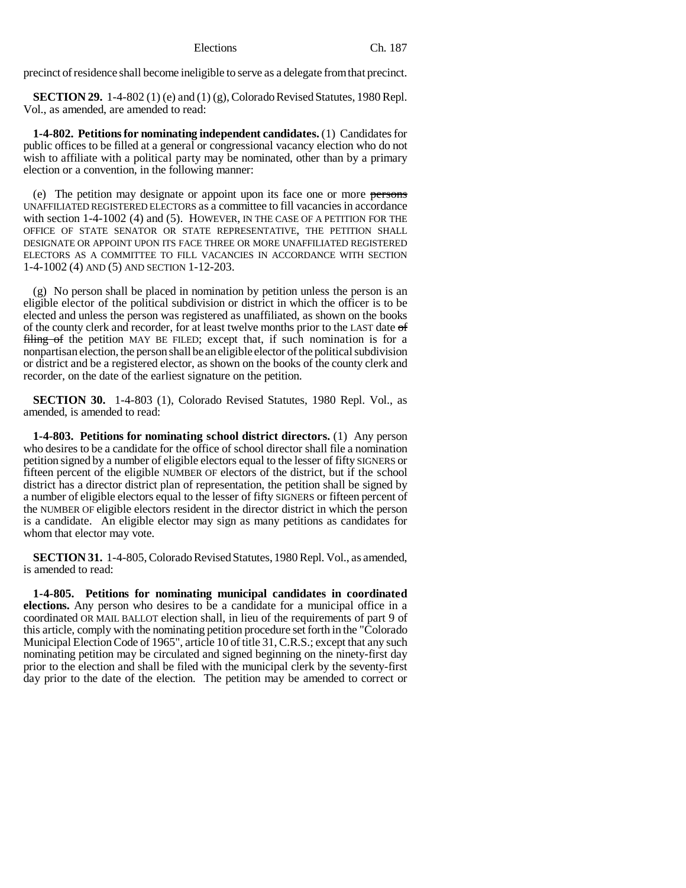precinct of residence shall become ineligible to serve as a delegate from that precinct.

**SECTION 29.** 1-4-802 (1) (e) and (1) (g), Colorado Revised Statutes, 1980 Repl. Vol., as amended, are amended to read:

**1-4-802. Petitions for nominating independent candidates.** (1) Candidates for public offices to be filled at a general or congressional vacancy election who do not wish to affiliate with a political party may be nominated, other than by a primary election or a convention, in the following manner:

(e) The petition may designate or appoint upon its face one or more ~~persons~~ UNAFFILIATED REGISTERED ELECTORS as a committee to fill vacancies in accordance with section 1-4-1002 (4) and (5). HOWEVER, IN THE CASE OF A PETITION FOR THE OFFICE OF STATE SENATOR OR STATE REPRESENTATIVE, THE PETITION SHALL DESIGNATE OR APPOINT UPON ITS FACE THREE OR MORE UNAFFILIATED REGISTERED ELECTORS AS A COMMITTEE TO FILL VACANCIES IN ACCORDANCE WITH SECTION 1-4-1002 (4) AND (5) AND SECTION 1-12-203.

(g) No person shall be placed in nomination by petition unless the person is an eligible elector of the political subdivision or district in which the officer is to be elected and unless the person was registered as unaffiliated, as shown on the books of the county clerk and recorder, for at least twelve months prior to the LAST date ~~of filing of~~ the petition MAY BE FILED; except that, if such nomination is for a nonpartisan election, the person shall be an eligible elector of the political subdivision or district and be a registered elector, as shown on the books of the county clerk and recorder, on the date of the earliest signature on the petition.

**SECTION 30.** 1-4-803 (1), Colorado Revised Statutes, 1980 Repl. Vol., as amended, is amended to read:

**1-4-803. Petitions for nominating school district directors.** (1) Any person who desires to be a candidate for the office of school director shall file a nomination petition signed by a number of eligible electors equal to the lesser of fifty SIGNERS or fifteen percent of the eligible NUMBER OF electors of the district, but if the school district has a director district plan of representation, the petition shall be signed by a number of eligible electors equal to the lesser of fifty SIGNERS or fifteen percent of the NUMBER OF eligible electors resident in the director district in which the person is a candidate. An eligible elector may sign as many petitions as candidates for whom that elector may vote.

**SECTION 31.** 1-4-805, Colorado Revised Statutes, 1980 Repl. Vol., as amended, is amended to read:

**1-4-805. Petitions for nominating municipal candidates in coordinated elections.** Any person who desires to be a candidate for a municipal office in a coordinated OR MAIL BALLOT election shall, in lieu of the requirements of part 9 of this article, comply with the nominating petition procedure set forth in the "Colorado Municipal Election Code of 1965", article 10 of title 31, C.R.S.; except that any such nominating petition may be circulated and signed beginning on the ninety-first day prior to the election and shall be filed with the municipal clerk by the seventy-first day prior to the date of the election. The petition may be amended to correct or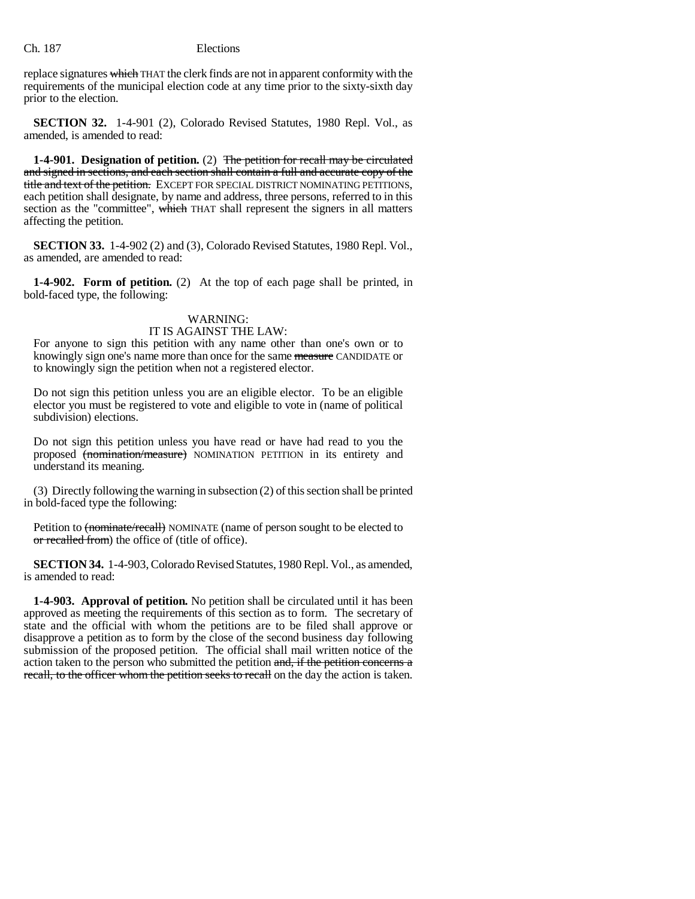replace signatures ~~which~~ THAT the clerk finds are not in apparent conformity with the requirements of the municipal election code at any time prior to the sixty-sixth day prior to the election.

**SECTION 32.** 1-4-901 (2), Colorado Revised Statutes, 1980 Repl. Vol., as amended, is amended to read:

**1-4-901. Designation of petition.** (2) ~~The petition for recall may be circulated and signed in sections, and each section shall contain a full and accurate copy of the title and text of the petition.~~ EXCEPT FOR SPECIAL DISTRICT NOMINATING PETITIONS, each petition shall designate, by name and address, three persons, referred to in this section as the "committee", ~~which~~ THAT shall represent the signers in all matters affecting the petition.

**SECTION 33.** 1-4-902 (2) and (3), Colorado Revised Statutes, 1980 Repl. Vol., as amended, are amended to read:

**1-4-902. Form of petition.** (2) At the top of each page shall be printed, in bold-faced type, the following:

WARNING:
IT IS AGAINST THE LAW:

For anyone to sign this petition with any name other than one's own or to knowingly sign one's name more than once for the same ~~measure~~ CANDIDATE or to knowingly sign the petition when not a registered elector.

Do not sign this petition unless you are an eligible elector. To be an eligible elector you must be registered to vote and eligible to vote in (name of political subdivision) elections.

Do not sign this petition unless you have read or have had read to you the proposed ~~(nomination/measure)~~ NOMINATION PETITION in its entirety and understand its meaning.

(3) Directly following the warning in subsection (2) of this section shall be printed in bold-faced type the following:

Petition to ~~(nominate/recall)~~ NOMINATE (name of person sought to be elected to ~~or recalled from~~) the office of (title of office).

**SECTION 34.** 1-4-903, Colorado Revised Statutes, 1980 Repl. Vol., as amended, is amended to read:

**1-4-903. Approval of petition.** No petition shall be circulated until it has been approved as meeting the requirements of this section as to form. The secretary of state and the official with whom the petitions are to be filed shall approve or disapprove a petition as to form by the close of the second business day following submission of the proposed petition. The official shall mail written notice of the action taken to the person who submitted the petition ~~and, if the petition concerns a recall, to the officer whom the petition seeks to recall~~ on the day the action is taken.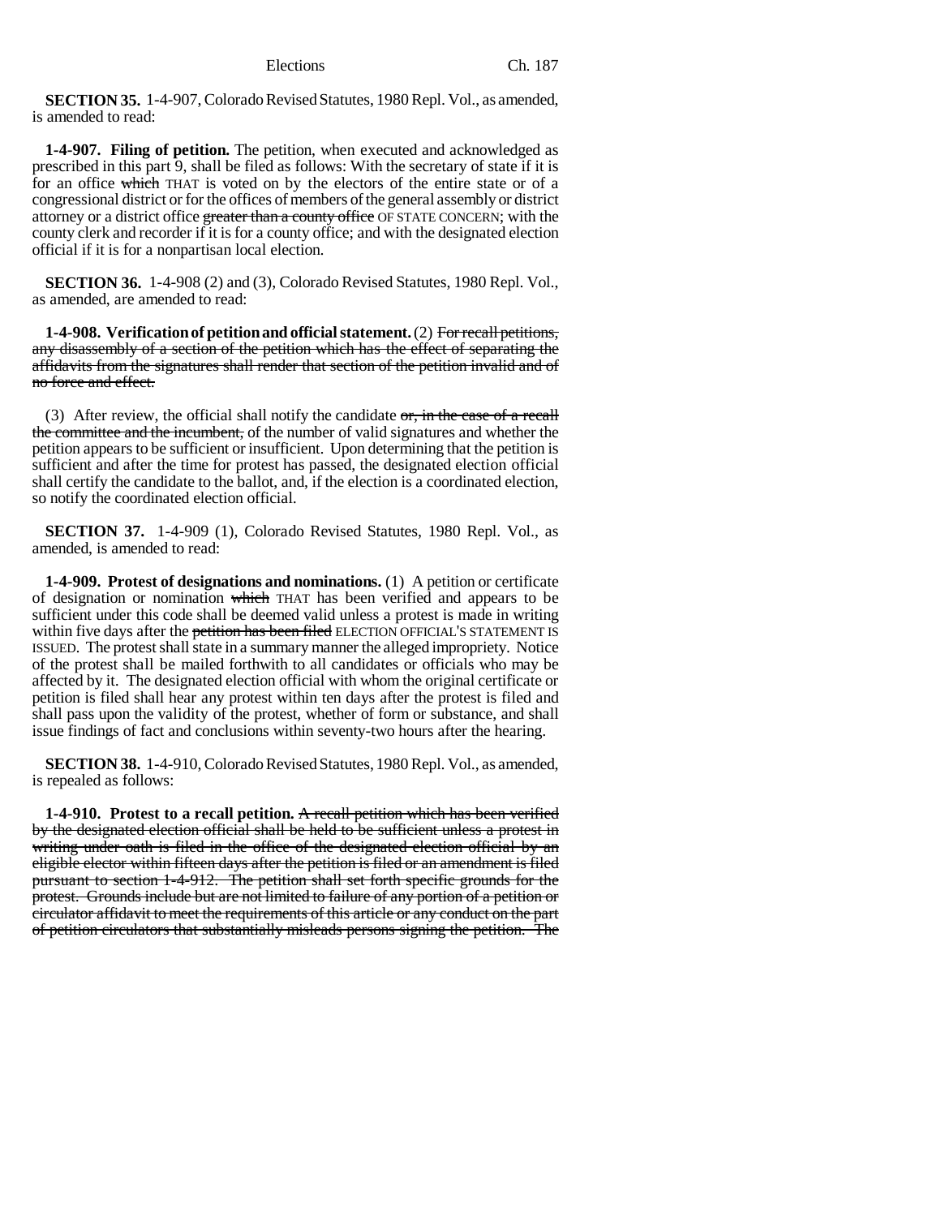**SECTION 35.** 1-4-907, Colorado Revised Statutes, 1980 Repl. Vol., as amended, is amended to read:

**1-4-907. Filing of petition.** The petition, when executed and acknowledged as prescribed in this part 9, shall be filed as follows: With the secretary of state if it is for an office ~~which~~ THAT is voted on by the electors of the entire state or of a congressional district or for the offices of members of the general assembly or district attorney or a district office ~~greater than a county office~~ OF STATE CONCERN; with the county clerk and recorder if it is for a county office; and with the designated election official if it is for a nonpartisan local election.

**SECTION 36.** 1-4-908 (2) and (3), Colorado Revised Statutes, 1980 Repl. Vol., as amended, are amended to read:

**1-4-908. Verification of petition and official statement.** (2) ~~For recall petitions, any disassembly of a section of the petition which has the effect of separating the affidavits from the signatures shall render that section of the petition invalid and of no force and effect.~~

(3) After review, the official shall notify the candidate ~~or, in the case of a recall the committee and the incumbent,~~ of the number of valid signatures and whether the petition appears to be sufficient or insufficient. Upon determining that the petition is sufficient and after the time for protest has passed, the designated election official shall certify the candidate to the ballot, and, if the election is a coordinated election, so notify the coordinated election official.

**SECTION 37.** 1-4-909 (1), Colorado Revised Statutes, 1980 Repl. Vol., as amended, is amended to read:

**1-4-909. Protest of designations and nominations.** (1) A petition or certificate of designation or nomination ~~which~~ THAT has been verified and appears to be sufficient under this code shall be deemed valid unless a protest is made in writing within five days after the ~~petition has been filed~~ ELECTION OFFICIAL'S STATEMENT IS ISSUED. The protest shall state in a summary manner the alleged impropriety. Notice of the protest shall be mailed forthwith to all candidates or officials who may be affected by it. The designated election official with whom the original certificate or petition is filed shall hear any protest within ten days after the protest is filed and shall pass upon the validity of the protest, whether of form or substance, and shall issue findings of fact and conclusions within seventy-two hours after the hearing.

**SECTION 38.** 1-4-910, Colorado Revised Statutes, 1980 Repl. Vol., as amended, is repealed as follows:

**1-4-910. Protest to a recall petition.** ~~A recall petition which has been verified by the designated election official shall be held to be sufficient unless a protest in writing under oath is filed in the office of the designated election official by an eligible elector within fifteen days after the petition is filed or an amendment is filed pursuant to section 1-4-912. The petition shall set forth specific grounds for the protest. Grounds include but are not limited to failure of any portion of a petition or circulator affidavit to meet the requirements of this article or any conduct on the part of petition circulators that substantially misleads persons signing the petition. The~~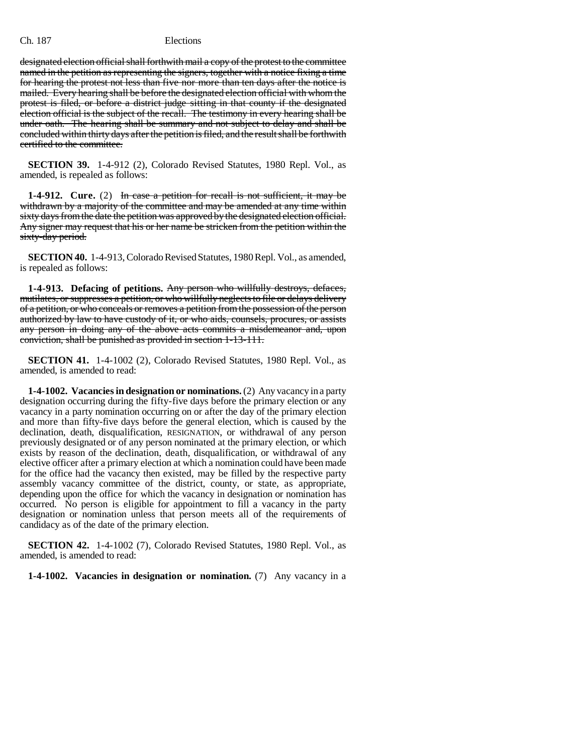~~designated election official shall forthwith mail a copy of the protest to the committee named in the petition as representing the signers, together with a notice fixing a time for hearing the protest not less than five nor more than ten days after the notice is mailed. Every hearing shall be before the designated election official with whom the protest is filed, or before a district judge sitting in that county if the designated election official is the subject of the recall. The testimony in every hearing shall be under oath. The hearing shall be summary and not subject to delay and shall be concluded within thirty days after the petition is filed, and the result shall be forthwith certified to the committee.~~

**SECTION 39.** 1-4-912 (2), Colorado Revised Statutes, 1980 Repl. Vol., as amended, is repealed as follows:

**1-4-912. Cure.** (2) ~~In case a petition for recall is not sufficient, it may be withdrawn by a majority of the committee and may be amended at any time within sixty days from the date the petition was approved by the designated election official. Any signer may request that his or her name be stricken from the petition within the sixty-day period.~~

**SECTION 40.** 1-4-913, Colorado Revised Statutes, 1980 Repl. Vol., as amended, is repealed as follows:

**1-4-913. Defacing of petitions.** ~~Any person who willfully destroys, defaces, mutilates, or suppresses a petition, or who willfully neglects to file or delays delivery of a petition, or who conceals or removes a petition from the possession of the person authorized by law to have custody of it, or who aids, counsels, procures, or assists any person in doing any of the above acts commits a misdemeanor and, upon conviction, shall be punished as provided in section 1-13-111.~~

**SECTION 41.** 1-4-1002 (2), Colorado Revised Statutes, 1980 Repl. Vol., as amended, is amended to read:

**1-4-1002. Vacancies in designation or nominations.** (2) Any vacancy in a party designation occurring during the fifty-five days before the primary election or any vacancy in a party nomination occurring on or after the day of the primary election and more than fifty-five days before the general election, which is caused by the declination, death, disqualification, RESIGNATION, or withdrawal of any person previously designated or of any person nominated at the primary election, or which exists by reason of the declination, death, disqualification, or withdrawal of any elective officer after a primary election at which a nomination could have been made for the office had the vacancy then existed, may be filled by the respective party assembly vacancy committee of the district, county, or state, as appropriate, depending upon the office for which the vacancy in designation or nomination has occurred. No person is eligible for appointment to fill a vacancy in the party designation or nomination unless that person meets all of the requirements of candidacy as of the date of the primary election.

**SECTION 42.** 1-4-1002 (7), Colorado Revised Statutes, 1980 Repl. Vol., as amended, is amended to read:

**1-4-1002. Vacancies in designation or nomination.** (7) Any vacancy in a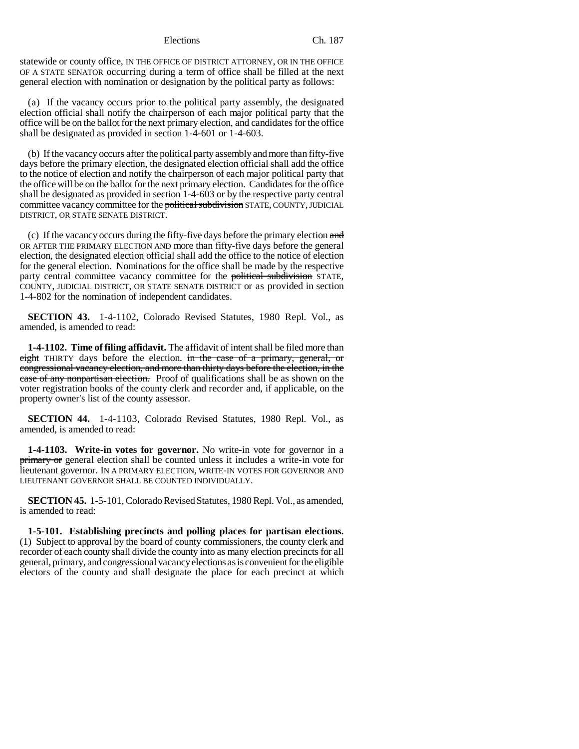statewide or county office, IN THE OFFICE OF DISTRICT ATTORNEY, OR IN THE OFFICE OF A STATE SENATOR occurring during a term of office shall be filled at the next general election with nomination or designation by the political party as follows:

(a) If the vacancy occurs prior to the political party assembly, the designated election official shall notify the chairperson of each major political party that the office will be on the ballot for the next primary election, and candidates for the office shall be designated as provided in section 1-4-601 or 1-4-603.

(b) If the vacancy occurs after the political party assembly and more than fifty-five days before the primary election, the designated election official shall add the office to the notice of election and notify the chairperson of each major political party that the office will be on the ballot for the next primary election. Candidates for the office shall be designated as provided in section 1-4-603 or by the respective party central committee vacancy committee for the ~~political subdivision~~ STATE, COUNTY, JUDICIAL DISTRICT, OR STATE SENATE DISTRICT.

(c) If the vacancy occurs during the fifty-five days before the primary election ~~and~~ OR AFTER THE PRIMARY ELECTION AND more than fifty-five days before the general election, the designated election official shall add the office to the notice of election for the general election. Nominations for the office shall be made by the respective party central committee vacancy committee for the ~~political subdivision~~ STATE, COUNTY, JUDICIAL DISTRICT, OR STATE SENATE DISTRICT or as provided in section 1-4-802 for the nomination of independent candidates.

**SECTION 43.** 1-4-1102, Colorado Revised Statutes, 1980 Repl. Vol., as amended, is amended to read:

**1-4-1102. Time of filing affidavit.** The affidavit of intent shall be filed more than ~~eight~~ THIRTY days before the election. ~~in the case of a primary, general, or congressional vacancy election, and more than thirty days before the election, in the case of any nonpartisan election.~~ Proof of qualifications shall be as shown on the voter registration books of the county clerk and recorder and, if applicable, on the property owner's list of the county assessor.

**SECTION 44.** 1-4-1103, Colorado Revised Statutes, 1980 Repl. Vol., as amended, is amended to read:

**1-4-1103. Write-in votes for governor.** No write-in vote for governor in a ~~primary or~~ general election shall be counted unless it includes a write-in vote for lieutenant governor. IN A PRIMARY ELECTION, WRITE-IN VOTES FOR GOVERNOR AND LIEUTENANT GOVERNOR SHALL BE COUNTED INDIVIDUALLY.

**SECTION 45.** 1-5-101, Colorado Revised Statutes, 1980 Repl. Vol., as amended, is amended to read:

**1-5-101. Establishing precincts and polling places for partisan elections.** (1) Subject to approval by the board of county commissioners, the county clerk and recorder of each county shall divide the county into as many election precincts for all general, primary, and congressional vacancy elections as is convenient for the eligible electors of the county and shall designate the place for each precinct at which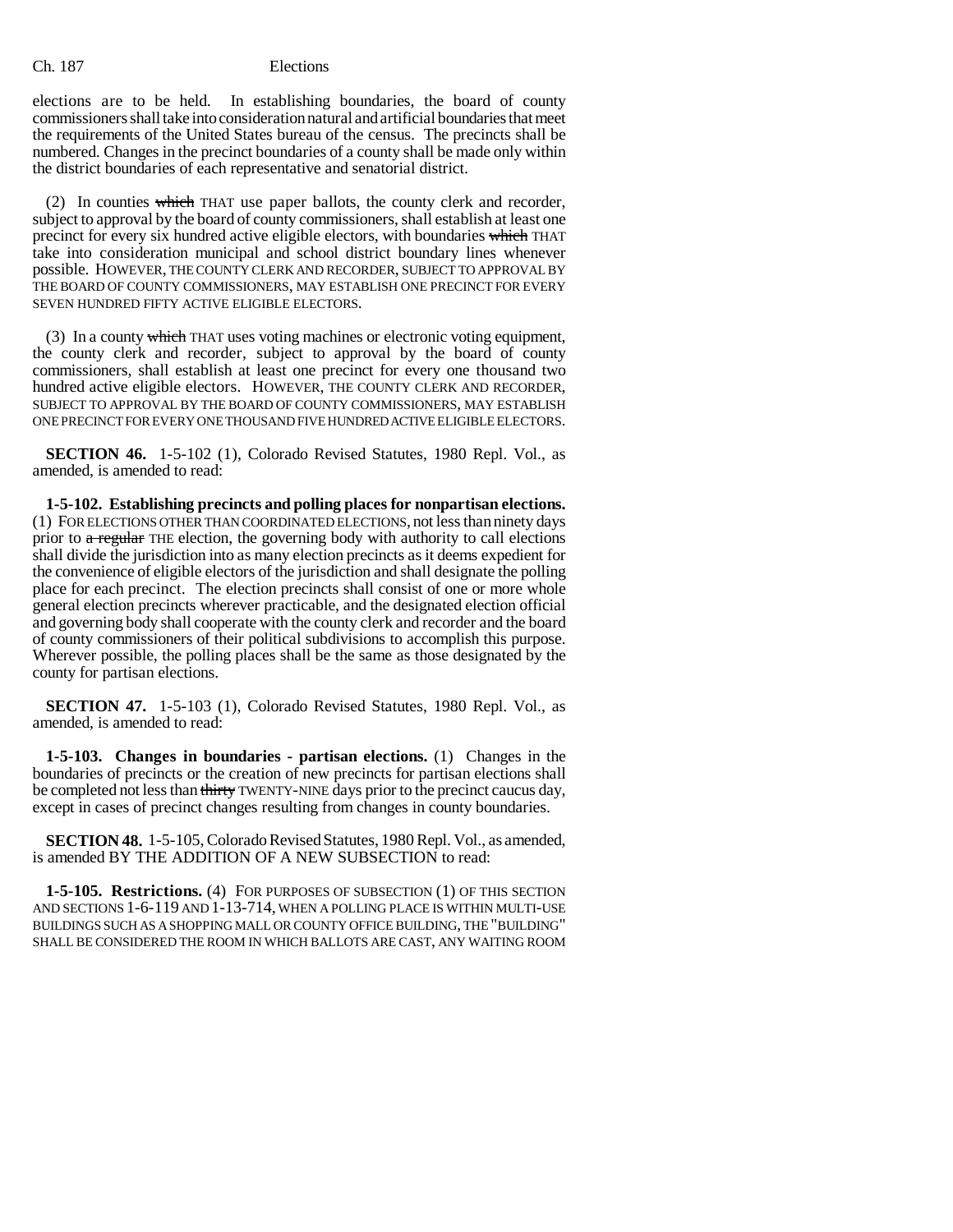elections are to be held. In establishing boundaries, the board of county commissioners shall take into consideration natural and artificial boundaries that meet the requirements of the United States bureau of the census. The precincts shall be numbered. Changes in the precinct boundaries of a county shall be made only within the district boundaries of each representative and senatorial district.

(2) In counties ~~which~~ THAT use paper ballots, the county clerk and recorder, subject to approval by the board of county commissioners, shall establish at least one precinct for every six hundred active eligible electors, with boundaries ~~which~~ THAT take into consideration municipal and school district boundary lines whenever possible. HOWEVER, THE COUNTY CLERK AND RECORDER, SUBJECT TO APPROVAL BY THE BOARD OF COUNTY COMMISSIONERS, MAY ESTABLISH ONE PRECINCT FOR EVERY SEVEN HUNDRED FIFTY ACTIVE ELIGIBLE ELECTORS.

(3) In a county ~~which~~ THAT uses voting machines or electronic voting equipment, the county clerk and recorder, subject to approval by the board of county commissioners, shall establish at least one precinct for every one thousand two hundred active eligible electors. HOWEVER, THE COUNTY CLERK AND RECORDER, SUBJECT TO APPROVAL BY THE BOARD OF COUNTY COMMISSIONERS, MAY ESTABLISH ONE PRECINCT FOR EVERY ONE THOUSAND FIVE HUNDRED ACTIVE ELIGIBLE ELECTORS.

**SECTION 46.** 1-5-102 (1), Colorado Revised Statutes, 1980 Repl. Vol., as amended, is amended to read:

**1-5-102. Establishing precincts and polling places for nonpartisan elections.** (1) FOR ELECTIONS OTHER THAN COORDINATED ELECTIONS, not less than ninety days prior to ~~a regular~~ THE election, the governing body with authority to call elections shall divide the jurisdiction into as many election precincts as it deems expedient for the convenience of eligible electors of the jurisdiction and shall designate the polling place for each precinct. The election precincts shall consist of one or more whole general election precincts wherever practicable, and the designated election official and governing body shall cooperate with the county clerk and recorder and the board of county commissioners of their political subdivisions to accomplish this purpose. Wherever possible, the polling places shall be the same as those designated by the county for partisan elections.

**SECTION 47.** 1-5-103 (1), Colorado Revised Statutes, 1980 Repl. Vol., as amended, is amended to read:

**1-5-103. Changes in boundaries - partisan elections.** (1) Changes in the boundaries of precincts or the creation of new precincts for partisan elections shall be completed not less than ~~thirty~~ TWENTY-NINE days prior to the precinct caucus day, except in cases of precinct changes resulting from changes in county boundaries.

**SECTION 48.** 1-5-105, Colorado Revised Statutes, 1980 Repl. Vol., as amended, is amended BY THE ADDITION OF A NEW SUBSECTION to read:

**1-5-105. Restrictions.** (4) FOR PURPOSES OF SUBSECTION (1) OF THIS SECTION AND SECTIONS 1-6-119 AND 1-13-714, WHEN A POLLING PLACE IS WITHIN MULTI-USE BUILDINGS SUCH AS A SHOPPING MALL OR COUNTY OFFICE BUILDING, THE "BUILDING" SHALL BE CONSIDERED THE ROOM IN WHICH BALLOTS ARE CAST, ANY WAITING ROOM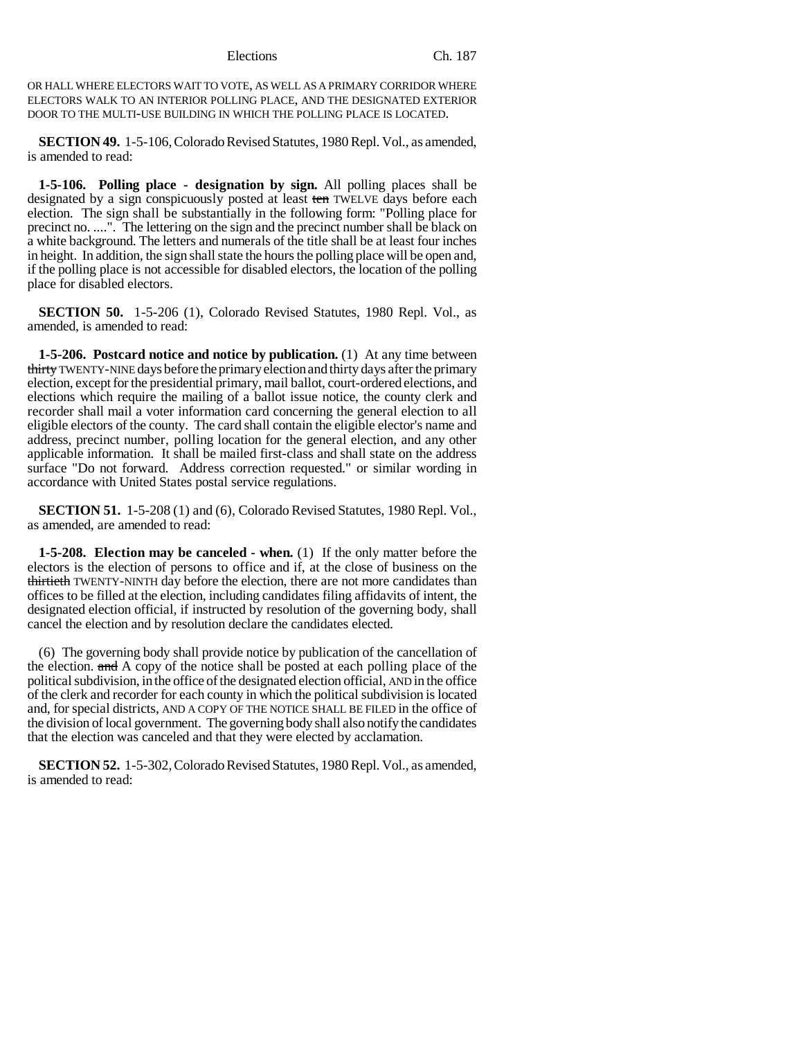OR HALL WHERE ELECTORS WAIT TO VOTE, AS WELL AS A PRIMARY CORRIDOR WHERE ELECTORS WALK TO AN INTERIOR POLLING PLACE, AND THE DESIGNATED EXTERIOR DOOR TO THE MULTI-USE BUILDING IN WHICH THE POLLING PLACE IS LOCATED.

**SECTION 49.** 1-5-106, Colorado Revised Statutes, 1980 Repl. Vol., as amended, is amended to read:

**1-5-106. Polling place - designation by sign.** All polling places shall be designated by a sign conspicuously posted at least ~~ten~~ TWELVE days before each election. The sign shall be substantially in the following form: "Polling place for precinct no. ....". The lettering on the sign and the precinct number shall be black on a white background. The letters and numerals of the title shall be at least four inches in height. In addition, the sign shall state the hours the polling place will be open and, if the polling place is not accessible for disabled electors, the location of the polling place for disabled electors.

**SECTION 50.** 1-5-206 (1), Colorado Revised Statutes, 1980 Repl. Vol., as amended, is amended to read:

**1-5-206. Postcard notice and notice by publication.** (1) At any time between ~~thirty~~ TWENTY-NINE days before the primary election and thirty days after the primary election, except for the presidential primary, mail ballot, court-ordered elections, and elections which require the mailing of a ballot issue notice, the county clerk and recorder shall mail a voter information card concerning the general election to all eligible electors of the county. The card shall contain the eligible elector's name and address, precinct number, polling location for the general election, and any other applicable information. It shall be mailed first-class and shall state on the address surface "Do not forward. Address correction requested." or similar wording in accordance with United States postal service regulations.

**SECTION 51.** 1-5-208 (1) and (6), Colorado Revised Statutes, 1980 Repl. Vol., as amended, are amended to read:

**1-5-208. Election may be canceled - when.** (1) If the only matter before the electors is the election of persons to office and if, at the close of business on the ~~thirtieth~~ TWENTY-NINTH day before the election, there are not more candidates than offices to be filled at the election, including candidates filing affidavits of intent, the designated election official, if instructed by resolution of the governing body, shall cancel the election and by resolution declare the candidates elected.

(6) The governing body shall provide notice by publication of the cancellation of the election. ~~and~~ A copy of the notice shall be posted at each polling place of the political subdivision, in the office of the designated election official, AND in the office of the clerk and recorder for each county in which the political subdivision is located and, for special districts, AND A COPY OF THE NOTICE SHALL BE FILED in the office of the division of local government. The governing body shall also notify the candidates that the election was canceled and that they were elected by acclamation.

**SECTION 52.** 1-5-302, Colorado Revised Statutes, 1980 Repl. Vol., as amended, is amended to read: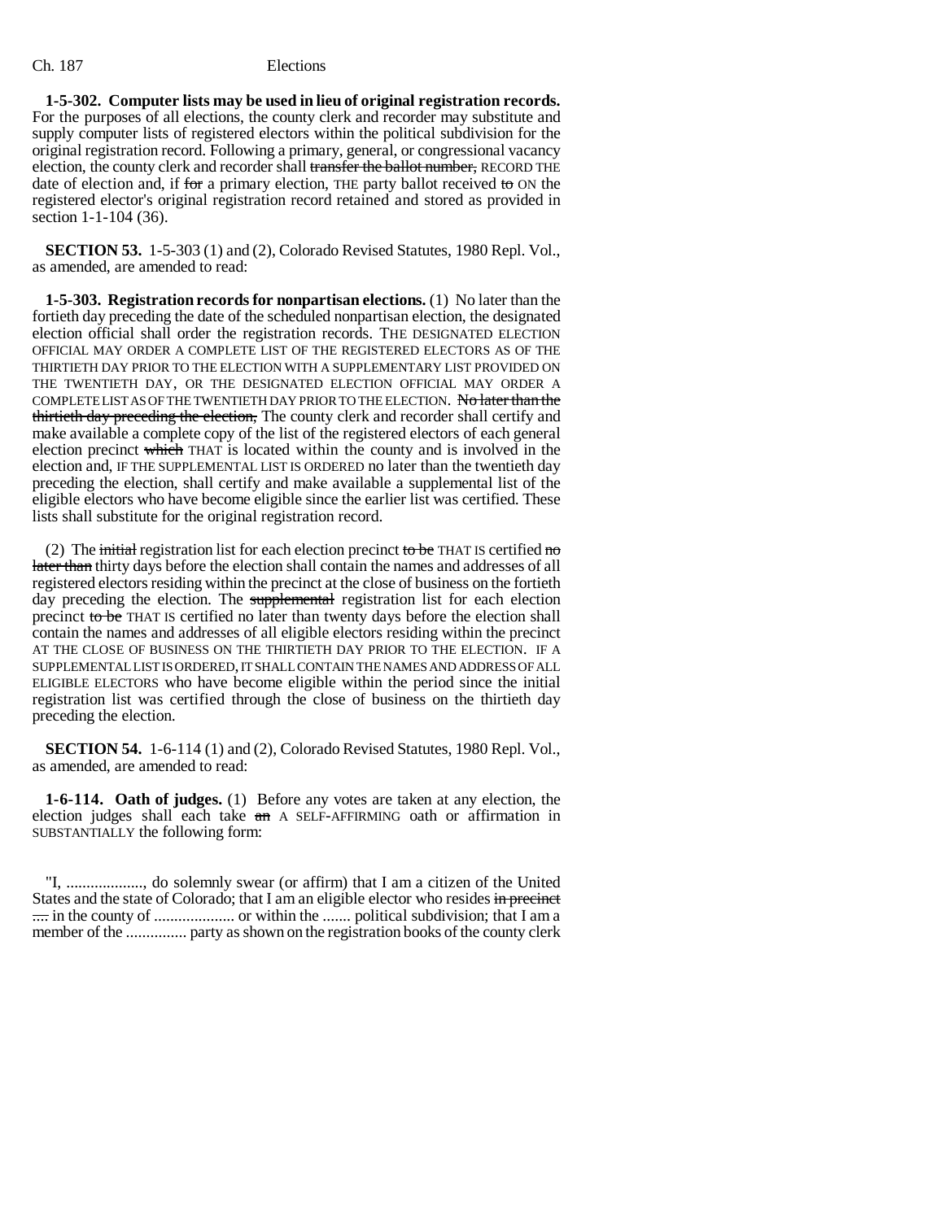**1-5-302. Computer lists may be used in lieu of original registration records.** For the purposes of all elections, the county clerk and recorder may substitute and supply computer lists of registered electors within the political subdivision for the original registration record. Following a primary, general, or congressional vacancy election, the county clerk and recorder shall ~~transfer the ballot number,~~ RECORD THE date of election and, if ~~for~~ a primary election, THE party ballot received ~~to~~ ON the registered elector's original registration record retained and stored as provided in section 1-1-104 (36).

**SECTION 53.** 1-5-303 (1) and (2), Colorado Revised Statutes, 1980 Repl. Vol., as amended, are amended to read:

**1-5-303. Registration records for nonpartisan elections.** (1) No later than the fortieth day preceding the date of the scheduled nonpartisan election, the designated election official shall order the registration records. THE DESIGNATED ELECTION OFFICIAL MAY ORDER A COMPLETE LIST OF THE REGISTERED ELECTORS AS OF THE THIRTIETH DAY PRIOR TO THE ELECTION WITH A SUPPLEMENTARY LIST PROVIDED ON THE TWENTIETH DAY, OR THE DESIGNATED ELECTION OFFICIAL MAY ORDER A COMPLETE LIST AS OF THE TWENTIETH DAY PRIOR TO THE ELECTION. ~~No later than the thirtieth day preceding the election,~~ The county clerk and recorder shall certify and make available a complete copy of the list of the registered electors of each general election precinct ~~which~~ THAT is located within the county and is involved in the election and, IF THE SUPPLEMENTAL LIST IS ORDERED no later than the twentieth day preceding the election, shall certify and make available a supplemental list of the eligible electors who have become eligible since the earlier list was certified. These lists shall substitute for the original registration record.

(2) The ~~initial~~ registration list for each election precinct ~~to be~~ THAT IS certified ~~no later than~~ thirty days before the election shall contain the names and addresses of all registered electors residing within the precinct at the close of business on the fortieth day preceding the election. The ~~supplemental~~ registration list for each election precinct ~~to be~~ THAT IS certified no later than twenty days before the election shall contain the names and addresses of all eligible electors residing within the precinct AT THE CLOSE OF BUSINESS ON THE THIRTIETH DAY PRIOR TO THE ELECTION. IF A SUPPLEMENTAL LIST IS ORDERED, IT SHALL CONTAIN THE NAMES AND ADDRESS OF ALL ELIGIBLE ELECTORS who have become eligible within the period since the initial registration list was certified through the close of business on the thirtieth day preceding the election.

**SECTION 54.** 1-6-114 (1) and (2), Colorado Revised Statutes, 1980 Repl. Vol., as amended, are amended to read:

**1-6-114. Oath of judges.** (1) Before any votes are taken at any election, the election judges shall each take ~~an~~ A SELF-AFFIRMING oath or affirmation in SUBSTANTIALLY the following form:

"I, ..................., do solemnly swear (or affirm) that I am a citizen of the United States and the state of Colorado; that I am an eligible elector who resides ~~in precinct ....~~ in the county of .................... or within the ....... political subdivision; that I am a member of the ............... party as shown on the registration books of the county clerk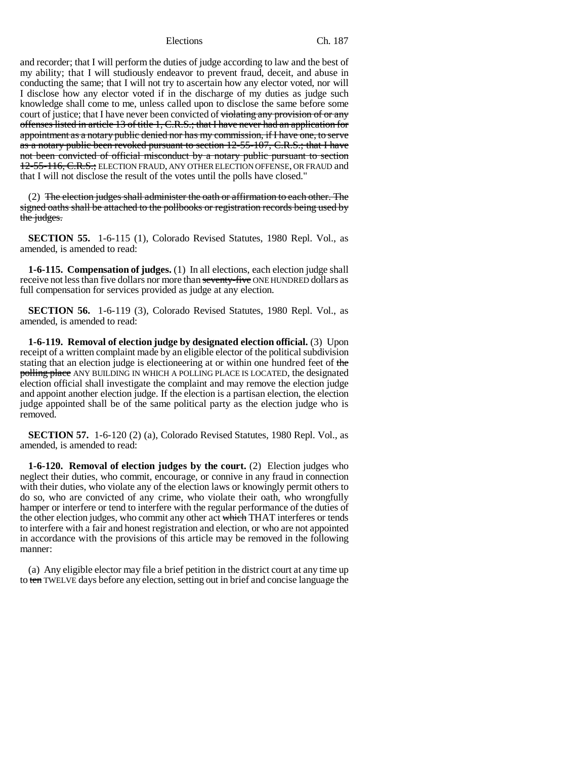and recorder; that I will perform the duties of judge according to law and the best of my ability; that I will studiously endeavor to prevent fraud, deceit, and abuse in conducting the same; that I will not try to ascertain how any elector voted, nor will I disclose how any elector voted if in the discharge of my duties as judge such knowledge shall come to me, unless called upon to disclose the same before some court of justice; that I have never been convicted of ~~violating any provision of or any offenses listed in article 13 of title 1, C.R.S.; that I have never had an application for appointment as a notary public denied nor has my commission, if I have one, to serve as a notary public been revoked pursuant to section 12-55-107, C.R.S.; that I have not been convicted of official misconduct by a notary public pursuant to section 12-55-116, C.R.S.;~~ ELECTION FRAUD, ANY OTHER ELECTION OFFENSE, OR FRAUD and that I will not disclose the result of the votes until the polls have closed."

(2) ~~The election judges shall administer the oath or affirmation to each other. The signed oaths shall be attached to the pollbooks or registration records being used by the judges.~~

**SECTION 55.** 1-6-115 (1), Colorado Revised Statutes, 1980 Repl. Vol., as amended, is amended to read:

**1-6-115. Compensation of judges.** (1) In all elections, each election judge shall receive not less than five dollars nor more than ~~seventy-five~~ ONE HUNDRED dollars as full compensation for services provided as judge at any election.

**SECTION 56.** 1-6-119 (3), Colorado Revised Statutes, 1980 Repl. Vol., as amended, is amended to read:

**1-6-119. Removal of election judge by designated election official.** (3) Upon receipt of a written complaint made by an eligible elector of the political subdivision stating that an election judge is electioneering at or within one hundred feet of ~~the polling place~~ ANY BUILDING IN WHICH A POLLING PLACE IS LOCATED, the designated election official shall investigate the complaint and may remove the election judge and appoint another election judge. If the election is a partisan election, the election judge appointed shall be of the same political party as the election judge who is removed.

**SECTION 57.** 1-6-120 (2) (a), Colorado Revised Statutes, 1980 Repl. Vol., as amended, is amended to read:

**1-6-120. Removal of election judges by the court.** (2) Election judges who neglect their duties, who commit, encourage, or connive in any fraud in connection with their duties, who violate any of the election laws or knowingly permit others to do so, who are convicted of any crime, who violate their oath, who wrongfully hamper or interfere or tend to interfere with the regular performance of the duties of the other election judges, who commit any other act ~~which~~ THAT interferes or tends to interfere with a fair and honest registration and election, or who are not appointed in accordance with the provisions of this article may be removed in the following manner:

(a) Any eligible elector may file a brief petition in the district court at any time up to ~~ten~~ TWELVE days before any election, setting out in brief and concise language the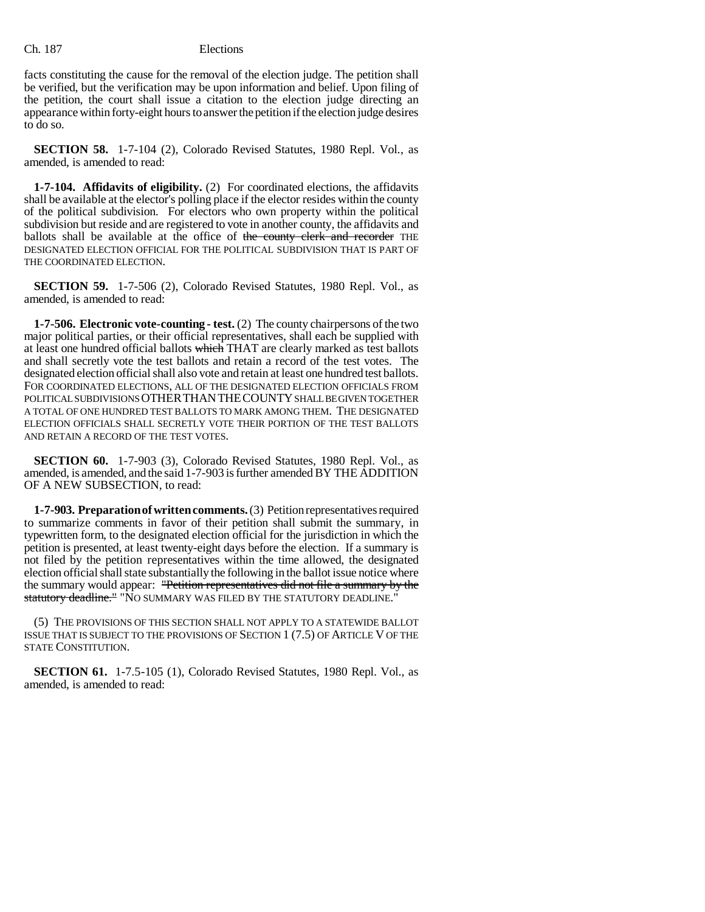facts constituting the cause for the removal of the election judge. The petition shall be verified, but the verification may be upon information and belief. Upon filing of the petition, the court shall issue a citation to the election judge directing an appearance within forty-eight hours to answer the petition if the election judge desires to do so.

**SECTION 58.** 1-7-104 (2), Colorado Revised Statutes, 1980 Repl. Vol., as amended, is amended to read:

**1-7-104. Affidavits of eligibility.** (2) For coordinated elections, the affidavits shall be available at the elector's polling place if the elector resides within the county of the political subdivision. For electors who own property within the political subdivision but reside and are registered to vote in another county, the affidavits and ballots shall be available at the office of ~~the county clerk and recorder~~ THE DESIGNATED ELECTION OFFICIAL FOR THE POLITICAL SUBDIVISION THAT IS PART OF THE COORDINATED ELECTION.

**SECTION 59.** 1-7-506 (2), Colorado Revised Statutes, 1980 Repl. Vol., as amended, is amended to read:

**1-7-506. Electronic vote-counting - test.** (2) The county chairpersons of the two major political parties, or their official representatives, shall each be supplied with at least one hundred official ballots ~~which~~ THAT are clearly marked as test ballots and shall secretly vote the test ballots and retain a record of the test votes. The designated election official shall also vote and retain at least one hundred test ballots. FOR COORDINATED ELECTIONS, ALL OF THE DESIGNATED ELECTION OFFICIALS FROM POLITICAL SUBDIVISIONS OTHER THAN THE COUNTY SHALL BE GIVEN TOGETHER A TOTAL OF ONE HUNDRED TEST BALLOTS TO MARK AMONG THEM. THE DESIGNATED ELECTION OFFICIALS SHALL SECRETLY VOTE THEIR PORTION OF THE TEST BALLOTS AND RETAIN A RECORD OF THE TEST VOTES.

**SECTION 60.** 1-7-903 (3), Colorado Revised Statutes, 1980 Repl. Vol., as amended, is amended, and the said 1-7-903 is further amended BY THE ADDITION OF A NEW SUBSECTION, to read:

**1-7-903. Preparation of written comments.** (3) Petition representatives required to summarize comments in favor of their petition shall submit the summary, in typewritten form, to the designated election official for the jurisdiction in which the petition is presented, at least twenty-eight days before the election. If a summary is not filed by the petition representatives within the time allowed, the designated election official shall state substantially the following in the ballot issue notice where the summary would appear: ~~"Petition representatives did not file a summary by the statutory deadline."~~ "NO SUMMARY WAS FILED BY THE STATUTORY DEADLINE."

(5) THE PROVISIONS OF THIS SECTION SHALL NOT APPLY TO A STATEWIDE BALLOT ISSUE THAT IS SUBJECT TO THE PROVISIONS OF SECTION 1 (7.5) OF ARTICLE V OF THE STATE CONSTITUTION.

**SECTION 61.** 1-7.5-105 (1), Colorado Revised Statutes, 1980 Repl. Vol., as amended, is amended to read: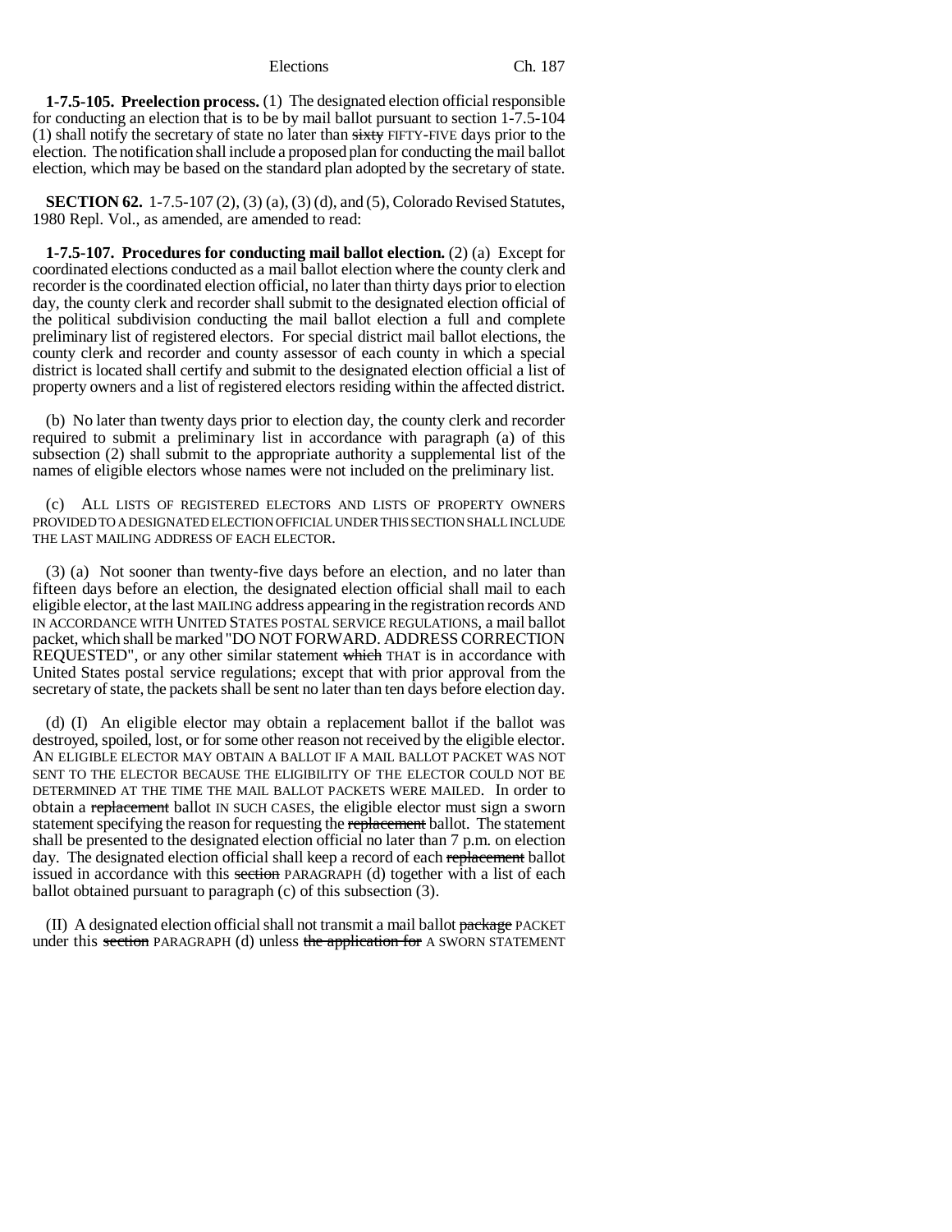**1-7.5-105. Preelection process.** (1) The designated election official responsible for conducting an election that is to be by mail ballot pursuant to section 1-7.5-104 (1) shall notify the secretary of state no later than ~~sixty~~ FIFTY-FIVE days prior to the election. The notification shall include a proposed plan for conducting the mail ballot election, which may be based on the standard plan adopted by the secretary of state.

**SECTION 62.** 1-7.5-107 (2), (3) (a), (3) (d), and (5), Colorado Revised Statutes, 1980 Repl. Vol., as amended, are amended to read:

**1-7.5-107. Procedures for conducting mail ballot election.** (2) (a) Except for coordinated elections conducted as a mail ballot election where the county clerk and recorder is the coordinated election official, no later than thirty days prior to election day, the county clerk and recorder shall submit to the designated election official of the political subdivision conducting the mail ballot election a full and complete preliminary list of registered electors. For special district mail ballot elections, the county clerk and recorder and county assessor of each county in which a special district is located shall certify and submit to the designated election official a list of property owners and a list of registered electors residing within the affected district.

(b) No later than twenty days prior to election day, the county clerk and recorder required to submit a preliminary list in accordance with paragraph (a) of this subsection (2) shall submit to the appropriate authority a supplemental list of the names of eligible electors whose names were not included on the preliminary list.

(c) ALL LISTS OF REGISTERED ELECTORS AND LISTS OF PROPERTY OWNERS PROVIDED TO A DESIGNATED ELECTION OFFICIAL UNDER THIS SECTION SHALL INCLUDE THE LAST MAILING ADDRESS OF EACH ELECTOR.

(3) (a) Not sooner than twenty-five days before an election, and no later than fifteen days before an election, the designated election official shall mail to each eligible elector, at the last MAILING address appearing in the registration records AND IN ACCORDANCE WITH UNITED STATES POSTAL SERVICE REGULATIONS, a mail ballot packet, which shall be marked "DO NOT FORWARD. ADDRESS CORRECTION REQUESTED", or any other similar statement ~~which~~ THAT is in accordance with United States postal service regulations; except that with prior approval from the secretary of state, the packets shall be sent no later than ten days before election day.

(d) (I) An eligible elector may obtain a replacement ballot if the ballot was destroyed, spoiled, lost, or for some other reason not received by the eligible elector. AN ELIGIBLE ELECTOR MAY OBTAIN A BALLOT IF A MAIL BALLOT PACKET WAS NOT SENT TO THE ELECTOR BECAUSE THE ELIGIBILITY OF THE ELECTOR COULD NOT BE DETERMINED AT THE TIME THE MAIL BALLOT PACKETS WERE MAILED. In order to obtain a ~~replacement~~ ballot IN SUCH CASES, the eligible elector must sign a sworn statement specifying the reason for requesting the ~~replacement~~ ballot. The statement shall be presented to the designated election official no later than 7 p.m. on election day. The designated election official shall keep a record of each ~~replacement~~ ballot issued in accordance with this ~~section~~ PARAGRAPH (d) together with a list of each ballot obtained pursuant to paragraph (c) of this subsection (3).

(II) A designated election official shall not transmit a mail ballot ~~package~~ PACKET under this ~~section~~ PARAGRAPH (d) unless ~~the application for~~ A SWORN STATEMENT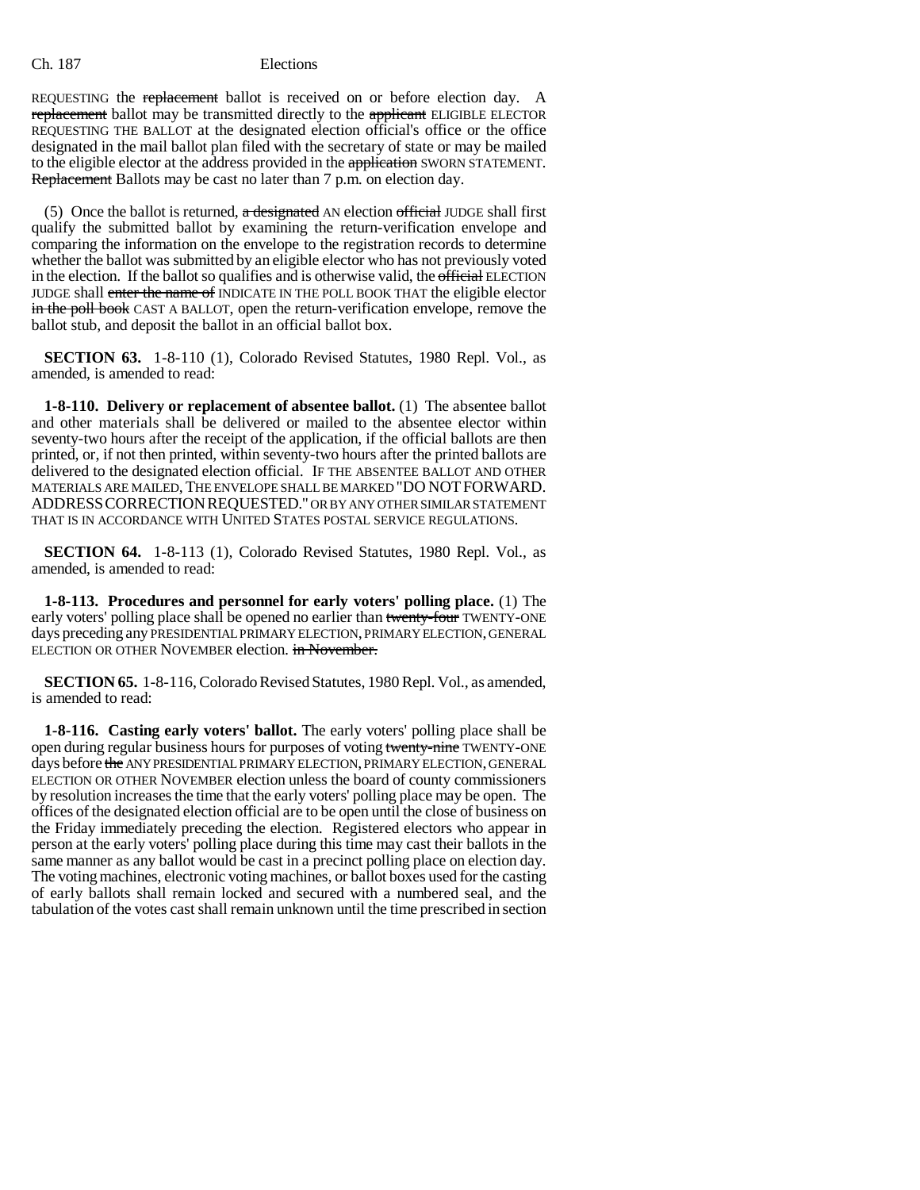REQUESTING the ~~replacement~~ ballot is received on or before election day. A ~~replacement~~ ballot may be transmitted directly to the ~~applicant~~ ELIGIBLE ELECTOR REQUESTING THE BALLOT at the designated election official's office or the office designated in the mail ballot plan filed with the secretary of state or may be mailed to the eligible elector at the address provided in the ~~application~~ SWORN STATEMENT. ~~Replacement~~ Ballots may be cast no later than 7 p.m. on election day.

(5) Once the ballot is returned, ~~a designated~~ AN election ~~official~~ JUDGE shall first qualify the submitted ballot by examining the return-verification envelope and comparing the information on the envelope to the registration records to determine whether the ballot was submitted by an eligible elector who has not previously voted in the election. If the ballot so qualifies and is otherwise valid, the ~~official~~ ELECTION JUDGE shall ~~enter the name of~~ INDICATE IN THE POLL BOOK THAT the eligible elector ~~in the poll book~~ CAST A BALLOT, open the return-verification envelope, remove the ballot stub, and deposit the ballot in an official ballot box.

**SECTION 63.** 1-8-110 (1), Colorado Revised Statutes, 1980 Repl. Vol., as amended, is amended to read:

**1-8-110. Delivery or replacement of absentee ballot.** (1) The absentee ballot and other materials shall be delivered or mailed to the absentee elector within seventy-two hours after the receipt of the application, if the official ballots are then printed, or, if not then printed, within seventy-two hours after the printed ballots are delivered to the designated election official. IF THE ABSENTEE BALLOT AND OTHER MATERIALS ARE MAILED, THE ENVELOPE SHALL BE MARKED "DO NOT FORWARD. ADDRESS CORRECTION REQUESTED." OR BY ANY OTHER SIMILAR STATEMENT THAT IS IN ACCORDANCE WITH UNITED STATES POSTAL SERVICE REGULATIONS.

**SECTION 64.** 1-8-113 (1), Colorado Revised Statutes, 1980 Repl. Vol., as amended, is amended to read:

**1-8-113. Procedures and personnel for early voters' polling place.** (1) The early voters' polling place shall be opened no earlier than ~~twenty-four~~ TWENTY-ONE days preceding any PRESIDENTIAL PRIMARY ELECTION, PRIMARY ELECTION, GENERAL ELECTION OR OTHER NOVEMBER election. ~~in November.~~

**SECTION 65.** 1-8-116, Colorado Revised Statutes, 1980 Repl. Vol., as amended, is amended to read:

**1-8-116. Casting early voters' ballot.** The early voters' polling place shall be open during regular business hours for purposes of voting ~~twenty-nine~~ TWENTY-ONE days before ~~the~~ ANY PRESIDENTIAL PRIMARY ELECTION, PRIMARY ELECTION, GENERAL ELECTION OR OTHER NOVEMBER election unless the board of county commissioners by resolution increases the time that the early voters' polling place may be open. The offices of the designated election official are to be open until the close of business on the Friday immediately preceding the election. Registered electors who appear in person at the early voters' polling place during this time may cast their ballots in the same manner as any ballot would be cast in a precinct polling place on election day. The voting machines, electronic voting machines, or ballot boxes used for the casting of early ballots shall remain locked and secured with a numbered seal, and the tabulation of the votes cast shall remain unknown until the time prescribed in section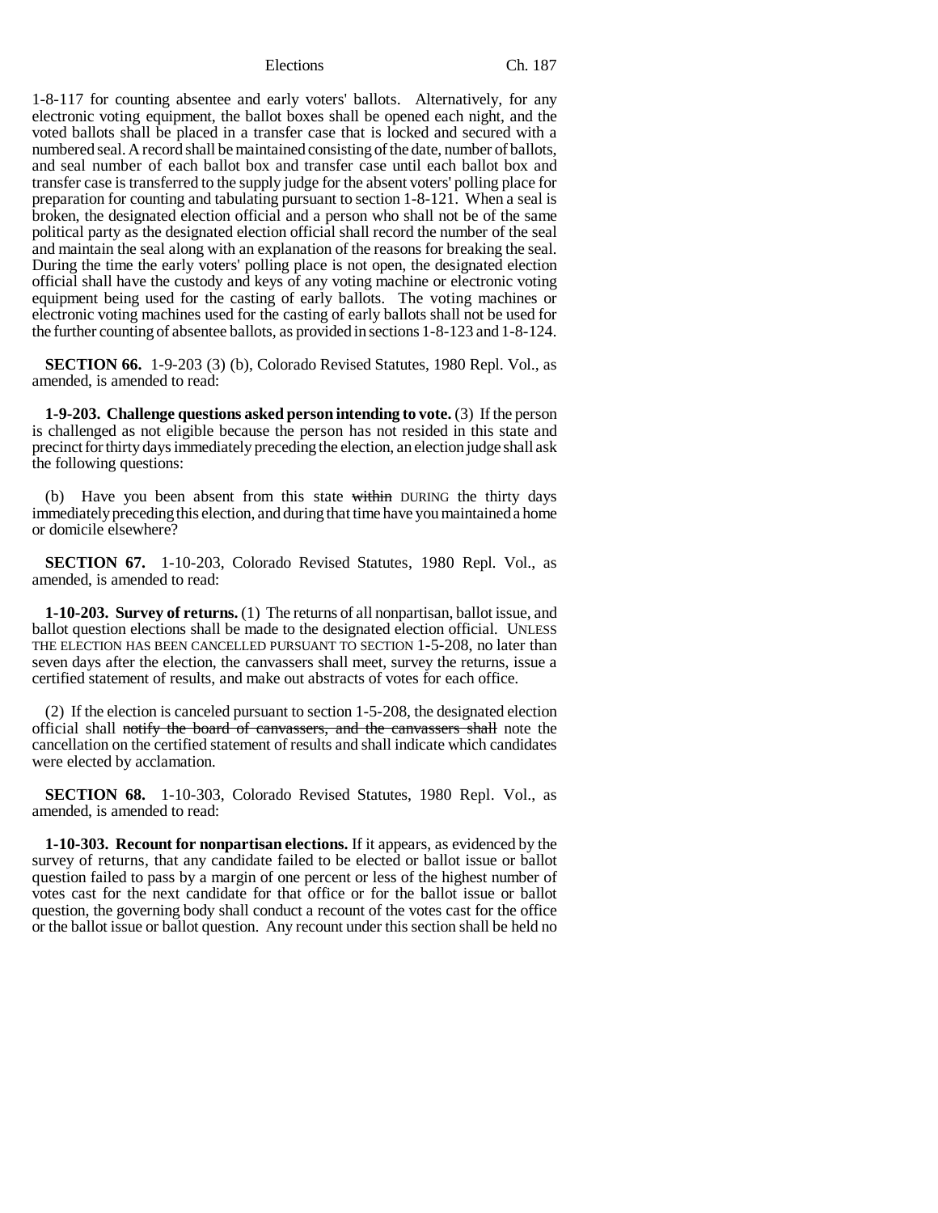1-8-117 for counting absentee and early voters' ballots. Alternatively, for any electronic voting equipment, the ballot boxes shall be opened each night, and the voted ballots shall be placed in a transfer case that is locked and secured with a numbered seal. A record shall be maintained consisting of the date, number of ballots, and seal number of each ballot box and transfer case until each ballot box and transfer case is transferred to the supply judge for the absent voters' polling place for preparation for counting and tabulating pursuant to section 1-8-121. When a seal is broken, the designated election official and a person who shall not be of the same political party as the designated election official shall record the number of the seal and maintain the seal along with an explanation of the reasons for breaking the seal. During the time the early voters' polling place is not open, the designated election official shall have the custody and keys of any voting machine or electronic voting equipment being used for the casting of early ballots. The voting machines or electronic voting machines used for the casting of early ballots shall not be used for the further counting of absentee ballots, as provided in sections 1-8-123 and 1-8-124.

**SECTION 66.** 1-9-203 (3) (b), Colorado Revised Statutes, 1980 Repl. Vol., as amended, is amended to read:

**1-9-203. Challenge questions asked person intending to vote.** (3) If the person is challenged as not eligible because the person has not resided in this state and precinct for thirty days immediately preceding the election, an election judge shall ask the following questions:

(b) Have you been absent from this state ~~within~~ DURING the thirty days immediately preceding this election, and during that time have you maintained a home or domicile elsewhere?

**SECTION 67.** 1-10-203, Colorado Revised Statutes, 1980 Repl. Vol., as amended, is amended to read:

**1-10-203. Survey of returns.** (1) The returns of all nonpartisan, ballot issue, and ballot question elections shall be made to the designated election official. UNLESS THE ELECTION HAS BEEN CANCELLED PURSUANT TO SECTION 1-5-208, no later than seven days after the election, the canvassers shall meet, survey the returns, issue a certified statement of results, and make out abstracts of votes for each office.

(2) If the election is canceled pursuant to section 1-5-208, the designated election official shall ~~notify the board of canvassers, and the canvassers shall~~ note the cancellation on the certified statement of results and shall indicate which candidates were elected by acclamation.

**SECTION 68.** 1-10-303, Colorado Revised Statutes, 1980 Repl. Vol., as amended, is amended to read:

**1-10-303. Recount for nonpartisan elections.** If it appears, as evidenced by the survey of returns, that any candidate failed to be elected or ballot issue or ballot question failed to pass by a margin of one percent or less of the highest number of votes cast for the next candidate for that office or for the ballot issue or ballot question, the governing body shall conduct a recount of the votes cast for the office or the ballot issue or ballot question. Any recount under this section shall be held no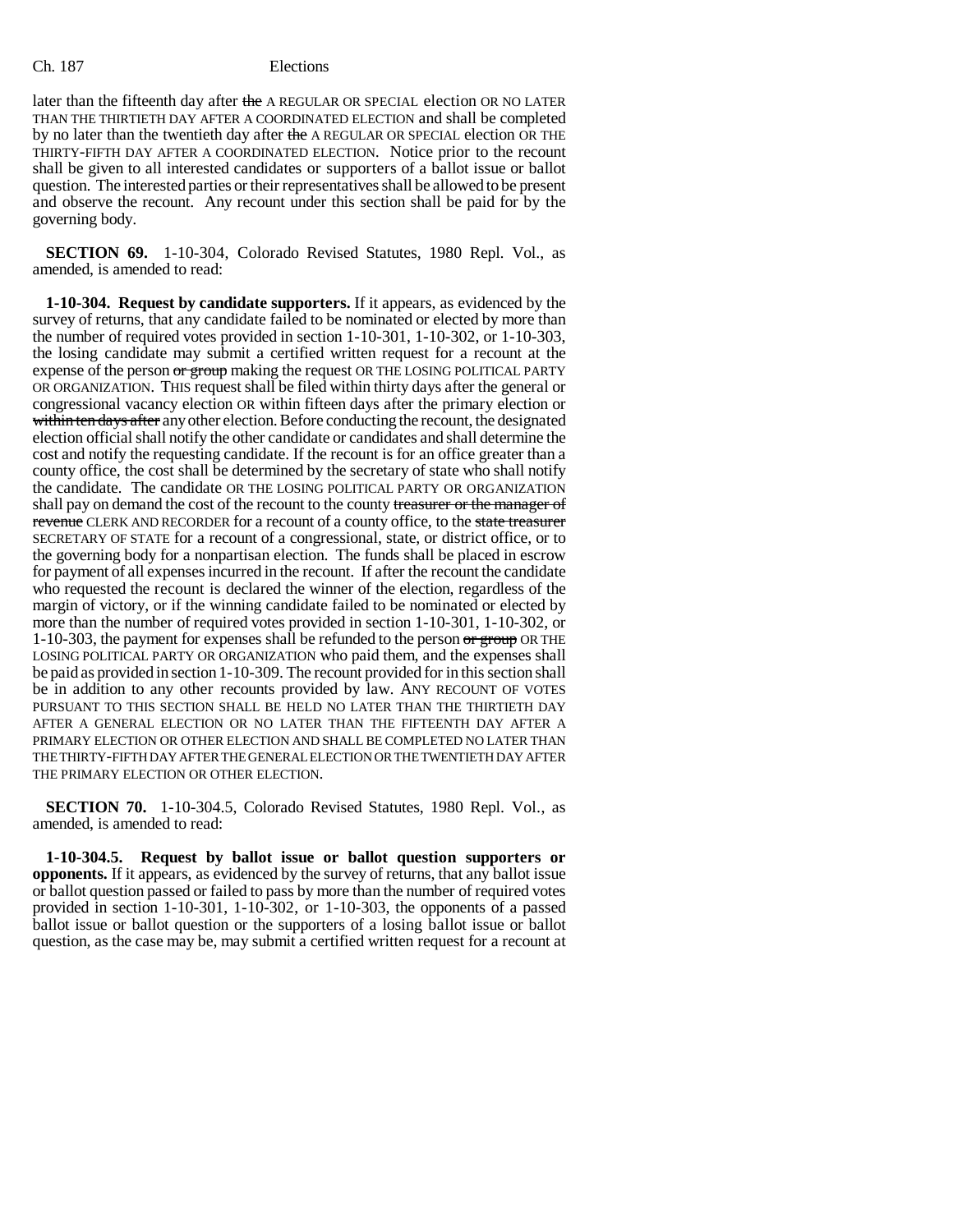later than the fifteenth day after ~~the~~ A REGULAR OR SPECIAL election OR NO LATER THAN THE THIRTIETH DAY AFTER A COORDINATED ELECTION and shall be completed by no later than the twentieth day after ~~the~~ A REGULAR OR SPECIAL election OR THE THIRTY-FIFTH DAY AFTER A COORDINATED ELECTION. Notice prior to the recount shall be given to all interested candidates or supporters of a ballot issue or ballot question. The interested parties or their representatives shall be allowed to be present and observe the recount. Any recount under this section shall be paid for by the governing body.

**SECTION 69.** 1-10-304, Colorado Revised Statutes, 1980 Repl. Vol., as amended, is amended to read:

**1-10-304. Request by candidate supporters.** If it appears, as evidenced by the survey of returns, that any candidate failed to be nominated or elected by more than the number of required votes provided in section 1-10-301, 1-10-302, or 1-10-303, the losing candidate may submit a certified written request for a recount at the expense of the person ~~or group~~ making the request OR THE LOSING POLITICAL PARTY OR ORGANIZATION. THIS request shall be filed within thirty days after the general or congressional vacancy election OR within fifteen days after the primary election or ~~within ten days after~~ any other election. Before conducting the recount, the designated election official shall notify the other candidate or candidates and shall determine the cost and notify the requesting candidate. If the recount is for an office greater than a county office, the cost shall be determined by the secretary of state who shall notify the candidate. The candidate OR THE LOSING POLITICAL PARTY OR ORGANIZATION shall pay on demand the cost of the recount to the county ~~treasurer or the manager of revenue~~ CLERK AND RECORDER for a recount of a county office, to the ~~state treasurer~~ SECRETARY OF STATE for a recount of a congressional, state, or district office, or to the governing body for a nonpartisan election. The funds shall be placed in escrow for payment of all expenses incurred in the recount. If after the recount the candidate who requested the recount is declared the winner of the election, regardless of the margin of victory, or if the winning candidate failed to be nominated or elected by more than the number of required votes provided in section 1-10-301, 1-10-302, or 1-10-303, the payment for expenses shall be refunded to the person ~~or group~~ OR THE LOSING POLITICAL PARTY OR ORGANIZATION who paid them, and the expenses shall be paid as provided in section 1-10-309. The recount provided for in this section shall be in addition to any other recounts provided by law. ANY RECOUNT OF VOTES PURSUANT TO THIS SECTION SHALL BE HELD NO LATER THAN THE THIRTIETH DAY AFTER A GENERAL ELECTION OR NO LATER THAN THE FIFTEENTH DAY AFTER A PRIMARY ELECTION OR OTHER ELECTION AND SHALL BE COMPLETED NO LATER THAN THE THIRTY-FIFTH DAY AFTER THE GENERAL ELECTION OR THE TWENTIETH DAY AFTER THE PRIMARY ELECTION OR OTHER ELECTION.

**SECTION 70.** 1-10-304.5, Colorado Revised Statutes, 1980 Repl. Vol., as amended, is amended to read:

**1-10-304.5. Request by ballot issue or ballot question supporters or opponents.** If it appears, as evidenced by the survey of returns, that any ballot issue or ballot question passed or failed to pass by more than the number of required votes provided in section 1-10-301, 1-10-302, or 1-10-303, the opponents of a passed ballot issue or ballot question or the supporters of a losing ballot issue or ballot question, as the case may be, may submit a certified written request for a recount at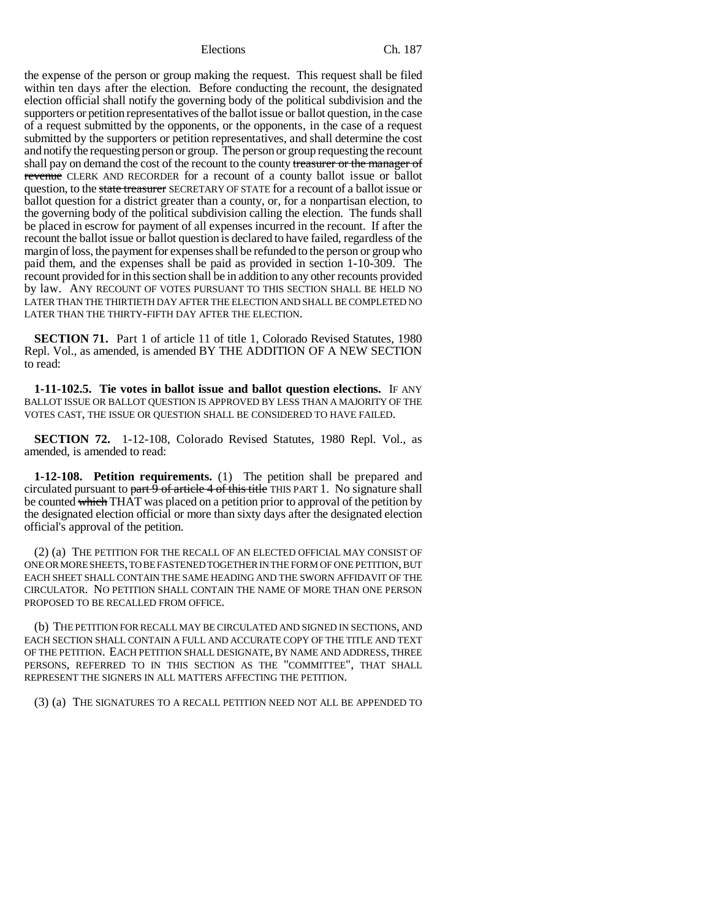the expense of the person or group making the request. This request shall be filed within ten days after the election. Before conducting the recount, the designated election official shall notify the governing body of the political subdivision and the supporters or petition representatives of the ballot issue or ballot question, in the case of a request submitted by the opponents, or the opponents, in the case of a request submitted by the supporters or petition representatives, and shall determine the cost and notify the requesting person or group. The person or group requesting the recount shall pay on demand the cost of the recount to the county ~~treasurer or the manager of revenue~~ CLERK AND RECORDER for a recount of a county ballot issue or ballot question, to the ~~state treasurer~~ SECRETARY OF STATE for a recount of a ballot issue or ballot question for a district greater than a county, or, for a nonpartisan election, to the governing body of the political subdivision calling the election. The funds shall be placed in escrow for payment of all expenses incurred in the recount. If after the recount the ballot issue or ballot question is declared to have failed, regardless of the margin of loss, the payment for expenses shall be refunded to the person or group who paid them, and the expenses shall be paid as provided in section 1-10-309. The recount provided for in this section shall be in addition to any other recounts provided by law. ANY RECOUNT OF VOTES PURSUANT TO THIS SECTION SHALL BE HELD NO LATER THAN THE THIRTIETH DAY AFTER THE ELECTION AND SHALL BE COMPLETED NO LATER THAN THE THIRTY-FIFTH DAY AFTER THE ELECTION.

**SECTION 71.** Part 1 of article 11 of title 1, Colorado Revised Statutes, 1980 Repl. Vol., as amended, is amended BY THE ADDITION OF A NEW SECTION to read:

**1-11-102.5. Tie votes in ballot issue and ballot question elections.** IF ANY BALLOT ISSUE OR BALLOT QUESTION IS APPROVED BY LESS THAN A MAJORITY OF THE VOTES CAST, THE ISSUE OR QUESTION SHALL BE CONSIDERED TO HAVE FAILED.

**SECTION 72.** 1-12-108, Colorado Revised Statutes, 1980 Repl. Vol., as amended, is amended to read:

**1-12-108. Petition requirements.** (1) The petition shall be prepared and circulated pursuant to ~~part 9 of article 4 of this title~~ THIS PART 1. No signature shall be counted ~~which~~ THAT was placed on a petition prior to approval of the petition by the designated election official or more than sixty days after the designated election official's approval of the petition.

(2) (a) THE PETITION FOR THE RECALL OF AN ELECTED OFFICIAL MAY CONSIST OF ONE OR MORE SHEETS, TO BE FASTENED TOGETHER IN THE FORM OF ONE PETITION, BUT EACH SHEET SHALL CONTAIN THE SAME HEADING AND THE SWORN AFFIDAVIT OF THE CIRCULATOR. NO PETITION SHALL CONTAIN THE NAME OF MORE THAN ONE PERSON PROPOSED TO BE RECALLED FROM OFFICE.

(b) THE PETITION FOR RECALL MAY BE CIRCULATED AND SIGNED IN SECTIONS, AND EACH SECTION SHALL CONTAIN A FULL AND ACCURATE COPY OF THE TITLE AND TEXT OF THE PETITION. EACH PETITION SHALL DESIGNATE, BY NAME AND ADDRESS, THREE PERSONS, REFERRED TO IN THIS SECTION AS THE "COMMITTEE", THAT SHALL REPRESENT THE SIGNERS IN ALL MATTERS AFFECTING THE PETITION.

(3) (a) THE SIGNATURES TO A RECALL PETITION NEED NOT ALL BE APPENDED TO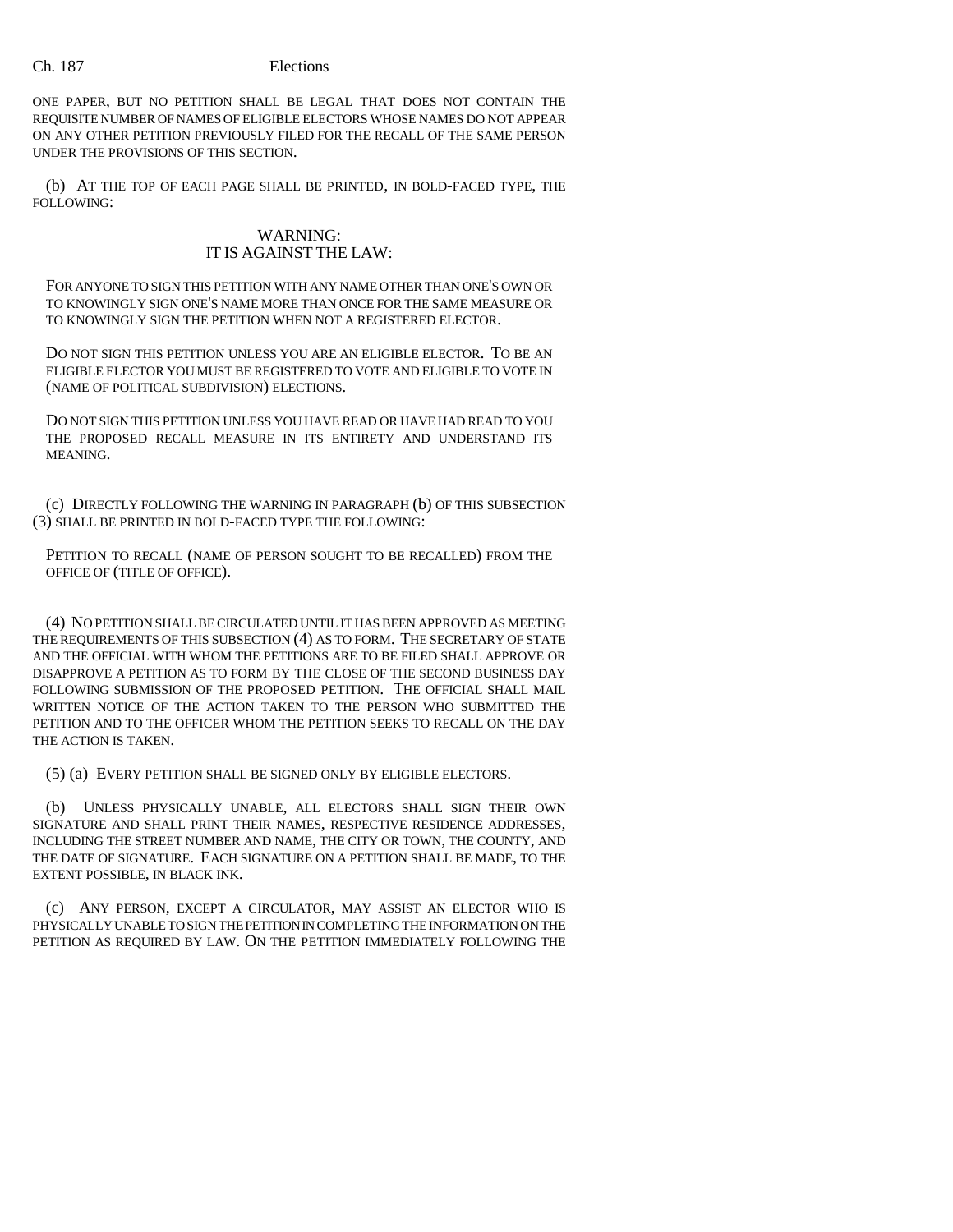ONE PAPER, BUT NO PETITION SHALL BE LEGAL THAT DOES NOT CONTAIN THE REQUISITE NUMBER OF NAMES OF ELIGIBLE ELECTORS WHOSE NAMES DO NOT APPEAR ON ANY OTHER PETITION PREVIOUSLY FILED FOR THE RECALL OF THE SAME PERSON UNDER THE PROVISIONS OF THIS SECTION.

(b) AT THE TOP OF EACH PAGE SHALL BE PRINTED, IN BOLD-FACED TYPE, THE FOLLOWING:

**WARNING:**
**IT IS AGAINST THE LAW:**

FOR ANYONE TO SIGN THIS PETITION WITH ANY NAME OTHER THAN ONE'S OWN OR TO KNOWINGLY SIGN ONE'S NAME MORE THAN ONCE FOR THE SAME MEASURE OR TO KNOWINGLY SIGN THE PETITION WHEN NOT A REGISTERED ELECTOR.

DO NOT SIGN THIS PETITION UNLESS YOU ARE AN ELIGIBLE ELECTOR. TO BE AN ELIGIBLE ELECTOR YOU MUST BE REGISTERED TO VOTE AND ELIGIBLE TO VOTE IN (NAME OF POLITICAL SUBDIVISION) ELECTIONS.

DO NOT SIGN THIS PETITION UNLESS YOU HAVE READ OR HAVE HAD READ TO YOU THE PROPOSED RECALL MEASURE IN ITS ENTIRETY AND UNDERSTAND ITS MEANING.

(c) DIRECTLY FOLLOWING THE WARNING IN PARAGRAPH (b) OF THIS SUBSECTION (3) SHALL BE PRINTED IN BOLD-FACED TYPE THE FOLLOWING:

PETITION TO RECALL (NAME OF PERSON SOUGHT TO BE RECALLED) FROM THE OFFICE OF (TITLE OF OFFICE).

(4) NO PETITION SHALL BE CIRCULATED UNTIL IT HAS BEEN APPROVED AS MEETING THE REQUIREMENTS OF THIS SUBSECTION (4) AS TO FORM. THE SECRETARY OF STATE AND THE OFFICIAL WITH WHOM THE PETITIONS ARE TO BE FILED SHALL APPROVE OR DISAPPROVE A PETITION AS TO FORM BY THE CLOSE OF THE SECOND BUSINESS DAY FOLLOWING SUBMISSION OF THE PROPOSED PETITION. THE OFFICIAL SHALL MAIL WRITTEN NOTICE OF THE ACTION TAKEN TO THE PERSON WHO SUBMITTED THE PETITION AND TO THE OFFICER WHOM THE PETITION SEEKS TO RECALL ON THE DAY THE ACTION IS TAKEN.

(5) (a) EVERY PETITION SHALL BE SIGNED ONLY BY ELIGIBLE ELECTORS.

(b) UNLESS PHYSICALLY UNABLE, ALL ELECTORS SHALL SIGN THEIR OWN SIGNATURE AND SHALL PRINT THEIR NAMES, RESPECTIVE RESIDENCE ADDRESSES, INCLUDING THE STREET NUMBER AND NAME, THE CITY OR TOWN, THE COUNTY, AND THE DATE OF SIGNATURE. EACH SIGNATURE ON A PETITION SHALL BE MADE, TO THE EXTENT POSSIBLE, IN BLACK INK.

(c) ANY PERSON, EXCEPT A CIRCULATOR, MAY ASSIST AN ELECTOR WHO IS PHYSICALLY UNABLE TO SIGN THE PETITION IN COMPLETING THE INFORMATION ON THE PETITION AS REQUIRED BY LAW. ON THE PETITION IMMEDIATELY FOLLOWING THE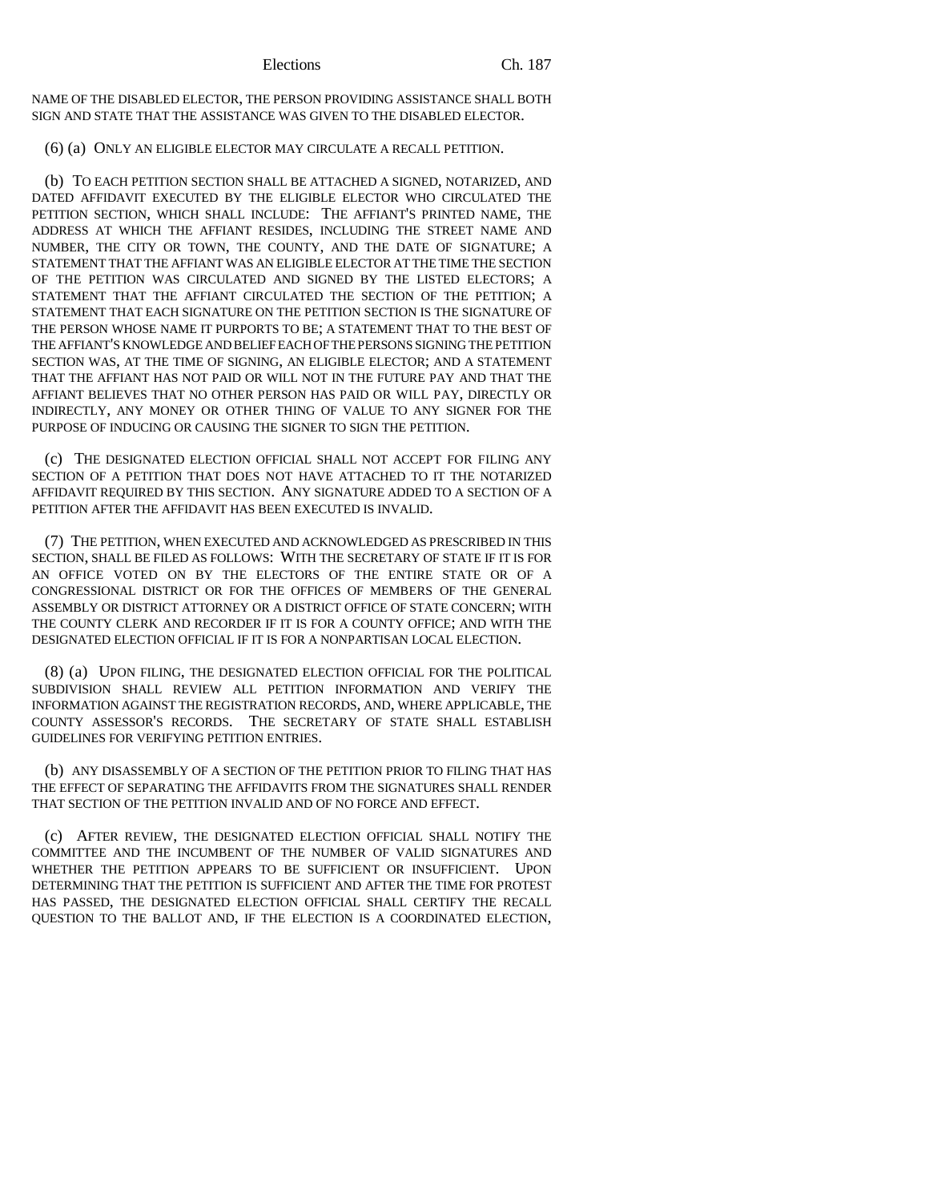NAME OF THE DISABLED ELECTOR, THE PERSON PROVIDING ASSISTANCE SHALL BOTH SIGN AND STATE THAT THE ASSISTANCE WAS GIVEN TO THE DISABLED ELECTOR.

(6) (a) ONLY AN ELIGIBLE ELECTOR MAY CIRCULATE A RECALL PETITION.

(b) TO EACH PETITION SECTION SHALL BE ATTACHED A SIGNED, NOTARIZED, AND DATED AFFIDAVIT EXECUTED BY THE ELIGIBLE ELECTOR WHO CIRCULATED THE PETITION SECTION, WHICH SHALL INCLUDE: THE AFFIANT'S PRINTED NAME, THE ADDRESS AT WHICH THE AFFIANT RESIDES, INCLUDING THE STREET NAME AND NUMBER, THE CITY OR TOWN, THE COUNTY, AND THE DATE OF SIGNATURE; A STATEMENT THAT THE AFFIANT WAS AN ELIGIBLE ELECTOR AT THE TIME THE SECTION OF THE PETITION WAS CIRCULATED AND SIGNED BY THE LISTED ELECTORS; A STATEMENT THAT THE AFFIANT CIRCULATED THE SECTION OF THE PETITION; A STATEMENT THAT EACH SIGNATURE ON THE PETITION SECTION IS THE SIGNATURE OF THE PERSON WHOSE NAME IT PURPORTS TO BE; A STATEMENT THAT TO THE BEST OF THE AFFIANT'S KNOWLEDGE AND BELIEF EACH OF THE PERSONS SIGNING THE PETITION SECTION WAS, AT THE TIME OF SIGNING, AN ELIGIBLE ELECTOR; AND A STATEMENT THAT THE AFFIANT HAS NOT PAID OR WILL NOT IN THE FUTURE PAY AND THAT THE AFFIANT BELIEVES THAT NO OTHER PERSON HAS PAID OR WILL PAY, DIRECTLY OR INDIRECTLY, ANY MONEY OR OTHER THING OF VALUE TO ANY SIGNER FOR THE PURPOSE OF INDUCING OR CAUSING THE SIGNER TO SIGN THE PETITION.

(c) THE DESIGNATED ELECTION OFFICIAL SHALL NOT ACCEPT FOR FILING ANY SECTION OF A PETITION THAT DOES NOT HAVE ATTACHED TO IT THE NOTARIZED AFFIDAVIT REQUIRED BY THIS SECTION. ANY SIGNATURE ADDED TO A SECTION OF A PETITION AFTER THE AFFIDAVIT HAS BEEN EXECUTED IS INVALID.

(7) THE PETITION, WHEN EXECUTED AND ACKNOWLEDGED AS PRESCRIBED IN THIS SECTION, SHALL BE FILED AS FOLLOWS: WITH THE SECRETARY OF STATE IF IT IS FOR AN OFFICE VOTED ON BY THE ELECTORS OF THE ENTIRE STATE OR OF A CONGRESSIONAL DISTRICT OR FOR THE OFFICES OF MEMBERS OF THE GENERAL ASSEMBLY OR DISTRICT ATTORNEY OR A DISTRICT OFFICE OF STATE CONCERN; WITH THE COUNTY CLERK AND RECORDER IF IT IS FOR A COUNTY OFFICE; AND WITH THE DESIGNATED ELECTION OFFICIAL IF IT IS FOR A NONPARTISAN LOCAL ELECTION.

(8) (a) UPON FILING, THE DESIGNATED ELECTION OFFICIAL FOR THE POLITICAL SUBDIVISION SHALL REVIEW ALL PETITION INFORMATION AND VERIFY THE INFORMATION AGAINST THE REGISTRATION RECORDS, AND, WHERE APPLICABLE, THE COUNTY ASSESSOR'S RECORDS. THE SECRETARY OF STATE SHALL ESTABLISH GUIDELINES FOR VERIFYING PETITION ENTRIES.

(b) ANY DISASSEMBLY OF A SECTION OF THE PETITION PRIOR TO FILING THAT HAS THE EFFECT OF SEPARATING THE AFFIDAVITS FROM THE SIGNATURES SHALL RENDER THAT SECTION OF THE PETITION INVALID AND OF NO FORCE AND EFFECT.

(c) AFTER REVIEW, THE DESIGNATED ELECTION OFFICIAL SHALL NOTIFY THE COMMITTEE AND THE INCUMBENT OF THE NUMBER OF VALID SIGNATURES AND WHETHER THE PETITION APPEARS TO BE SUFFICIENT OR INSUFFICIENT. UPON DETERMINING THAT THE PETITION IS SUFFICIENT AND AFTER THE TIME FOR PROTEST HAS PASSED, THE DESIGNATED ELECTION OFFICIAL SHALL CERTIFY THE RECALL QUESTION TO THE BALLOT AND, IF THE ELECTION IS A COORDINATED ELECTION,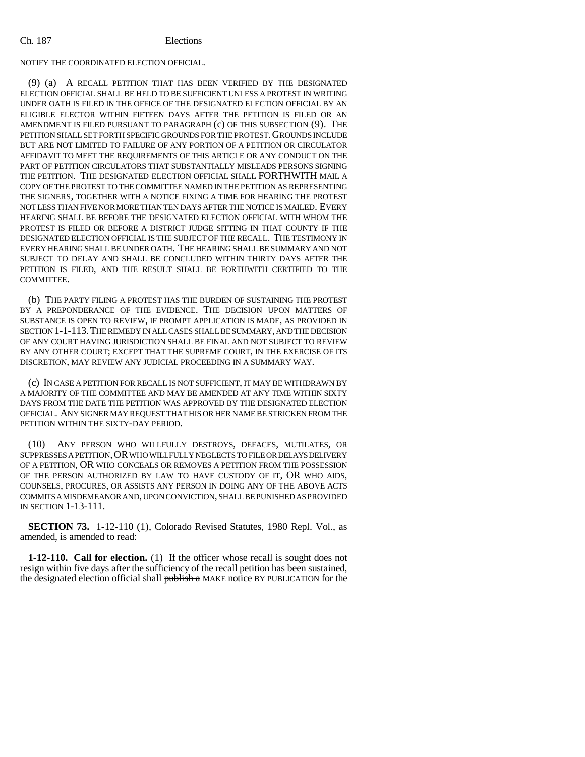NOTIFY THE COORDINATED ELECTION OFFICIAL.

(9) (a) A RECALL PETITION THAT HAS BEEN VERIFIED BY THE DESIGNATED ELECTION OFFICIAL SHALL BE HELD TO BE SUFFICIENT UNLESS A PROTEST IN WRITING UNDER OATH IS FILED IN THE OFFICE OF THE DESIGNATED ELECTION OFFICIAL BY AN ELIGIBLE ELECTOR WITHIN FIFTEEN DAYS AFTER THE PETITION IS FILED OR AN AMENDMENT IS FILED PURSUANT TO PARAGRAPH (c) OF THIS SUBSECTION (9). THE PETITION SHALL SET FORTH SPECIFIC GROUNDS FOR THE PROTEST. GROUNDS INCLUDE BUT ARE NOT LIMITED TO FAILURE OF ANY PORTION OF A PETITION OR CIRCULATOR AFFIDAVIT TO MEET THE REQUIREMENTS OF THIS ARTICLE OR ANY CONDUCT ON THE PART OF PETITION CIRCULATORS THAT SUBSTANTIALLY MISLEADS PERSONS SIGNING THE PETITION. THE DESIGNATED ELECTION OFFICIAL SHALL FORTHWITH MAIL A COPY OF THE PROTEST TO THE COMMITTEE NAMED IN THE PETITION AS REPRESENTING THE SIGNERS, TOGETHER WITH A NOTICE FIXING A TIME FOR HEARING THE PROTEST NOT LESS THAN FIVE NOR MORE THAN TEN DAYS AFTER THE NOTICE IS MAILED. EVERY HEARING SHALL BE BEFORE THE DESIGNATED ELECTION OFFICIAL WITH WHOM THE PROTEST IS FILED OR BEFORE A DISTRICT JUDGE SITTING IN THAT COUNTY IF THE DESIGNATED ELECTION OFFICIAL IS THE SUBJECT OF THE RECALL. THE TESTIMONY IN EVERY HEARING SHALL BE UNDER OATH. THE HEARING SHALL BE SUMMARY AND NOT SUBJECT TO DELAY AND SHALL BE CONCLUDED WITHIN THIRTY DAYS AFTER THE PETITION IS FILED, AND THE RESULT SHALL BE FORTHWITH CERTIFIED TO THE COMMITTEE.

(b) THE PARTY FILING A PROTEST HAS THE BURDEN OF SUSTAINING THE PROTEST BY A PREPONDERANCE OF THE EVIDENCE. THE DECISION UPON MATTERS OF SUBSTANCE IS OPEN TO REVIEW, IF PROMPT APPLICATION IS MADE, AS PROVIDED IN SECTION 1-1-113. THE REMEDY IN ALL CASES SHALL BE SUMMARY, AND THE DECISION OF ANY COURT HAVING JURISDICTION SHALL BE FINAL AND NOT SUBJECT TO REVIEW BY ANY OTHER COURT; EXCEPT THAT THE SUPREME COURT, IN THE EXERCISE OF ITS DISCRETION, MAY REVIEW ANY JUDICIAL PROCEEDING IN A SUMMARY WAY.

(c) IN CASE A PETITION FOR RECALL IS NOT SUFFICIENT, IT MAY BE WITHDRAWN BY A MAJORITY OF THE COMMITTEE AND MAY BE AMENDED AT ANY TIME WITHIN SIXTY DAYS FROM THE DATE THE PETITION WAS APPROVED BY THE DESIGNATED ELECTION OFFICIAL. ANY SIGNER MAY REQUEST THAT HIS OR HER NAME BE STRICKEN FROM THE PETITION WITHIN THE SIXTY-DAY PERIOD.

(10) ANY PERSON WHO WILLFULLY DESTROYS, DEFACES, MUTILATES, OR SUPPRESSES A PETITION, OR WHO WILLFULLY NEGLECTS TO FILE OR DELAYS DELIVERY OF A PETITION, OR WHO CONCEALS OR REMOVES A PETITION FROM THE POSSESSION OF THE PERSON AUTHORIZED BY LAW TO HAVE CUSTODY OF IT, OR WHO AIDS, COUNSELS, PROCURES, OR ASSISTS ANY PERSON IN DOING ANY OF THE ABOVE ACTS COMMITS A MISDEMEANOR AND, UPON CONVICTION, SHALL BE PUNISHED AS PROVIDED IN SECTION 1-13-111.

**SECTION 73.** 1-12-110 (1), Colorado Revised Statutes, 1980 Repl. Vol., as amended, is amended to read:

**1-12-110. Call for election.** (1) If the officer whose recall is sought does not resign within five days after the sufficiency of the recall petition has been sustained, the designated election official shall ~~publish a~~ MAKE notice BY PUBLICATION for the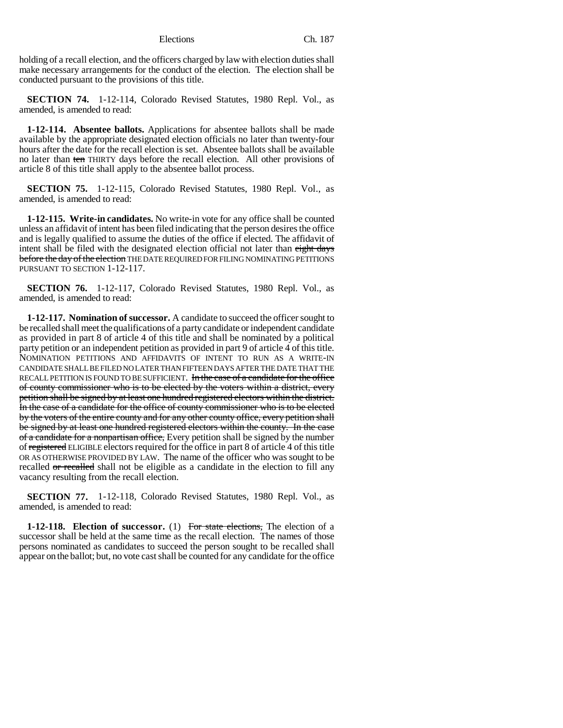holding of a recall election, and the officers charged by law with election duties shall make necessary arrangements for the conduct of the election. The election shall be conducted pursuant to the provisions of this title.

**SECTION 74.** 1-12-114, Colorado Revised Statutes, 1980 Repl. Vol., as amended, is amended to read:

**1-12-114. Absentee ballots.** Applications for absentee ballots shall be made available by the appropriate designated election officials no later than twenty-four hours after the date for the recall election is set. Absentee ballots shall be available no later than ~~ten~~ THIRTY days before the recall election. All other provisions of article 8 of this title shall apply to the absentee ballot process.

**SECTION 75.** 1-12-115, Colorado Revised Statutes, 1980 Repl. Vol., as amended, is amended to read:

**1-12-115. Write-in candidates.** No write-in vote for any office shall be counted unless an affidavit of intent has been filed indicating that the person desires the office and is legally qualified to assume the duties of the office if elected. The affidavit of intent shall be filed with the designated election official not later than ~~eight days before the day of the election~~ THE DATE REQUIRED FOR FILING NOMINATING PETITIONS PURSUANT TO SECTION 1-12-117.

**SECTION 76.** 1-12-117, Colorado Revised Statutes, 1980 Repl. Vol., as amended, is amended to read:

**1-12-117. Nomination of successor.** A candidate to succeed the officer sought to be recalled shall meet the qualifications of a party candidate or independent candidate as provided in part 8 of article 4 of this title and shall be nominated by a political party petition or an independent petition as provided in part 9 of article 4 of this title. NOMINATION PETITIONS AND AFFIDAVITS OF INTENT TO RUN AS A WRITE-IN CANDIDATE SHALL BE FILED NO LATER THAN FIFTEEN DAYS AFTER THE DATE THAT THE RECALL PETITION IS FOUND TO BE SUFFICIENT. ~~In the case of a candidate for the office of county commissioner who is to be elected by the voters within a district, every petition shall be signed by at least one hundred registered electors within the district. In the case of a candidate for the office of county commissioner who is to be elected by the voters of the entire county and for any other county office, every petition shall be signed by at least one hundred registered electors within the county. In the case of a candidate for a nonpartisan office,~~ Every petition shall be signed by the number of ~~registered~~ ELIGIBLE electors required for the office in part 8 of article 4 of this title OR AS OTHERWISE PROVIDED BY LAW. The name of the officer who was sought to be recalled ~~or recalled~~ shall not be eligible as a candidate in the election to fill any vacancy resulting from the recall election.

**SECTION 77.** 1-12-118, Colorado Revised Statutes, 1980 Repl. Vol., as amended, is amended to read:

**1-12-118. Election of successor.** (1) ~~For state elections,~~ The election of a successor shall be held at the same time as the recall election. The names of those persons nominated as candidates to succeed the person sought to be recalled shall appear on the ballot; but, no vote cast shall be counted for any candidate for the office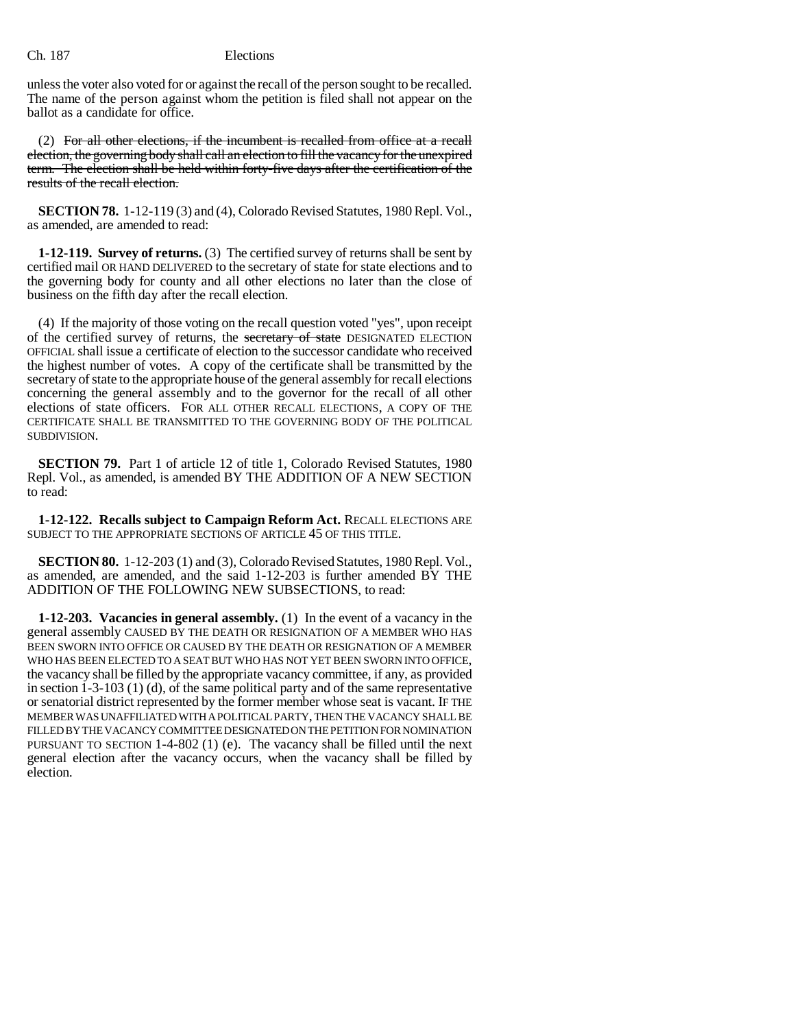unless the voter also voted for or against the recall of the person sought to be recalled. The name of the person against whom the petition is filed shall not appear on the ballot as a candidate for office.

(2) ~~For all other elections, if the incumbent is recalled from office at a recall election, the governing body shall call an election to fill the vacancy for the unexpired term. The election shall be held within forty-five days after the certification of the results of the recall election.~~

**SECTION 78.** 1-12-119 (3) and (4), Colorado Revised Statutes, 1980 Repl. Vol., as amended, are amended to read:

**1-12-119. Survey of returns.** (3) The certified survey of returns shall be sent by certified mail OR HAND DELIVERED to the secretary of state for state elections and to the governing body for county and all other elections no later than the close of business on the fifth day after the recall election.

(4) If the majority of those voting on the recall question voted "yes", upon receipt of the certified survey of returns, the ~~secretary of state~~ DESIGNATED ELECTION OFFICIAL shall issue a certificate of election to the successor candidate who received the highest number of votes. A copy of the certificate shall be transmitted by the secretary of state to the appropriate house of the general assembly for recall elections concerning the general assembly and to the governor for the recall of all other elections of state officers. FOR ALL OTHER RECALL ELECTIONS, A COPY OF THE CERTIFICATE SHALL BE TRANSMITTED TO THE GOVERNING BODY OF THE POLITICAL SUBDIVISION.

**SECTION 79.** Part 1 of article 12 of title 1, Colorado Revised Statutes, 1980 Repl. Vol., as amended, is amended BY THE ADDITION OF A NEW SECTION to read:

**1-12-122. Recalls subject to Campaign Reform Act.** RECALL ELECTIONS ARE SUBJECT TO THE APPROPRIATE SECTIONS OF ARTICLE 45 OF THIS TITLE.

**SECTION 80.** 1-12-203 (1) and (3), Colorado Revised Statutes, 1980 Repl. Vol., as amended, are amended, and the said 1-12-203 is further amended BY THE ADDITION OF THE FOLLOWING NEW SUBSECTIONS, to read:

**1-12-203. Vacancies in general assembly.** (1) In the event of a vacancy in the general assembly CAUSED BY THE DEATH OR RESIGNATION OF A MEMBER WHO HAS BEEN SWORN INTO OFFICE OR CAUSED BY THE DEATH OR RESIGNATION OF A MEMBER WHO HAS BEEN ELECTED TO A SEAT BUT WHO HAS NOT YET BEEN SWORN INTO OFFICE, the vacancy shall be filled by the appropriate vacancy committee, if any, as provided in section 1-3-103 (1) (d), of the same political party and of the same representative or senatorial district represented by the former member whose seat is vacant. IF THE MEMBER WAS UNAFFILIATED WITH A POLITICAL PARTY, THEN THE VACANCY SHALL BE FILLED BY THE VACANCY COMMITTEE DESIGNATED ON THE PETITION FOR NOMINATION PURSUANT TO SECTION 1-4-802 (1) (e). The vacancy shall be filled until the next general election after the vacancy occurs, when the vacancy shall be filled by election.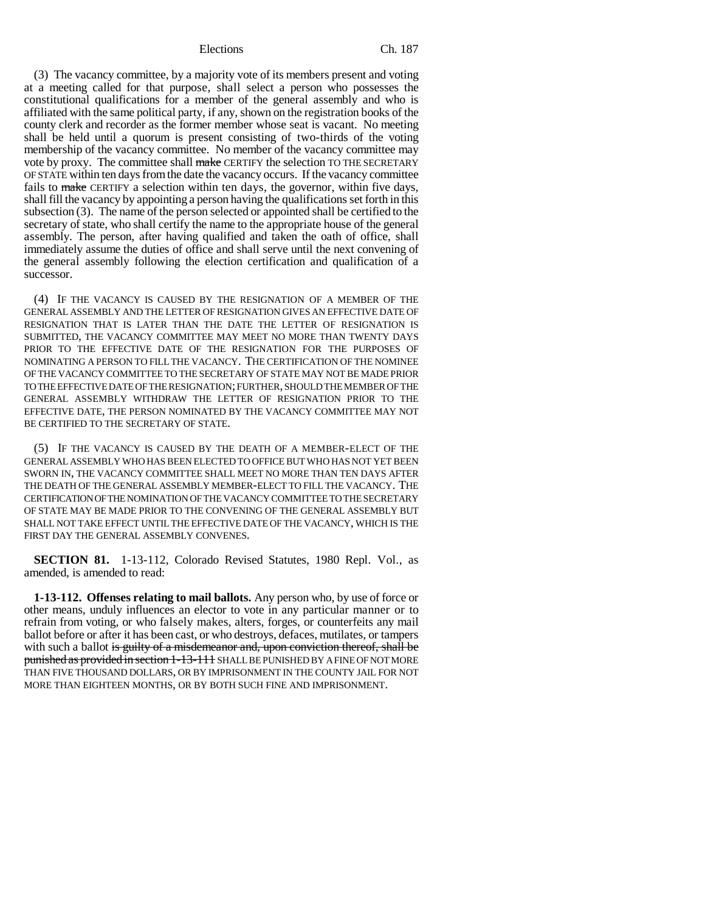(3) The vacancy committee, by a majority vote of its members present and voting at a meeting called for that purpose, shall select a person who possesses the constitutional qualifications for a member of the general assembly and who is affiliated with the same political party, if any, shown on the registration books of the county clerk and recorder as the former member whose seat is vacant. No meeting shall be held until a quorum is present consisting of two-thirds of the voting membership of the vacancy committee. No member of the vacancy committee may vote by proxy. The committee shall ~~make~~ CERTIFY the selection TO THE SECRETARY OF STATE within ten days from the date the vacancy occurs. If the vacancy committee fails to ~~make~~ CERTIFY a selection within ten days, the governor, within five days, shall fill the vacancy by appointing a person having the qualifications set forth in this subsection (3). The name of the person selected or appointed shall be certified to the secretary of state, who shall certify the name to the appropriate house of the general assembly. The person, after having qualified and taken the oath of office, shall immediately assume the duties of office and shall serve until the next convening of the general assembly following the election certification and qualification of a successor.

(4) IF THE VACANCY IS CAUSED BY THE RESIGNATION OF A MEMBER OF THE GENERAL ASSEMBLY AND THE LETTER OF RESIGNATION GIVES AN EFFECTIVE DATE OF RESIGNATION THAT IS LATER THAN THE DATE THE LETTER OF RESIGNATION IS SUBMITTED, THE VACANCY COMMITTEE MAY MEET NO MORE THAN TWENTY DAYS PRIOR TO THE EFFECTIVE DATE OF THE RESIGNATION FOR THE PURPOSES OF NOMINATING A PERSON TO FILL THE VACANCY. THE CERTIFICATION OF THE NOMINEE OF THE VACANCY COMMITTEE TO THE SECRETARY OF STATE MAY NOT BE MADE PRIOR TO THE EFFECTIVE DATE OF THE RESIGNATION; FURTHER, SHOULD THE MEMBER OF THE GENERAL ASSEMBLY WITHDRAW THE LETTER OF RESIGNATION PRIOR TO THE EFFECTIVE DATE, THE PERSON NOMINATED BY THE VACANCY COMMITTEE MAY NOT BE CERTIFIED TO THE SECRETARY OF STATE.

(5) IF THE VACANCY IS CAUSED BY THE DEATH OF A MEMBER-ELECT OF THE GENERAL ASSEMBLY WHO HAS BEEN ELECTED TO OFFICE BUT WHO HAS NOT YET BEEN SWORN IN, THE VACANCY COMMITTEE SHALL MEET NO MORE THAN TEN DAYS AFTER THE DEATH OF THE GENERAL ASSEMBLY MEMBER-ELECT TO FILL THE VACANCY. THE CERTIFICATION OF THE NOMINATION OF THE VACANCY COMMITTEE TO THE SECRETARY OF STATE MAY BE MADE PRIOR TO THE CONVENING OF THE GENERAL ASSEMBLY BUT SHALL NOT TAKE EFFECT UNTIL THE EFFECTIVE DATE OF THE VACANCY, WHICH IS THE FIRST DAY THE GENERAL ASSEMBLY CONVENES.

**SECTION 81.** 1-13-112, Colorado Revised Statutes, 1980 Repl. Vol., as amended, is amended to read:

**1-13-112. Offenses relating to mail ballots.** Any person who, by use of force or other means, unduly influences an elector to vote in any particular manner or to refrain from voting, or who falsely makes, alters, forges, or counterfeits any mail ballot before or after it has been cast, or who destroys, defaces, mutilates, or tampers with such a ballot ~~is guilty of a misdemeanor and, upon conviction thereof, shall be punished as provided in section 1-13-111~~ SHALL BE PUNISHED BY A FINE OF NOT MORE THAN FIVE THOUSAND DOLLARS, OR BY IMPRISONMENT IN THE COUNTY JAIL FOR NOT MORE THAN EIGHTEEN MONTHS, OR BY BOTH SUCH FINE AND IMPRISONMENT.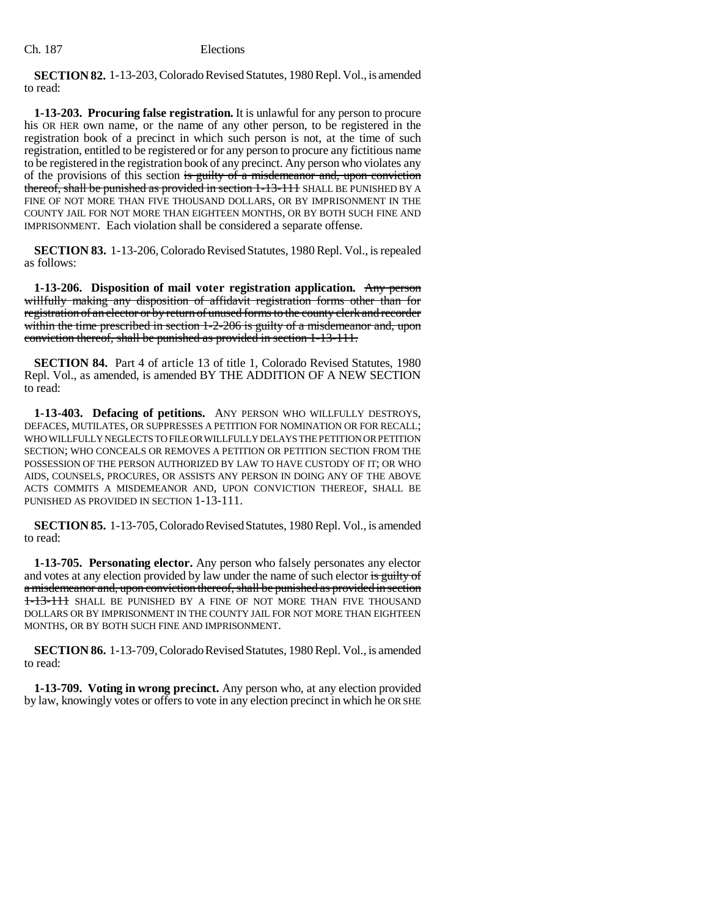**SECTION 82.** 1-13-203, Colorado Revised Statutes, 1980 Repl. Vol., is amended to read:

**1-13-203. Procuring false registration.** It is unlawful for any person to procure his OR HER own name, or the name of any other person, to be registered in the registration book of a precinct in which such person is not, at the time of such registration, entitled to be registered or for any person to procure any fictitious name to be registered in the registration book of any precinct. Any person who violates any of the provisions of this section ~~is guilty of a misdemeanor and, upon conviction thereof, shall be punished as provided in section 1-13-111~~ SHALL BE PUNISHED BY A FINE OF NOT MORE THAN FIVE THOUSAND DOLLARS, OR BY IMPRISONMENT IN THE COUNTY JAIL FOR NOT MORE THAN EIGHTEEN MONTHS, OR BY BOTH SUCH FINE AND IMPRISONMENT. Each violation shall be considered a separate offense.

**SECTION 83.** 1-13-206, Colorado Revised Statutes, 1980 Repl. Vol., is repealed as follows:

**1-13-206. Disposition of mail voter registration application.** ~~Any person willfully making any disposition of affidavit registration forms other than for registration of an elector or by return of unused forms to the county clerk and recorder within the time prescribed in section 1-2-206 is guilty of a misdemeanor and, upon conviction thereof, shall be punished as provided in section 1-13-111.~~

**SECTION 84.** Part 4 of article 13 of title 1, Colorado Revised Statutes, 1980 Repl. Vol., as amended, is amended BY THE ADDITION OF A NEW SECTION to read:

**1-13-403. Defacing of petitions.** ANY PERSON WHO WILLFULLY DESTROYS, DEFACES, MUTILATES, OR SUPPRESSES A PETITION FOR NOMINATION OR FOR RECALL; WHO WILLFULLY NEGLECTS TO FILE OR WILLFULLY DELAYS THE PETITION OR PETITION SECTION; WHO CONCEALS OR REMOVES A PETITION OR PETITION SECTION FROM THE POSSESSION OF THE PERSON AUTHORIZED BY LAW TO HAVE CUSTODY OF IT; OR WHO AIDS, COUNSELS, PROCURES, OR ASSISTS ANY PERSON IN DOING ANY OF THE ABOVE ACTS COMMITS A MISDEMEANOR AND, UPON CONVICTION THEREOF, SHALL BE PUNISHED AS PROVIDED IN SECTION 1-13-111.

**SECTION 85.** 1-13-705, Colorado Revised Statutes, 1980 Repl. Vol., is amended to read:

**1-13-705. Personating elector.** Any person who falsely personates any elector and votes at any election provided by law under the name of such elector ~~is guilty of a misdemeanor and, upon conviction thereof, shall be punished as provided in section 1-13-111~~ SHALL BE PUNISHED BY A FINE OF NOT MORE THAN FIVE THOUSAND DOLLARS OR BY IMPRISONMENT IN THE COUNTY JAIL FOR NOT MORE THAN EIGHTEEN MONTHS, OR BY BOTH SUCH FINE AND IMPRISONMENT.

**SECTION 86.** 1-13-709, Colorado Revised Statutes, 1980 Repl. Vol., is amended to read:

**1-13-709. Voting in wrong precinct.** Any person who, at any election provided by law, knowingly votes or offers to vote in any election precinct in which he OR SHE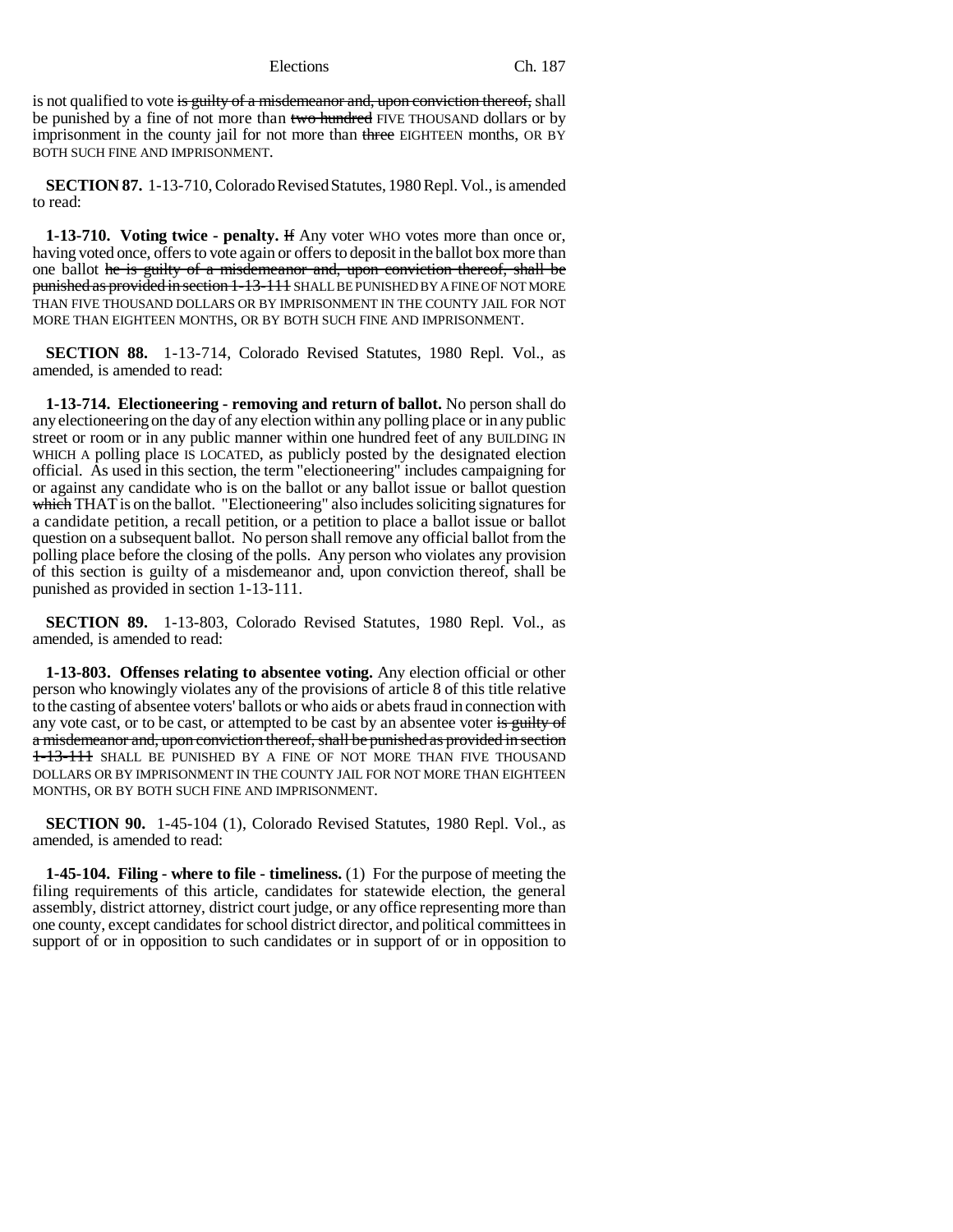is not qualified to vote ~~is guilty of a misdemeanor and, upon conviction thereof,~~ shall be punished by a fine of not more than ~~two hundred~~ FIVE THOUSAND dollars or by imprisonment in the county jail for not more than ~~three~~ EIGHTEEN months, OR BY BOTH SUCH FINE AND IMPRISONMENT.

**SECTION 87.** 1-13-710, Colorado Revised Statutes, 1980 Repl. Vol., is amended to read:

**1-13-710. Voting twice - penalty.** ~~If~~ Any voter WHO votes more than once or, having voted once, offers to vote again or offers to deposit in the ballot box more than one ballot ~~he is guilty of a misdemeanor and, upon conviction thereof, shall be punished as provided in section 1-13-111~~ SHALL BE PUNISHED BY A FINE OF NOT MORE THAN FIVE THOUSAND DOLLARS OR BY IMPRISONMENT IN THE COUNTY JAIL FOR NOT MORE THAN EIGHTEEN MONTHS, OR BY BOTH SUCH FINE AND IMPRISONMENT.

**SECTION 88.** 1-13-714, Colorado Revised Statutes, 1980 Repl. Vol., as amended, is amended to read:

**1-13-714. Electioneering - removing and return of ballot.** No person shall do any electioneering on the day of any election within any polling place or in any public street or room or in any public manner within one hundred feet of any BUILDING IN WHICH A polling place IS LOCATED, as publicly posted by the designated election official. As used in this section, the term "electioneering" includes campaigning for or against any candidate who is on the ballot or any ballot issue or ballot question ~~which~~ THAT is on the ballot. "Electioneering" also includes soliciting signatures for a candidate petition, a recall petition, or a petition to place a ballot issue or ballot question on a subsequent ballot. No person shall remove any official ballot from the polling place before the closing of the polls. Any person who violates any provision of this section is guilty of a misdemeanor and, upon conviction thereof, shall be punished as provided in section 1-13-111.

**SECTION 89.** 1-13-803, Colorado Revised Statutes, 1980 Repl. Vol., as amended, is amended to read:

**1-13-803. Offenses relating to absentee voting.** Any election official or other person who knowingly violates any of the provisions of article 8 of this title relative to the casting of absentee voters' ballots or who aids or abets fraud in connection with any vote cast, or to be cast, or attempted to be cast by an absentee voter ~~is guilty of a misdemeanor and, upon conviction thereof, shall be punished as provided in section 1-13-111~~ SHALL BE PUNISHED BY A FINE OF NOT MORE THAN FIVE THOUSAND DOLLARS OR BY IMPRISONMENT IN THE COUNTY JAIL FOR NOT MORE THAN EIGHTEEN MONTHS, OR BY BOTH SUCH FINE AND IMPRISONMENT.

**SECTION 90.** 1-45-104 (1), Colorado Revised Statutes, 1980 Repl. Vol., as amended, is amended to read:

**1-45-104. Filing - where to file - timeliness.** (1) For the purpose of meeting the filing requirements of this article, candidates for statewide election, the general assembly, district attorney, district court judge, or any office representing more than one county, except candidates for school district director, and political committees in support of or in opposition to such candidates or in support of or in opposition to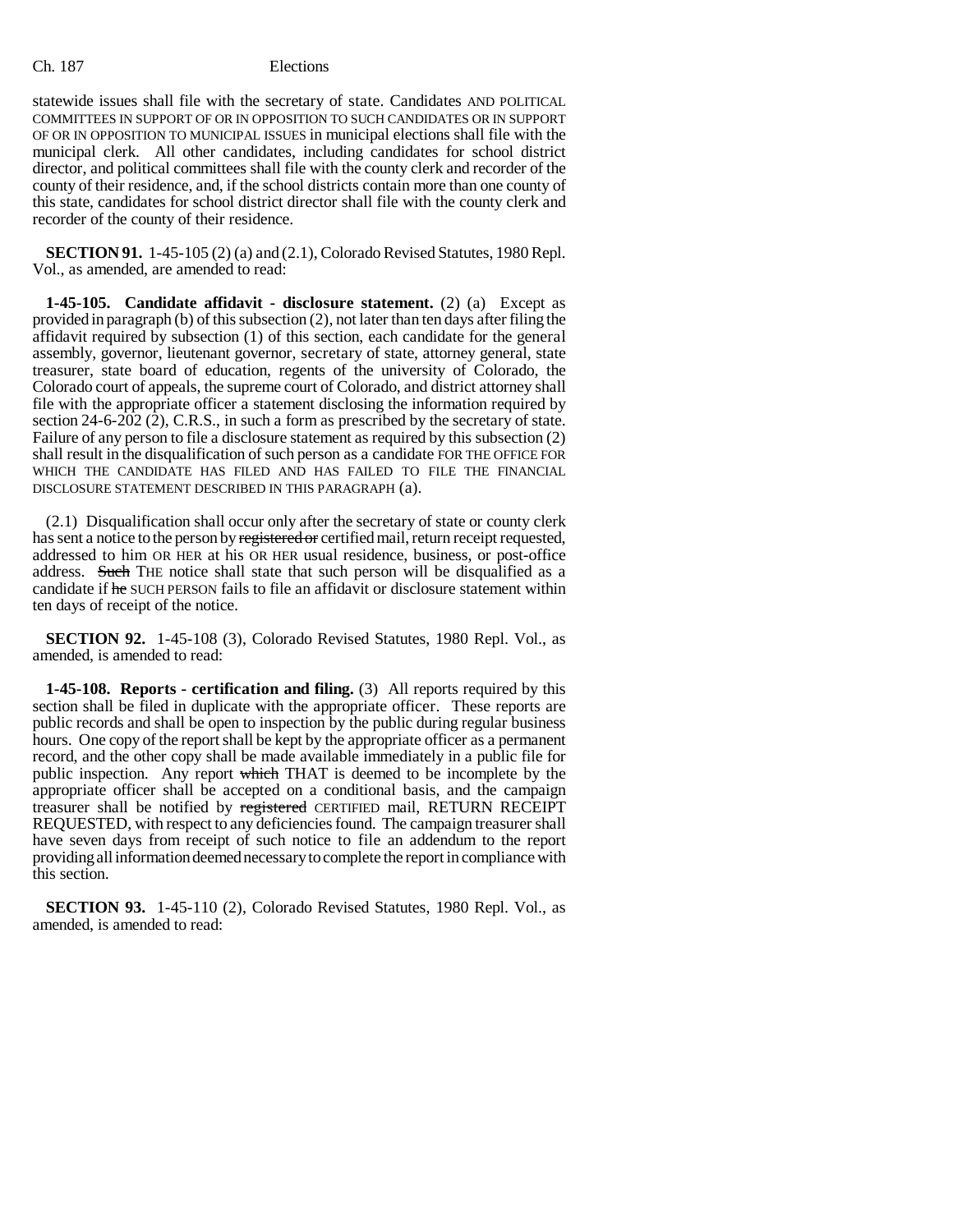statewide issues shall file with the secretary of state. Candidates AND POLITICAL COMMITTEES IN SUPPORT OF OR IN OPPOSITION TO SUCH CANDIDATES OR IN SUPPORT OF OR IN OPPOSITION TO MUNICIPAL ISSUES in municipal elections shall file with the municipal clerk. All other candidates, including candidates for school district director, and political committees shall file with the county clerk and recorder of the county of their residence, and, if the school districts contain more than one county of this state, candidates for school district director shall file with the county clerk and recorder of the county of their residence.

**SECTION 91.** 1-45-105 (2) (a) and (2.1), Colorado Revised Statutes, 1980 Repl. Vol., as amended, are amended to read:

**1-45-105. Candidate affidavit - disclosure statement.** (2) (a) Except as provided in paragraph (b) of this subsection (2), not later than ten days after filing the affidavit required by subsection (1) of this section, each candidate for the general assembly, governor, lieutenant governor, secretary of state, attorney general, state treasurer, state board of education, regents of the university of Colorado, the Colorado court of appeals, the supreme court of Colorado, and district attorney shall file with the appropriate officer a statement disclosing the information required by section 24-6-202 (2), C.R.S., in such a form as prescribed by the secretary of state. Failure of any person to file a disclosure statement as required by this subsection (2) shall result in the disqualification of such person as a candidate FOR THE OFFICE FOR WHICH THE CANDIDATE HAS FILED AND HAS FAILED TO FILE THE FINANCIAL DISCLOSURE STATEMENT DESCRIBED IN THIS PARAGRAPH (a).

(2.1) Disqualification shall occur only after the secretary of state or county clerk has sent a notice to the person by ~~registered or~~ certified mail, return receipt requested, addressed to him OR HER at his OR HER usual residence, business, or post-office address. ~~Such~~ THE notice shall state that such person will be disqualified as a candidate if ~~he~~ SUCH PERSON fails to file an affidavit or disclosure statement within ten days of receipt of the notice.

**SECTION 92.** 1-45-108 (3), Colorado Revised Statutes, 1980 Repl. Vol., as amended, is amended to read:

**1-45-108. Reports - certification and filing.** (3) All reports required by this section shall be filed in duplicate with the appropriate officer. These reports are public records and shall be open to inspection by the public during regular business hours. One copy of the report shall be kept by the appropriate officer as a permanent record, and the other copy shall be made available immediately in a public file for public inspection. Any report ~~which~~ THAT is deemed to be incomplete by the appropriate officer shall be accepted on a conditional basis, and the campaign treasurer shall be notified by ~~registered~~ CERTIFIED mail, RETURN RECEIPT REQUESTED, with respect to any deficiencies found. The campaign treasurer shall have seven days from receipt of such notice to file an addendum to the report providing all information deemed necessary to complete the report in compliance with this section.

**SECTION 93.** 1-45-110 (2), Colorado Revised Statutes, 1980 Repl. Vol., as amended, is amended to read: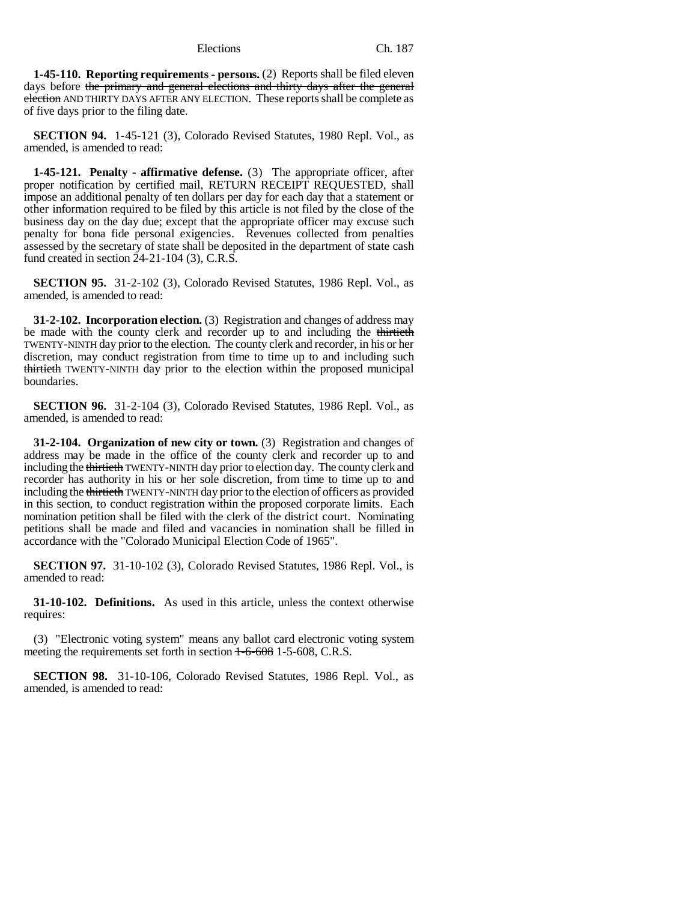**1-45-110. Reporting requirements - persons.** (2) Reports shall be filed eleven days before ~~the primary and general elections and thirty days after the general election~~ AND THIRTY DAYS AFTER ANY ELECTION. These reports shall be complete as of five days prior to the filing date.

**SECTION 94.** 1-45-121 (3), Colorado Revised Statutes, 1980 Repl. Vol., as amended, is amended to read:

**1-45-121. Penalty - affirmative defense.** (3) The appropriate officer, after proper notification by certified mail, RETURN RECEIPT REQUESTED, shall impose an additional penalty of ten dollars per day for each day that a statement or other information required to be filed by this article is not filed by the close of the business day on the day due; except that the appropriate officer may excuse such penalty for bona fide personal exigencies. Revenues collected from penalties assessed by the secretary of state shall be deposited in the department of state cash fund created in section 24-21-104 (3), C.R.S.

**SECTION 95.** 31-2-102 (3), Colorado Revised Statutes, 1986 Repl. Vol., as amended, is amended to read:

**31-2-102. Incorporation election.** (3) Registration and changes of address may be made with the county clerk and recorder up to and including the ~~thirtieth~~ TWENTY-NINTH day prior to the election. The county clerk and recorder, in his or her discretion, may conduct registration from time to time up to and including such ~~thirtieth~~ TWENTY-NINTH day prior to the election within the proposed municipal boundaries.

**SECTION 96.** 31-2-104 (3), Colorado Revised Statutes, 1986 Repl. Vol., as amended, is amended to read:

**31-2-104. Organization of new city or town.** (3) Registration and changes of address may be made in the office of the county clerk and recorder up to and including the ~~thirtieth~~ TWENTY-NINTH day prior to election day. The county clerk and recorder has authority in his or her sole discretion, from time to time up to and including the ~~thirtieth~~ TWENTY-NINTH day prior to the election of officers as provided in this section, to conduct registration within the proposed corporate limits. Each nomination petition shall be filed with the clerk of the district court. Nominating petitions shall be made and filed and vacancies in nomination shall be filled in accordance with the "Colorado Municipal Election Code of 1965".

**SECTION 97.** 31-10-102 (3), Colorado Revised Statutes, 1986 Repl. Vol., is amended to read:

**31-10-102. Definitions.** As used in this article, unless the context otherwise requires:

(3) "Electronic voting system" means any ballot card electronic voting system meeting the requirements set forth in section ~~1-6-608~~ 1-5-608, C.R.S.

**SECTION 98.** 31-10-106, Colorado Revised Statutes, 1986 Repl. Vol., as amended, is amended to read: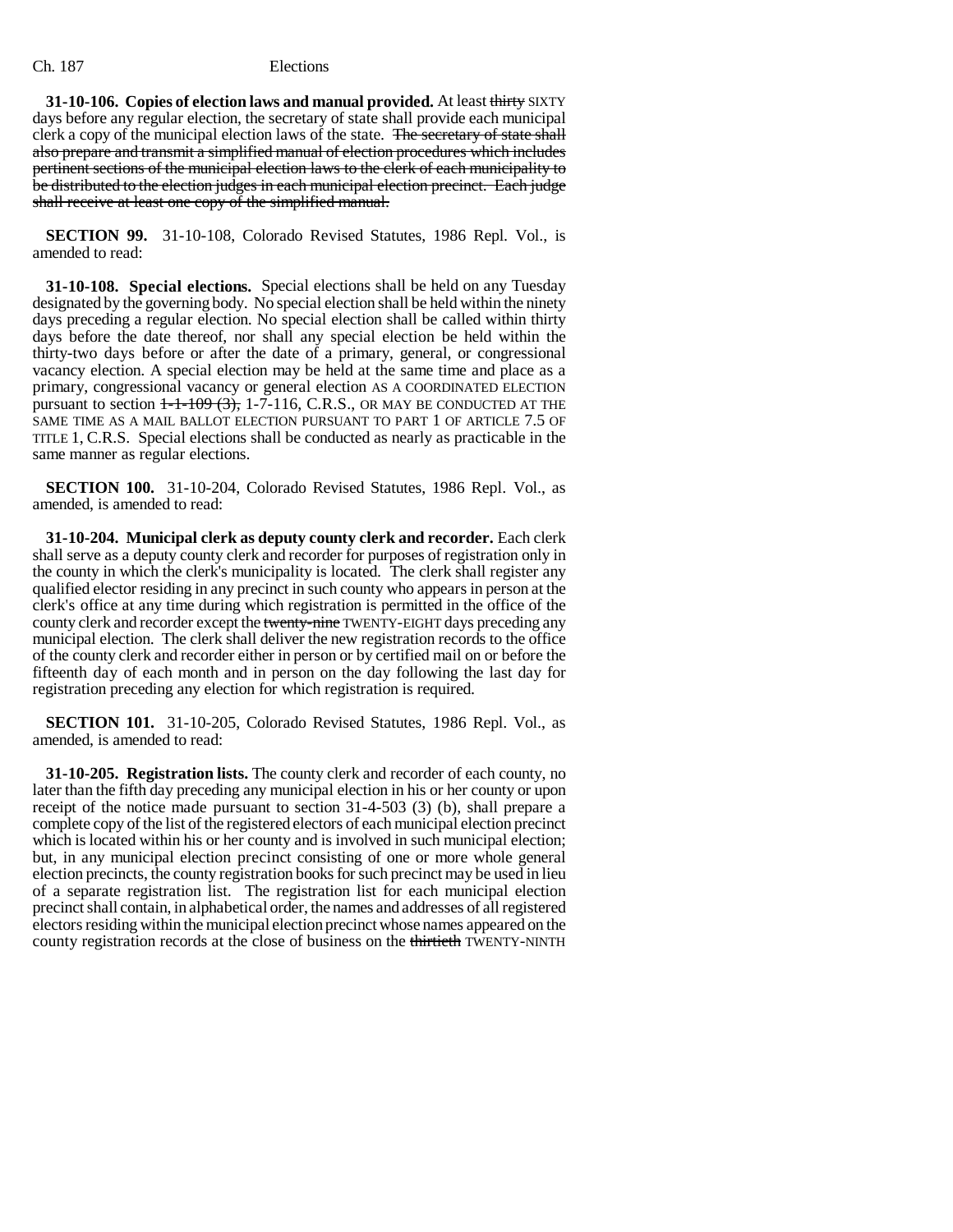**31-10-106. Copies of election laws and manual provided.** At least ~~thirty~~ SIXTY days before any regular election, the secretary of state shall provide each municipal clerk a copy of the municipal election laws of the state. ~~The secretary of state shall also prepare and transmit a simplified manual of election procedures which includes pertinent sections of the municipal election laws to the clerk of each municipality to be distributed to the election judges in each municipal election precinct. Each judge shall receive at least one copy of the simplified manual.~~

**SECTION 99.** 31-10-108, Colorado Revised Statutes, 1986 Repl. Vol., is amended to read:

**31-10-108. Special elections.** Special elections shall be held on any Tuesday designated by the governing body. No special election shall be held within the ninety days preceding a regular election. No special election shall be called within thirty days before the date thereof, nor shall any special election be held within the thirty-two days before or after the date of a primary, general, or congressional vacancy election. A special election may be held at the same time and place as a primary, congressional vacancy or general election AS A COORDINATED ELECTION pursuant to section ~~1-1-109 (3),~~ 1-7-116, C.R.S., OR MAY BE CONDUCTED AT THE SAME TIME AS A MAIL BALLOT ELECTION PURSUANT TO PART 1 OF ARTICLE 7.5 OF TITLE 1, C.R.S. Special elections shall be conducted as nearly as practicable in the same manner as regular elections.

**SECTION 100.** 31-10-204, Colorado Revised Statutes, 1986 Repl. Vol., as amended, is amended to read:

**31-10-204. Municipal clerk as deputy county clerk and recorder.** Each clerk shall serve as a deputy county clerk and recorder for purposes of registration only in the county in which the clerk's municipality is located. The clerk shall register any qualified elector residing in any precinct in such county who appears in person at the clerk's office at any time during which registration is permitted in the office of the county clerk and recorder except the ~~twenty-nine~~ TWENTY-EIGHT days preceding any municipal election. The clerk shall deliver the new registration records to the office of the county clerk and recorder either in person or by certified mail on or before the fifteenth day of each month and in person on the day following the last day for registration preceding any election for which registration is required.

**SECTION 101.** 31-10-205, Colorado Revised Statutes, 1986 Repl. Vol., as amended, is amended to read:

**31-10-205. Registration lists.** The county clerk and recorder of each county, no later than the fifth day preceding any municipal election in his or her county or upon receipt of the notice made pursuant to section 31-4-503 (3) (b), shall prepare a complete copy of the list of the registered electors of each municipal election precinct which is located within his or her county and is involved in such municipal election; but, in any municipal election precinct consisting of one or more whole general election precincts, the county registration books for such precinct may be used in lieu of a separate registration list. The registration list for each municipal election precinct shall contain, in alphabetical order, the names and addresses of all registered electors residing within the municipal election precinct whose names appeared on the county registration records at the close of business on the ~~thirtieth~~ TWENTY-NINTH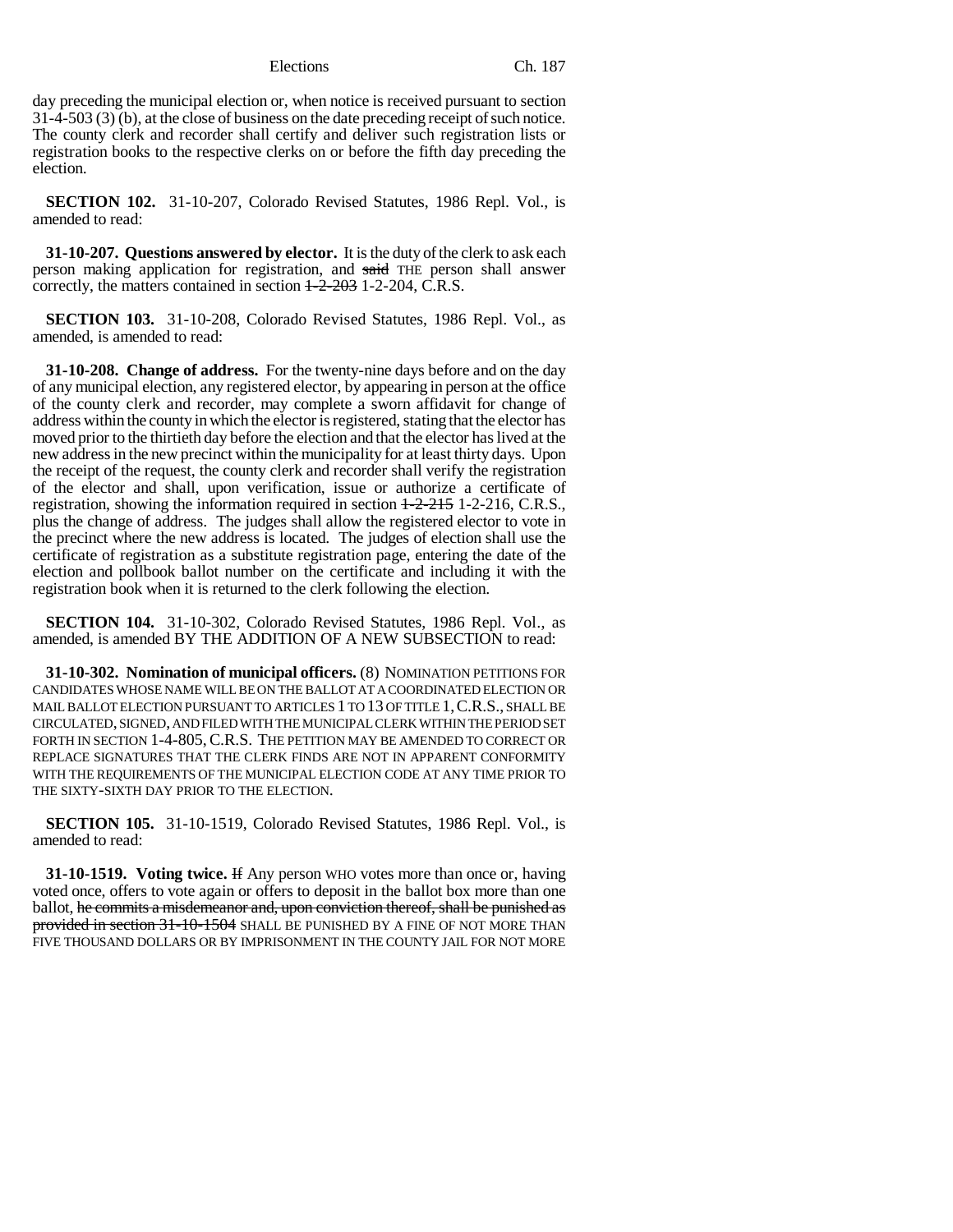day preceding the municipal election or, when notice is received pursuant to section 31-4-503 (3) (b), at the close of business on the date preceding receipt of such notice. The county clerk and recorder shall certify and deliver such registration lists or registration books to the respective clerks on or before the fifth day preceding the election.

**SECTION 102.** 31-10-207, Colorado Revised Statutes, 1986 Repl. Vol., is amended to read:

**31-10-207. Questions answered by elector.** It is the duty of the clerk to ask each person making application for registration, and ~~said~~ THE person shall answer correctly, the matters contained in section ~~1-2-203~~ 1-2-204, C.R.S.

**SECTION 103.** 31-10-208, Colorado Revised Statutes, 1986 Repl. Vol., as amended, is amended to read:

**31-10-208. Change of address.** For the twenty-nine days before and on the day of any municipal election, any registered elector, by appearing in person at the office of the county clerk and recorder, may complete a sworn affidavit for change of address within the county in which the elector is registered, stating that the elector has moved prior to the thirtieth day before the election and that the elector has lived at the new address in the new precinct within the municipality for at least thirty days. Upon the receipt of the request, the county clerk and recorder shall verify the registration of the elector and shall, upon verification, issue or authorize a certificate of registration, showing the information required in section ~~1-2-215~~ 1-2-216, C.R.S., plus the change of address. The judges shall allow the registered elector to vote in the precinct where the new address is located. The judges of election shall use the certificate of registration as a substitute registration page, entering the date of the election and pollbook ballot number on the certificate and including it with the registration book when it is returned to the clerk following the election.

**SECTION 104.** 31-10-302, Colorado Revised Statutes, 1986 Repl. Vol., as amended, is amended BY THE ADDITION OF A NEW SUBSECTION to read:

**31-10-302. Nomination of municipal officers.** (8) NOMINATION PETITIONS FOR CANDIDATES WHOSE NAME WILL BE ON THE BALLOT AT A COORDINATED ELECTION OR MAIL BALLOT ELECTION PURSUANT TO ARTICLES 1 TO 13 OF TITLE 1, C.R.S., SHALL BE CIRCULATED, SIGNED, AND FILED WITH THE MUNICIPAL CLERK WITHIN THE PERIOD SET FORTH IN SECTION 1-4-805, C.R.S. THE PETITION MAY BE AMENDED TO CORRECT OR REPLACE SIGNATURES THAT THE CLERK FINDS ARE NOT IN APPARENT CONFORMITY WITH THE REQUIREMENTS OF THE MUNICIPAL ELECTION CODE AT ANY TIME PRIOR TO THE SIXTY-SIXTH DAY PRIOR TO THE ELECTION.

**SECTION 105.** 31-10-1519, Colorado Revised Statutes, 1986 Repl. Vol., is amended to read:

**31-10-1519. Voting twice.** ~~If~~ Any person WHO votes more than once or, having voted once, offers to vote again or offers to deposit in the ballot box more than one ballot, ~~he commits a misdemeanor and, upon conviction thereof, shall be punished as provided in section 31-10-1504~~ SHALL BE PUNISHED BY A FINE OF NOT MORE THAN FIVE THOUSAND DOLLARS OR BY IMPRISONMENT IN THE COUNTY JAIL FOR NOT MORE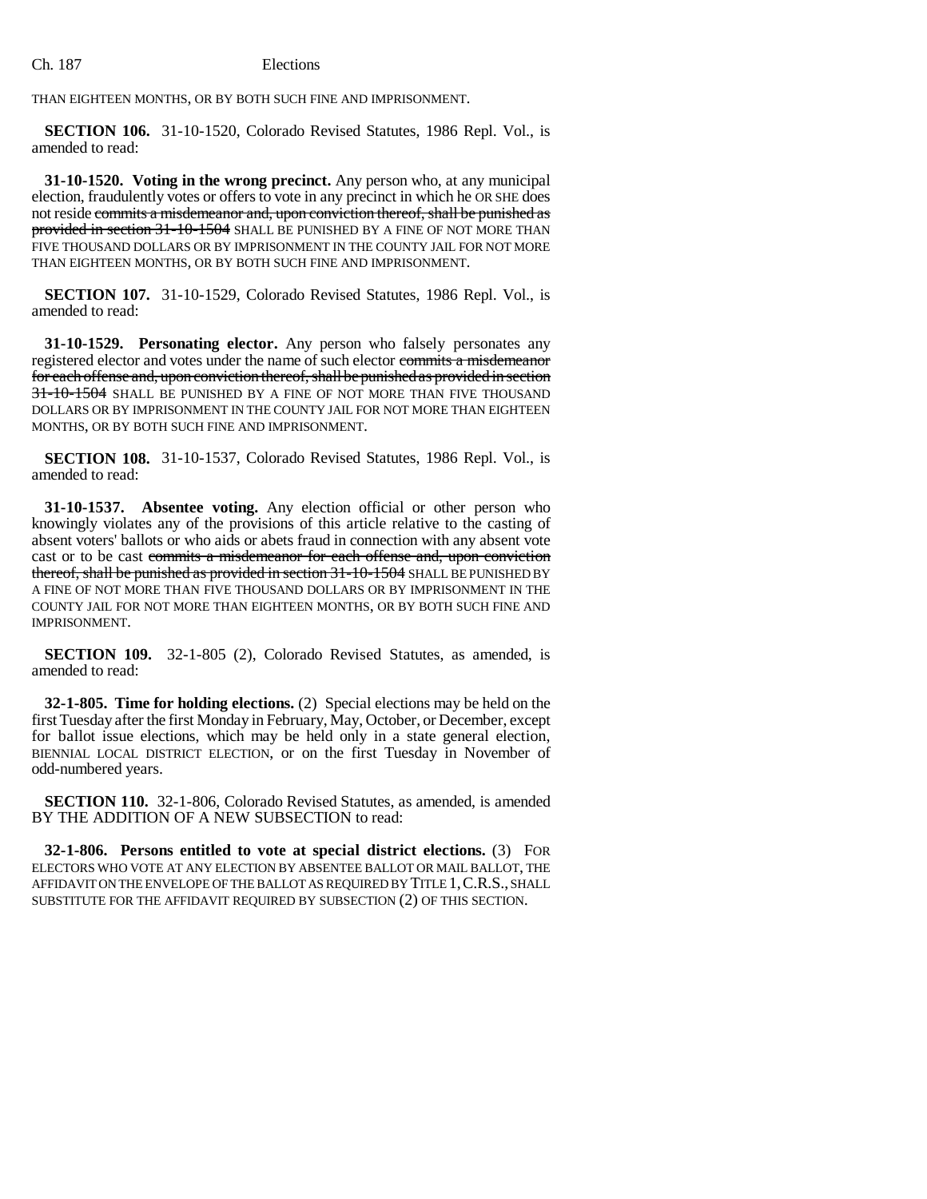THAN EIGHTEEN MONTHS, OR BY BOTH SUCH FINE AND IMPRISONMENT.

**SECTION 106.** 31-10-1520, Colorado Revised Statutes, 1986 Repl. Vol., is amended to read:

**31-10-1520. Voting in the wrong precinct.** Any person who, at any municipal election, fraudulently votes or offers to vote in any precinct in which he OR SHE does not reside ~~commits a misdemeanor and, upon conviction thereof, shall be punished as provided in section 31-10-1504~~ SHALL BE PUNISHED BY A FINE OF NOT MORE THAN FIVE THOUSAND DOLLARS OR BY IMPRISONMENT IN THE COUNTY JAIL FOR NOT MORE THAN EIGHTEEN MONTHS, OR BY BOTH SUCH FINE AND IMPRISONMENT.

**SECTION 107.** 31-10-1529, Colorado Revised Statutes, 1986 Repl. Vol., is amended to read:

**31-10-1529. Personating elector.** Any person who falsely personates any registered elector and votes under the name of such elector ~~commits a misdemeanor for each offense and, upon conviction thereof, shall be punished as provided in section 31-10-1504~~ SHALL BE PUNISHED BY A FINE OF NOT MORE THAN FIVE THOUSAND DOLLARS OR BY IMPRISONMENT IN THE COUNTY JAIL FOR NOT MORE THAN EIGHTEEN MONTHS, OR BY BOTH SUCH FINE AND IMPRISONMENT.

**SECTION 108.** 31-10-1537, Colorado Revised Statutes, 1986 Repl. Vol., is amended to read:

**31-10-1537. Absentee voting.** Any election official or other person who knowingly violates any of the provisions of this article relative to the casting of absent voters' ballots or who aids or abets fraud in connection with any absent vote cast or to be cast ~~commits a misdemeanor for each offense and, upon conviction thereof, shall be punished as provided in section 31-10-1504~~ SHALL BE PUNISHED BY A FINE OF NOT MORE THAN FIVE THOUSAND DOLLARS OR BY IMPRISONMENT IN THE COUNTY JAIL FOR NOT MORE THAN EIGHTEEN MONTHS, OR BY BOTH SUCH FINE AND IMPRISONMENT.

**SECTION 109.** 32-1-805 (2), Colorado Revised Statutes, as amended, is amended to read:

**32-1-805. Time for holding elections.** (2) Special elections may be held on the first Tuesday after the first Monday in February, May, October, or December, except for ballot issue elections, which may be held only in a state general election, BIENNIAL LOCAL DISTRICT ELECTION, or on the first Tuesday in November of odd-numbered years.

**SECTION 110.** 32-1-806, Colorado Revised Statutes, as amended, is amended BY THE ADDITION OF A NEW SUBSECTION to read:

**32-1-806. Persons entitled to vote at special district elections.** (3) FOR ELECTORS WHO VOTE AT ANY ELECTION BY ABSENTEE BALLOT OR MAIL BALLOT, THE AFFIDAVIT ON THE ENVELOPE OF THE BALLOT AS REQUIRED BY TITLE 1, C.R.S., SHALL SUBSTITUTE FOR THE AFFIDAVIT REQUIRED BY SUBSECTION (2) OF THIS SECTION.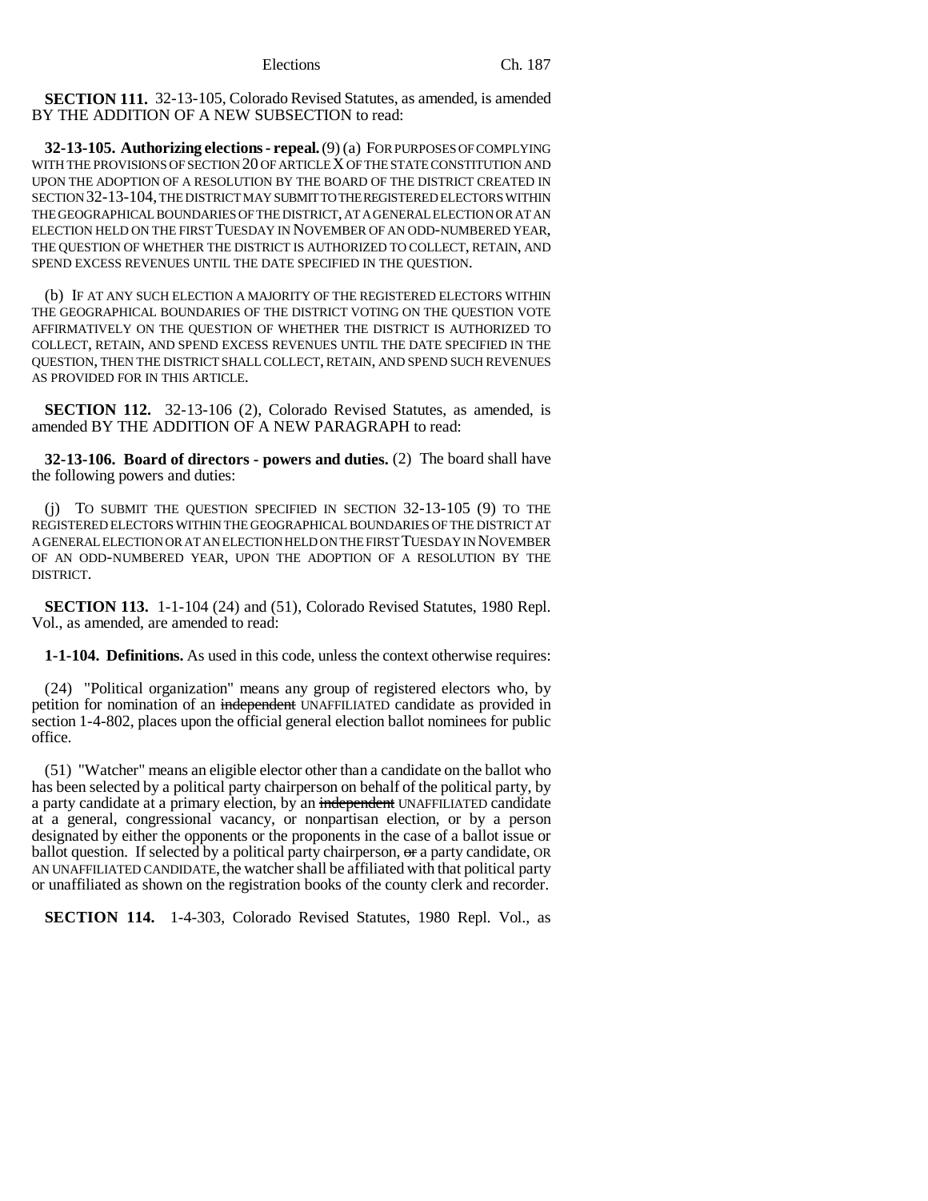**SECTION 111.** 32-13-105, Colorado Revised Statutes, as amended, is amended BY THE ADDITION OF A NEW SUBSECTION to read:

**32-13-105. Authorizing elections - repeal.** (9) (a) FOR PURPOSES OF COMPLYING WITH THE PROVISIONS OF SECTION 20 OF ARTICLE X OF THE STATE CONSTITUTION AND UPON THE ADOPTION OF A RESOLUTION BY THE BOARD OF THE DISTRICT CREATED IN SECTION 32-13-104, THE DISTRICT MAY SUBMIT TO THE REGISTERED ELECTORS WITHIN THE GEOGRAPHICAL BOUNDARIES OF THE DISTRICT, AT A GENERAL ELECTION OR AT AN ELECTION HELD ON THE FIRST TUESDAY IN NOVEMBER OF AN ODD-NUMBERED YEAR, THE QUESTION OF WHETHER THE DISTRICT IS AUTHORIZED TO COLLECT, RETAIN, AND SPEND EXCESS REVENUES UNTIL THE DATE SPECIFIED IN THE QUESTION.

(b) IF AT ANY SUCH ELECTION A MAJORITY OF THE REGISTERED ELECTORS WITHIN THE GEOGRAPHICAL BOUNDARIES OF THE DISTRICT VOTING ON THE QUESTION VOTE AFFIRMATIVELY ON THE QUESTION OF WHETHER THE DISTRICT IS AUTHORIZED TO COLLECT, RETAIN, AND SPEND EXCESS REVENUES UNTIL THE DATE SPECIFIED IN THE QUESTION, THEN THE DISTRICT SHALL COLLECT, RETAIN, AND SPEND SUCH REVENUES AS PROVIDED FOR IN THIS ARTICLE.

**SECTION 112.** 32-13-106 (2), Colorado Revised Statutes, as amended, is amended BY THE ADDITION OF A NEW PARAGRAPH to read:

**32-13-106. Board of directors - powers and duties.** (2) The board shall have the following powers and duties:

(j) TO SUBMIT THE QUESTION SPECIFIED IN SECTION 32-13-105 (9) TO THE REGISTERED ELECTORS WITHIN THE GEOGRAPHICAL BOUNDARIES OF THE DISTRICT AT A GENERAL ELECTION OR AT AN ELECTION HELD ON THE FIRST TUESDAY IN NOVEMBER OF AN ODD-NUMBERED YEAR, UPON THE ADOPTION OF A RESOLUTION BY THE DISTRICT.

**SECTION 113.** 1-1-104 (24) and (51), Colorado Revised Statutes, 1980 Repl. Vol., as amended, are amended to read:

**1-1-104. Definitions.** As used in this code, unless the context otherwise requires:

(24) "Political organization" means any group of registered electors who, by petition for nomination of an ~~independent~~ UNAFFILIATED candidate as provided in section 1-4-802, places upon the official general election ballot nominees for public office.

(51) "Watcher" means an eligible elector other than a candidate on the ballot who has been selected by a political party chairperson on behalf of the political party, by a party candidate at a primary election, by an ~~independent~~ UNAFFILIATED candidate at a general, congressional vacancy, or nonpartisan election, or by a person designated by either the opponents or the proponents in the case of a ballot issue or ballot question. If selected by a political party chairperson, ~~or~~ a party candidate, OR AN UNAFFILIATED CANDIDATE, the watcher shall be affiliated with that political party or unaffiliated as shown on the registration books of the county clerk and recorder.

**SECTION 114.** 1-4-303, Colorado Revised Statutes, 1980 Repl. Vol., as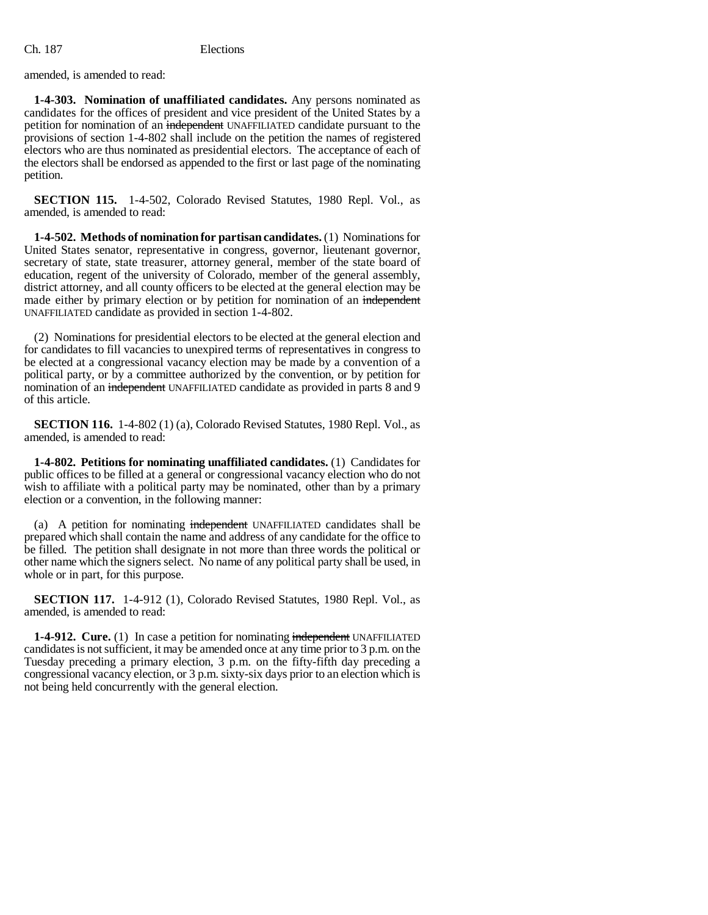amended, is amended to read:

**1-4-303. Nomination of unaffiliated candidates.** Any persons nominated as candidates for the offices of president and vice president of the United States by a petition for nomination of an ~~independent~~ UNAFFILIATED candidate pursuant to the provisions of section 1-4-802 shall include on the petition the names of registered electors who are thus nominated as presidential electors. The acceptance of each of the electors shall be endorsed as appended to the first or last page of the nominating petition.

**SECTION 115.** 1-4-502, Colorado Revised Statutes, 1980 Repl. Vol., as amended, is amended to read:

**1-4-502. Methods of nomination for partisan candidates.** (1) Nominations for United States senator, representative in congress, governor, lieutenant governor, secretary of state, state treasurer, attorney general, member of the state board of education, regent of the university of Colorado, member of the general assembly, district attorney, and all county officers to be elected at the general election may be made either by primary election or by petition for nomination of an ~~independent~~ UNAFFILIATED candidate as provided in section 1-4-802.

(2) Nominations for presidential electors to be elected at the general election and for candidates to fill vacancies to unexpired terms of representatives in congress to be elected at a congressional vacancy election may be made by a convention of a political party, or by a committee authorized by the convention, or by petition for nomination of an ~~independent~~ UNAFFILIATED candidate as provided in parts 8 and 9 of this article.

**SECTION 116.** 1-4-802 (1) (a), Colorado Revised Statutes, 1980 Repl. Vol., as amended, is amended to read:

**1-4-802. Petitions for nominating unaffiliated candidates.** (1) Candidates for public offices to be filled at a general or congressional vacancy election who do not wish to affiliate with a political party may be nominated, other than by a primary election or a convention, in the following manner:

(a) A petition for nominating ~~independent~~ UNAFFILIATED candidates shall be prepared which shall contain the name and address of any candidate for the office to be filled. The petition shall designate in not more than three words the political or other name which the signers select. No name of any political party shall be used, in whole or in part, for this purpose.

**SECTION 117.** 1-4-912 (1), Colorado Revised Statutes, 1980 Repl. Vol., as amended, is amended to read:

**1-4-912. Cure.** (1) In case a petition for nominating ~~independent~~ UNAFFILIATED candidates is not sufficient, it may be amended once at any time prior to 3 p.m. on the Tuesday preceding a primary election, 3 p.m. on the fifty-fifth day preceding a congressional vacancy election, or 3 p.m. sixty-six days prior to an election which is not being held concurrently with the general election.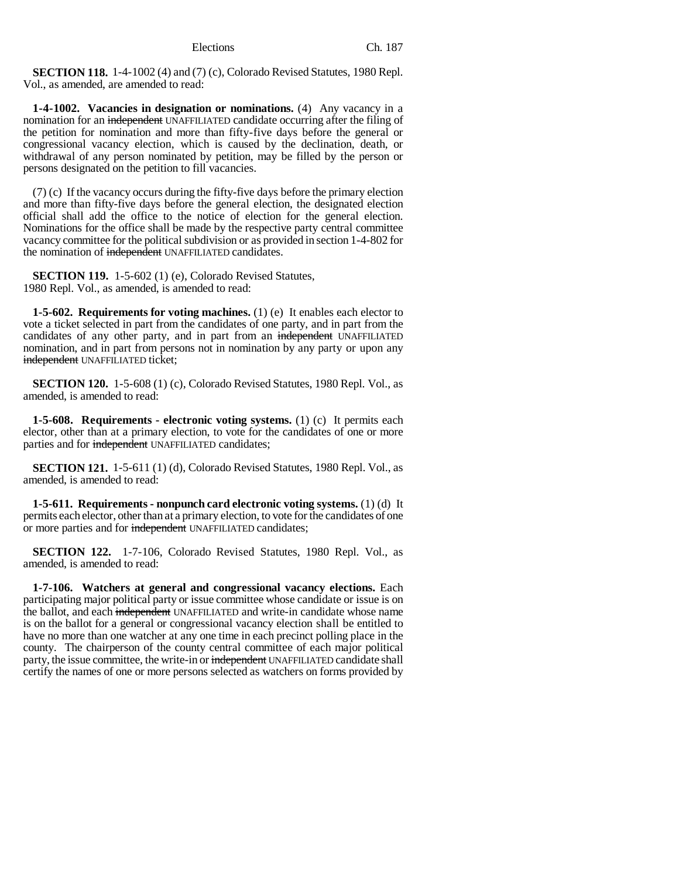**SECTION 118.** 1-4-1002 (4) and (7) (c), Colorado Revised Statutes, 1980 Repl. Vol., as amended, are amended to read:

**1-4-1002. Vacancies in designation or nominations.** (4) Any vacancy in a nomination for an ~~independent~~ UNAFFILIATED candidate occurring after the filing of the petition for nomination and more than fifty-five days before the general or congressional vacancy election, which is caused by the declination, death, or withdrawal of any person nominated by petition, may be filled by the person or persons designated on the petition to fill vacancies.

(7) (c) If the vacancy occurs during the fifty-five days before the primary election and more than fifty-five days before the general election, the designated election official shall add the office to the notice of election for the general election. Nominations for the office shall be made by the respective party central committee vacancy committee for the political subdivision or as provided in section 1-4-802 for the nomination of ~~independent~~ UNAFFILIATED candidates.

**SECTION 119.** 1-5-602 (1) (e), Colorado Revised Statutes, 1980 Repl. Vol., as amended, is amended to read:

**1-5-602. Requirements for voting machines.** (1) (e) It enables each elector to vote a ticket selected in part from the candidates of one party, and in part from the candidates of any other party, and in part from an ~~independent~~ UNAFFILIATED nomination, and in part from persons not in nomination by any party or upon any ~~independent~~ UNAFFILIATED ticket;

**SECTION 120.** 1-5-608 (1) (c), Colorado Revised Statutes, 1980 Repl. Vol., as amended, is amended to read:

**1-5-608. Requirements - electronic voting systems.** (1) (c) It permits each elector, other than at a primary election, to vote for the candidates of one or more parties and for ~~independent~~ UNAFFILIATED candidates;

**SECTION 121.** 1-5-611 (1) (d), Colorado Revised Statutes, 1980 Repl. Vol., as amended, is amended to read:

**1-5-611. Requirements - nonpunch card electronic voting systems.** (1) (d) It permits each elector, other than at a primary election, to vote for the candidates of one or more parties and for ~~independent~~ UNAFFILIATED candidates;

**SECTION 122.** 1-7-106, Colorado Revised Statutes, 1980 Repl. Vol., as amended, is amended to read:

**1-7-106. Watchers at general and congressional vacancy elections.** Each participating major political party or issue committee whose candidate or issue is on the ballot, and each ~~independent~~ UNAFFILIATED and write-in candidate whose name is on the ballot for a general or congressional vacancy election shall be entitled to have no more than one watcher at any one time in each precinct polling place in the county. The chairperson of the county central committee of each major political party, the issue committee, the write-in or ~~independent~~ UNAFFILIATED candidate shall certify the names of one or more persons selected as watchers on forms provided by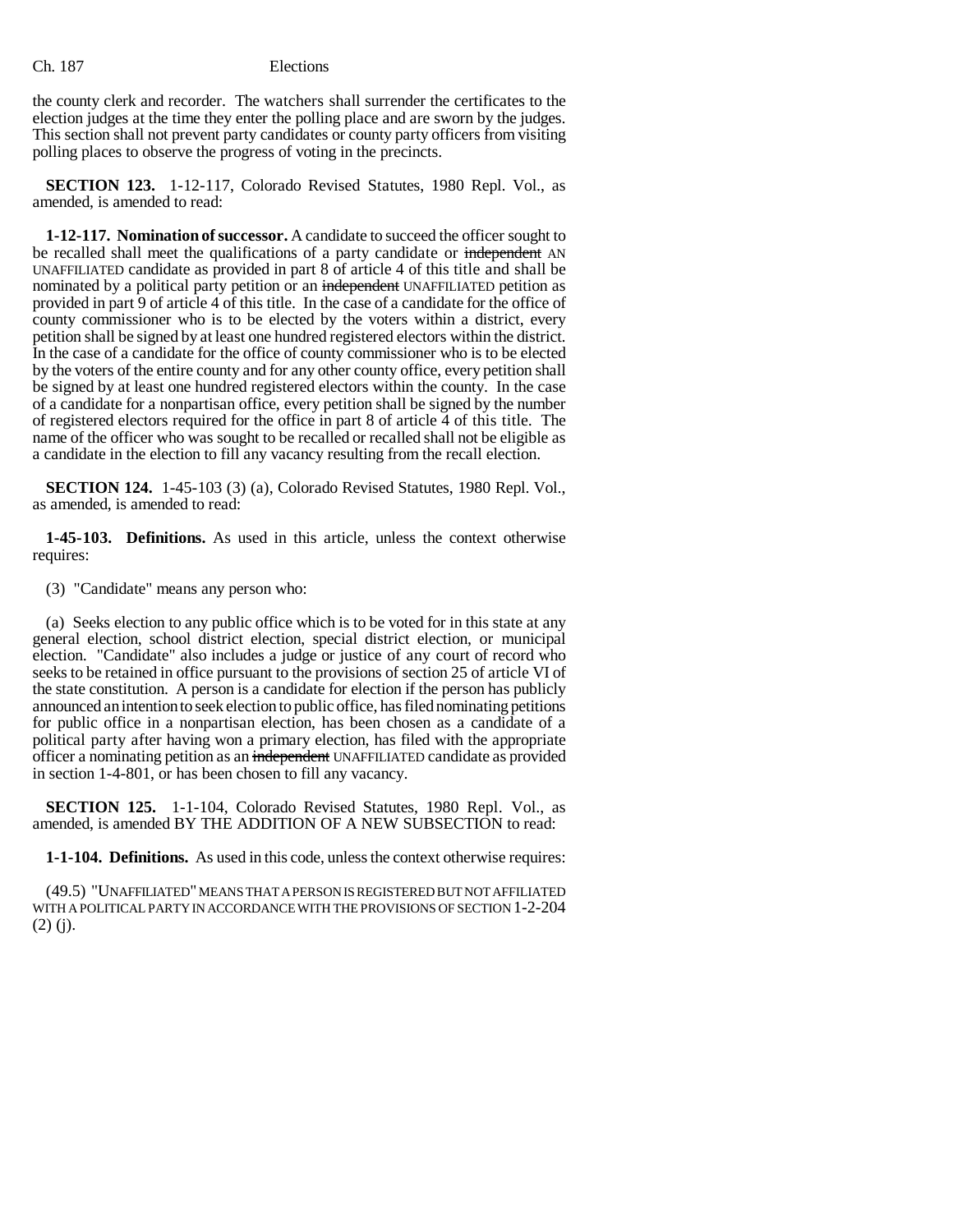the county clerk and recorder. The watchers shall surrender the certificates to the election judges at the time they enter the polling place and are sworn by the judges. This section shall not prevent party candidates or county party officers from visiting polling places to observe the progress of voting in the precincts.

**SECTION 123.** 1-12-117, Colorado Revised Statutes, 1980 Repl. Vol., as amended, is amended to read:

**1-12-117. Nomination of successor.** A candidate to succeed the officer sought to be recalled shall meet the qualifications of a party candidate or ~~independent~~ AN UNAFFILIATED candidate as provided in part 8 of article 4 of this title and shall be nominated by a political party petition or an ~~independent~~ UNAFFILIATED petition as provided in part 9 of article 4 of this title. In the case of a candidate for the office of county commissioner who is to be elected by the voters within a district, every petition shall be signed by at least one hundred registered electors within the district. In the case of a candidate for the office of county commissioner who is to be elected by the voters of the entire county and for any other county office, every petition shall be signed by at least one hundred registered electors within the county. In the case of a candidate for a nonpartisan office, every petition shall be signed by the number of registered electors required for the office in part 8 of article 4 of this title. The name of the officer who was sought to be recalled or recalled shall not be eligible as a candidate in the election to fill any vacancy resulting from the recall election.

**SECTION 124.** 1-45-103 (3) (a), Colorado Revised Statutes, 1980 Repl. Vol., as amended, is amended to read:

**1-45-103. Definitions.** As used in this article, unless the context otherwise requires:

(3) "Candidate" means any person who:

(a) Seeks election to any public office which is to be voted for in this state at any general election, school district election, special district election, or municipal election. "Candidate" also includes a judge or justice of any court of record who seeks to be retained in office pursuant to the provisions of section 25 of article VI of the state constitution. A person is a candidate for election if the person has publicly announced an intention to seek election to public office, has filed nominating petitions for public office in a nonpartisan election, has been chosen as a candidate of a political party after having won a primary election, has filed with the appropriate officer a nominating petition as an ~~independent~~ UNAFFILIATED candidate as provided in section 1-4-801, or has been chosen to fill any vacancy.

**SECTION 125.** 1-1-104, Colorado Revised Statutes, 1980 Repl. Vol., as amended, is amended BY THE ADDITION OF A NEW SUBSECTION to read:

**1-1-104. Definitions.** As used in this code, unless the context otherwise requires:

(49.5) "UNAFFILIATED" MEANS THAT A PERSON IS REGISTERED BUT NOT AFFILIATED WITH A POLITICAL PARTY IN ACCORDANCE WITH THE PROVISIONS OF SECTION 1-2-204 (2) (j).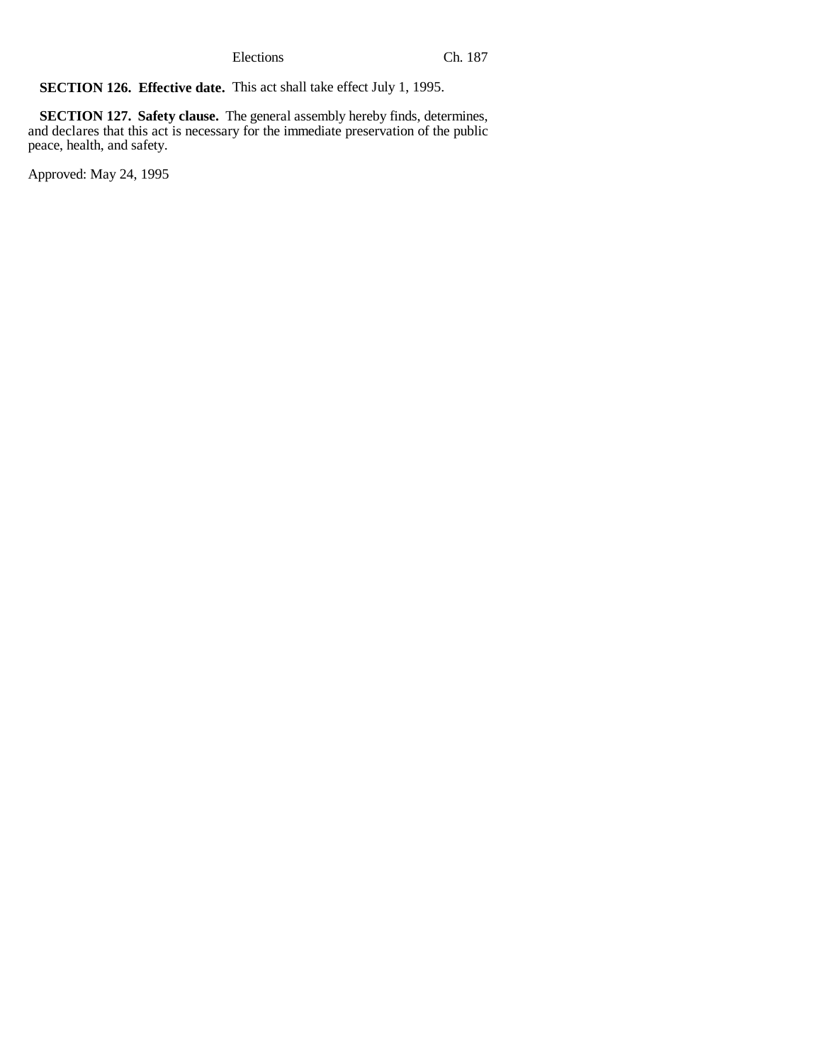**SECTION 126. Effective date.** This act shall take effect July 1, 1995.

**SECTION 127. Safety clause.** The general assembly hereby finds, determines, and declares that this act is necessary for the immediate preservation of the public peace, health, and safety.

Approved: May 24, 1995